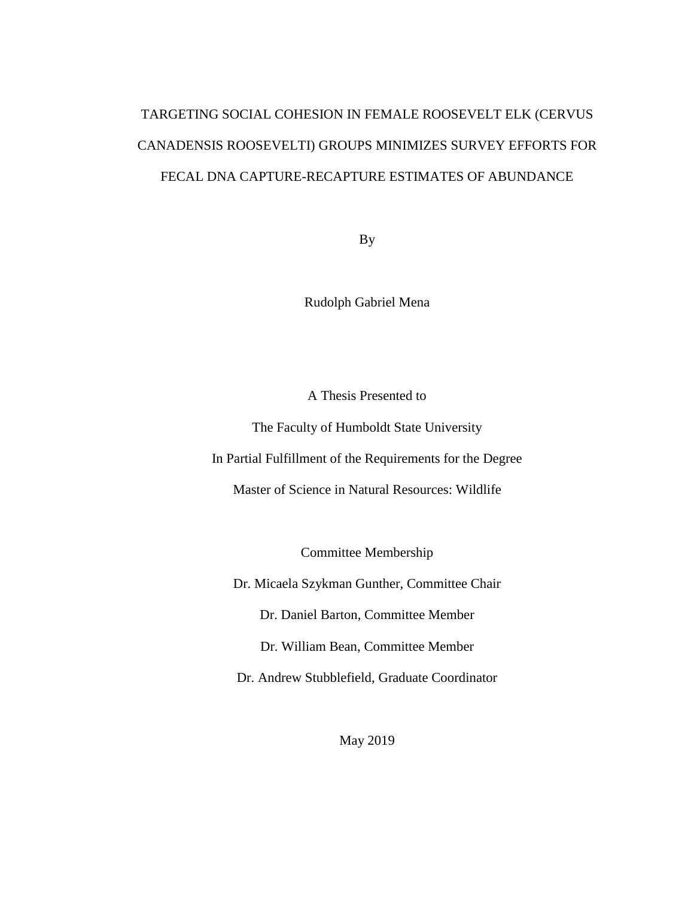# TARGETING SOCIAL COHESION IN FEMALE ROOSEVELT ELK (CERVUS CANADENSIS ROOSEVELTI) GROUPS MINIMIZES SURVEY EFFORTS FOR FECAL DNA CAPTURE-RECAPTURE ESTIMATES OF ABUNDANCE

By

Rudolph Gabriel Mena

A Thesis Presented to

The Faculty of Humboldt State University

In Partial Fulfillment of the Requirements for the Degree

Master of Science in Natural Resources: Wildlife

Committee Membership

Dr. Micaela Szykman Gunther, Committee Chair

Dr. Daniel Barton, Committee Member

Dr. William Bean, Committee Member

Dr. Andrew Stubblefield, Graduate Coordinator

May 2019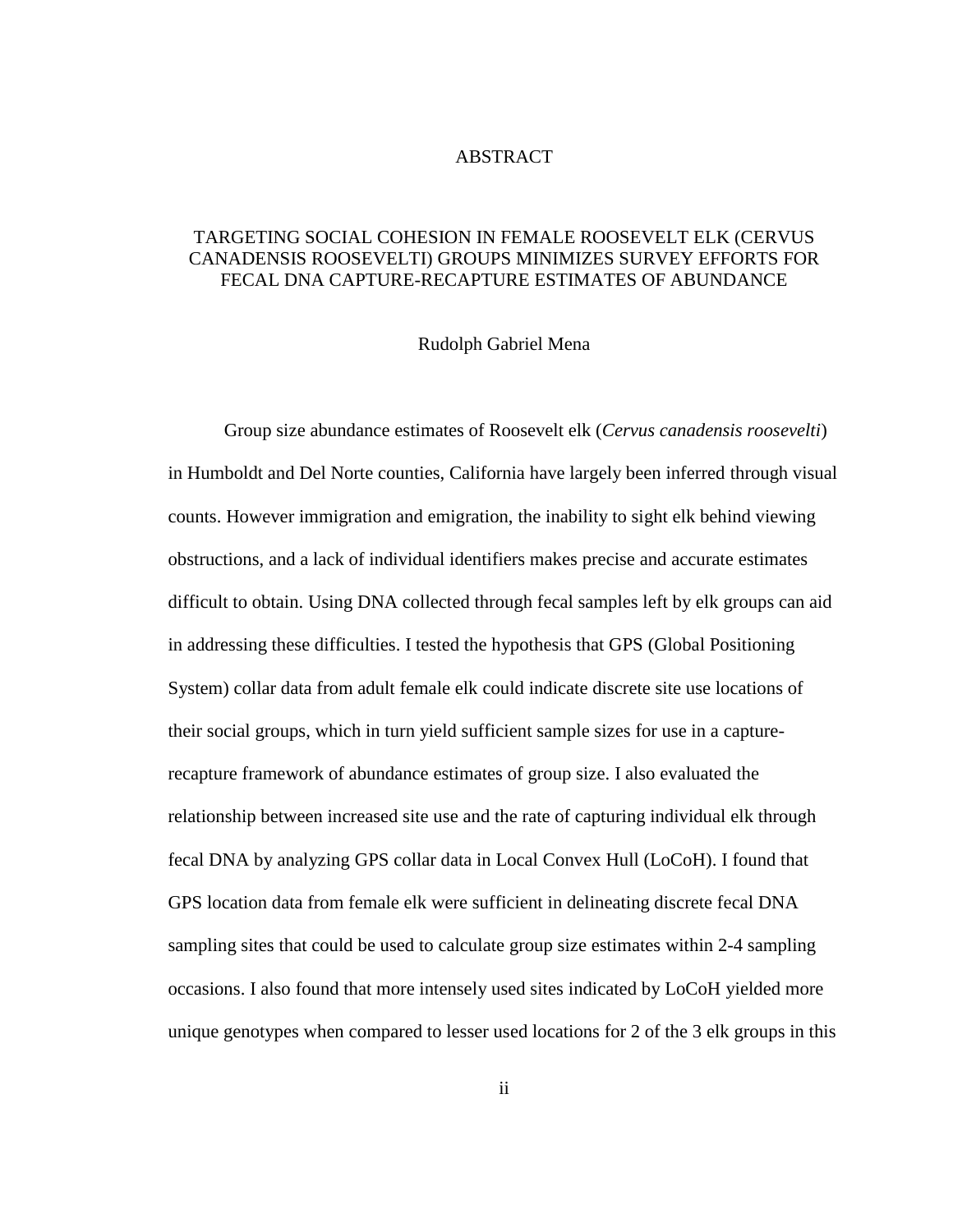# ABSTRACT

## TARGETING SOCIAL COHESION IN FEMALE ROOSEVELT ELK (CERVUS CANADENSIS ROOSEVELTI) GROUPS MINIMIZES SURVEY EFFORTS FOR FECAL DNA CAPTURE-RECAPTURE ESTIMATES OF ABUNDANCE

Rudolph Gabriel Mena

Group size abundance estimates of Roosevelt elk (*Cervus canadensis roosevelti*) in Humboldt and Del Norte counties, California have largely been inferred through visual counts. However immigration and emigration, the inability to sight elk behind viewing obstructions, and a lack of individual identifiers makes precise and accurate estimates difficult to obtain. Using DNA collected through fecal samples left by elk groups can aid in addressing these difficulties. I tested the hypothesis that GPS (Global Positioning System) collar data from adult female elk could indicate discrete site use locations of their social groups, which in turn yield sufficient sample sizes for use in a capture-recapture framework of abundance estimates of group size. I also evaluated the relationship between increased site use and the rate of capturing individual elk through fecal DNA by analyzing GPS collar data in Local Convex Hull (LoCoH). I found that GPS location data from female elk were sufficient in delineating discrete fecal DNA sampling sites that could be used to calculate group size estimates within 2-4 sampling occasions. I also found that more intensely used sites indicated by LoCoH yielded more unique genotypes when compared to lesser used locations for 2 of the 3 elk groups in this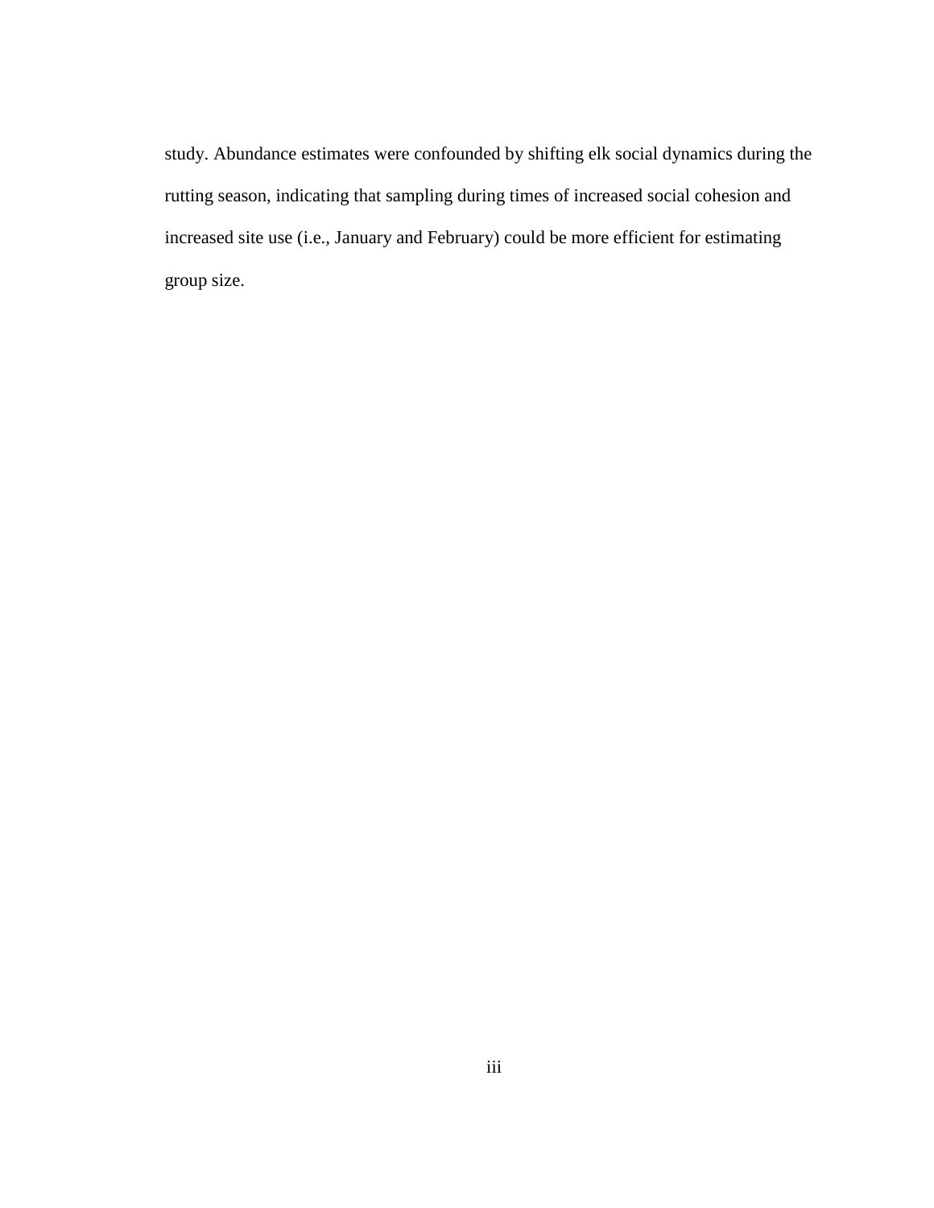study. Abundance estimates were confounded by shifting elk social dynamics during the rutting season, indicating that sampling during times of increased social cohesion and increased site use (i.e., January and February) could be more efficient for estimating group size.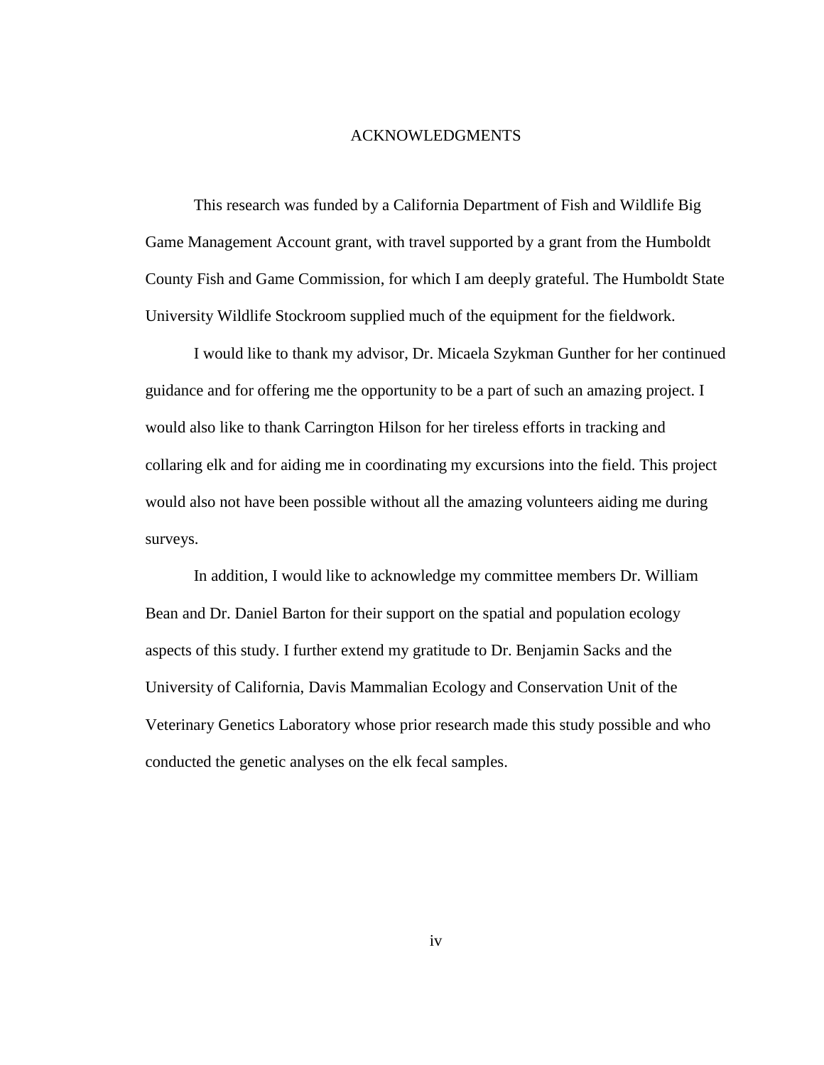# ACKNOWLEDGMENTS

This research was funded by a California Department of Fish and Wildlife Big Game Management Account grant, with travel supported by a grant from the Humboldt County Fish and Game Commission, for which I am deeply grateful. The Humboldt State University Wildlife Stockroom supplied much of the equipment for the fieldwork.

I would like to thank my advisor, Dr. Micaela Szykman Gunther for her continued guidance and for offering me the opportunity to be a part of such an amazing project. I would also like to thank Carrington Hilson for her tireless efforts in tracking and collaring elk and for aiding me in coordinating my excursions into the field. This project would also not have been possible without all the amazing volunteers aiding me during surveys.

In addition, I would like to acknowledge my committee members Dr. William Bean and Dr. Daniel Barton for their support on the spatial and population ecology aspects of this study. I further extend my gratitude to Dr. Benjamin Sacks and the University of California, Davis Mammalian Ecology and Conservation Unit of the Veterinary Genetics Laboratory whose prior research made this study possible and who conducted the genetic analyses on the elk fecal samples.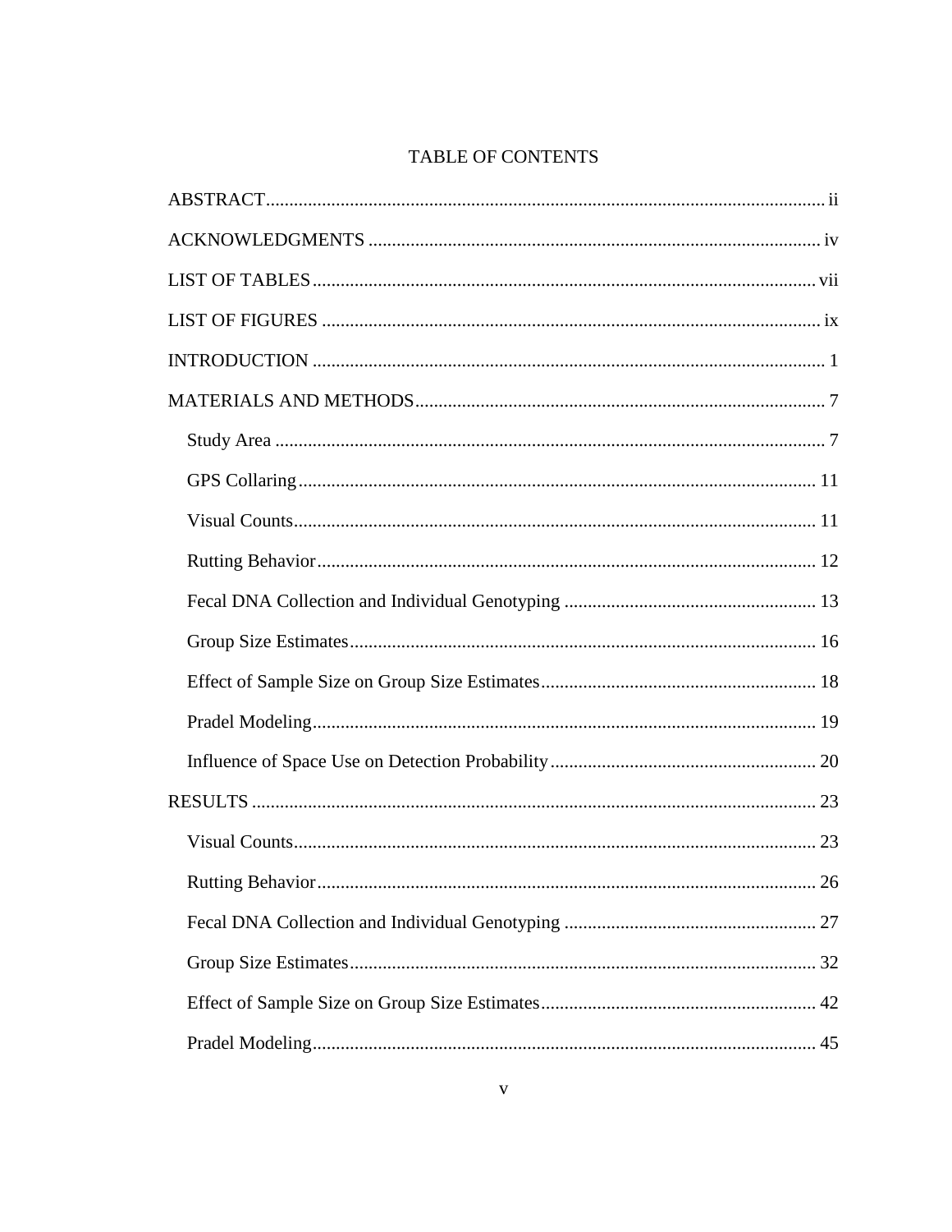# TABLE OF CONTENTS

ABSTRACT ..... ii

ACKNOWLEDGMENTS ..... iv

LIST OF TABLES ..... vii

LIST OF FIGURES ..... ix

INTRODUCTION ..... 1

MATERIALS AND METHODS ..... 7

- Study Area ..... 7
- GPS Collaring ..... 11
- Visual Counts ..... 11
- Rutting Behavior ..... 12
- Fecal DNA Collection and Individual Genotyping ..... 13
- Group Size Estimates ..... 16
- Effect of Sample Size on Group Size Estimates ..... 18
- Pradel Modeling ..... 19
- Influence of Space Use on Detection Probability ..... 20

RESULTS ..... 23

- Visual Counts ..... 23
- Rutting Behavior ..... 26
- Fecal DNA Collection and Individual Genotyping ..... 27
- Group Size Estimates ..... 32
- Effect of Sample Size on Group Size Estimates ..... 42
- Pradel Modeling ..... 45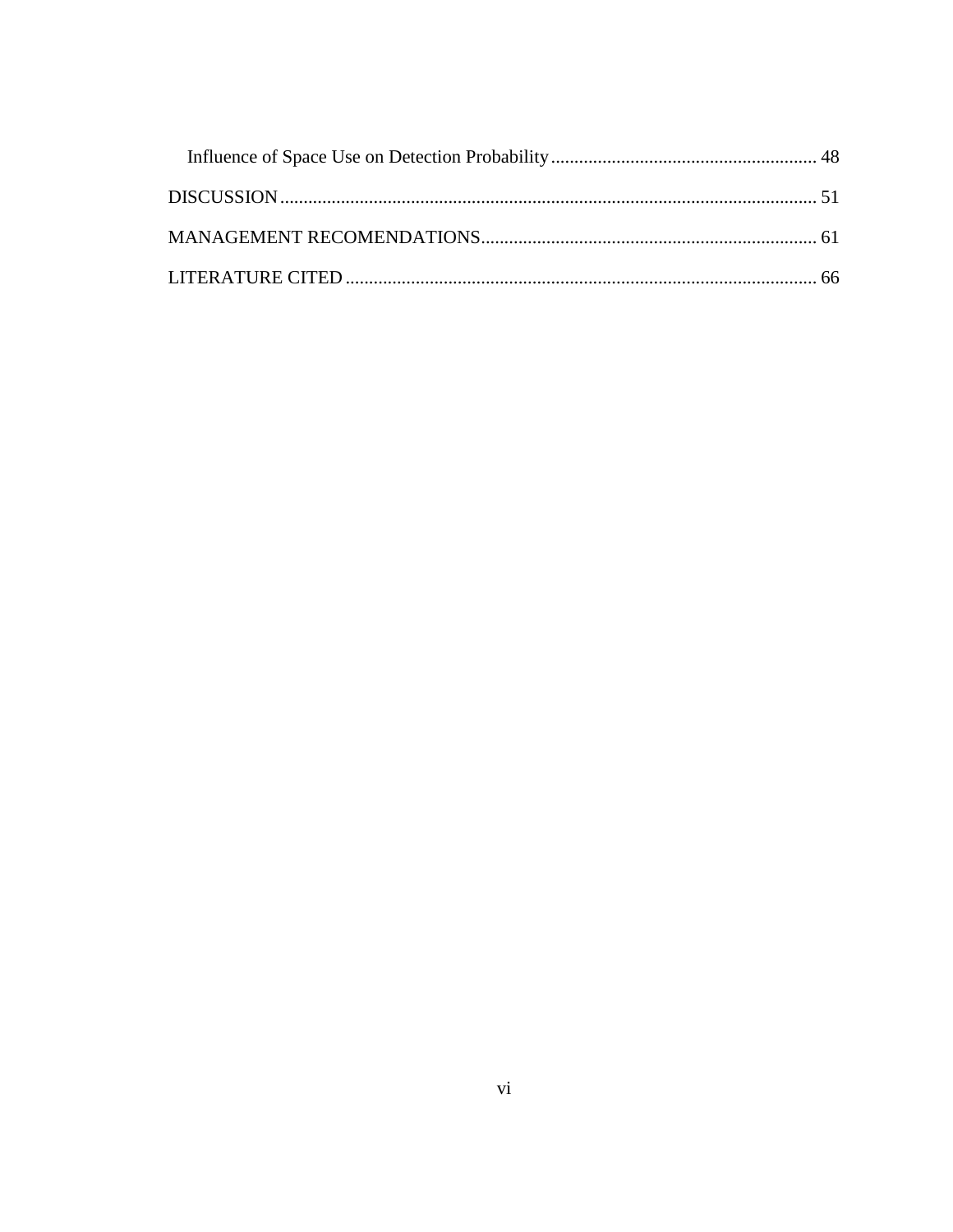Influence of Space Use on Detection Probability ........................................................ 48

DISCUSSION ................................................................................................................. 51

MANAGEMENT RECOMENDATIONS ....................................................................... 61

LITERATURE CITED .................................................................................................... 66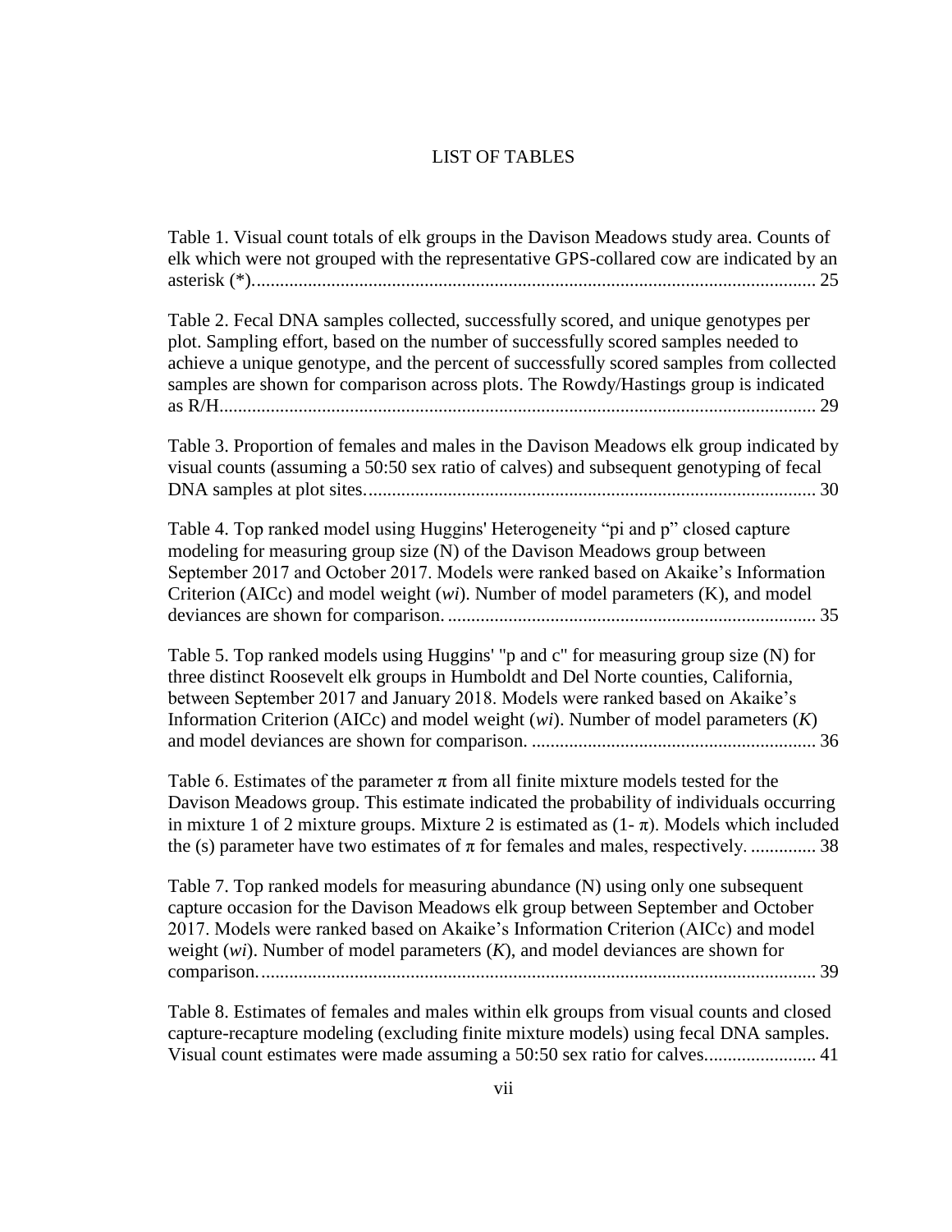# LIST OF TABLES

Table 1. Visual count totals of elk groups in the Davison Meadows study area. Counts of elk which were not grouped with the representative GPS-collared cow are indicated by an asterisk (*)........................................................................................................................ 25

Table 2. Fecal DNA samples collected, successfully scored, and unique genotypes per plot. Sampling effort, based on the number of successfully scored samples needed to achieve a unique genotype, and the percent of successfully scored samples from collected samples are shown for comparison across plots. The Rowdy/Hastings group is indicated as R/H................................................................................................................................ 29

Table 3. Proportion of females and males in the Davison Meadows elk group indicated by visual counts (assuming a 50:50 sex ratio of calves) and subsequent genotyping of fecal DNA samples at plot sites................................................................................................ 30

Table 4. Top ranked model using Huggins' Heterogeneity "pi and p" closed capture modeling for measuring group size (N) of the Davison Meadows group between September 2017 and October 2017. Models were ranked based on Akaike's Information Criterion (AICc) and model weight (*wi*). Number of model parameters (K), and model deviances are shown for comparison. ............................................................................... 35

Table 5. Top ranked models using Huggins' "p and c" for measuring group size (N) for three distinct Roosevelt elk groups in Humboldt and Del Norte counties, California, between September 2017 and January 2018. Models were ranked based on Akaike's Information Criterion (AICc) and model weight (*wi*). Number of model parameters (*K*) and model deviances are shown for comparison. ............................................................. 36

Table 6. Estimates of the parameter $\pi$ from all finite mixture models tested for the Davison Meadows group. This estimate indicated the probability of individuals occurring in mixture 1 of 2 mixture groups. Mixture 2 is estimated as $(1- \pi)$. Models which included the (s) parameter have two estimates of $\pi$ for females and males, respectively. .............. 38

Table 7. Top ranked models for measuring abundance (N) using only one subsequent capture occasion for the Davison Meadows elk group between September and October 2017. Models were ranked based on Akaike's Information Criterion (AICc) and model weight (*wi*). Number of model parameters (*K*), and model deviances are shown for comparison....................................................................................................................... 39

Table 8. Estimates of females and males within elk groups from visual counts and closed capture-recapture modeling (excluding finite mixture models) using fecal DNA samples. Visual count estimates were made assuming a 50:50 sex ratio for calves........................ 41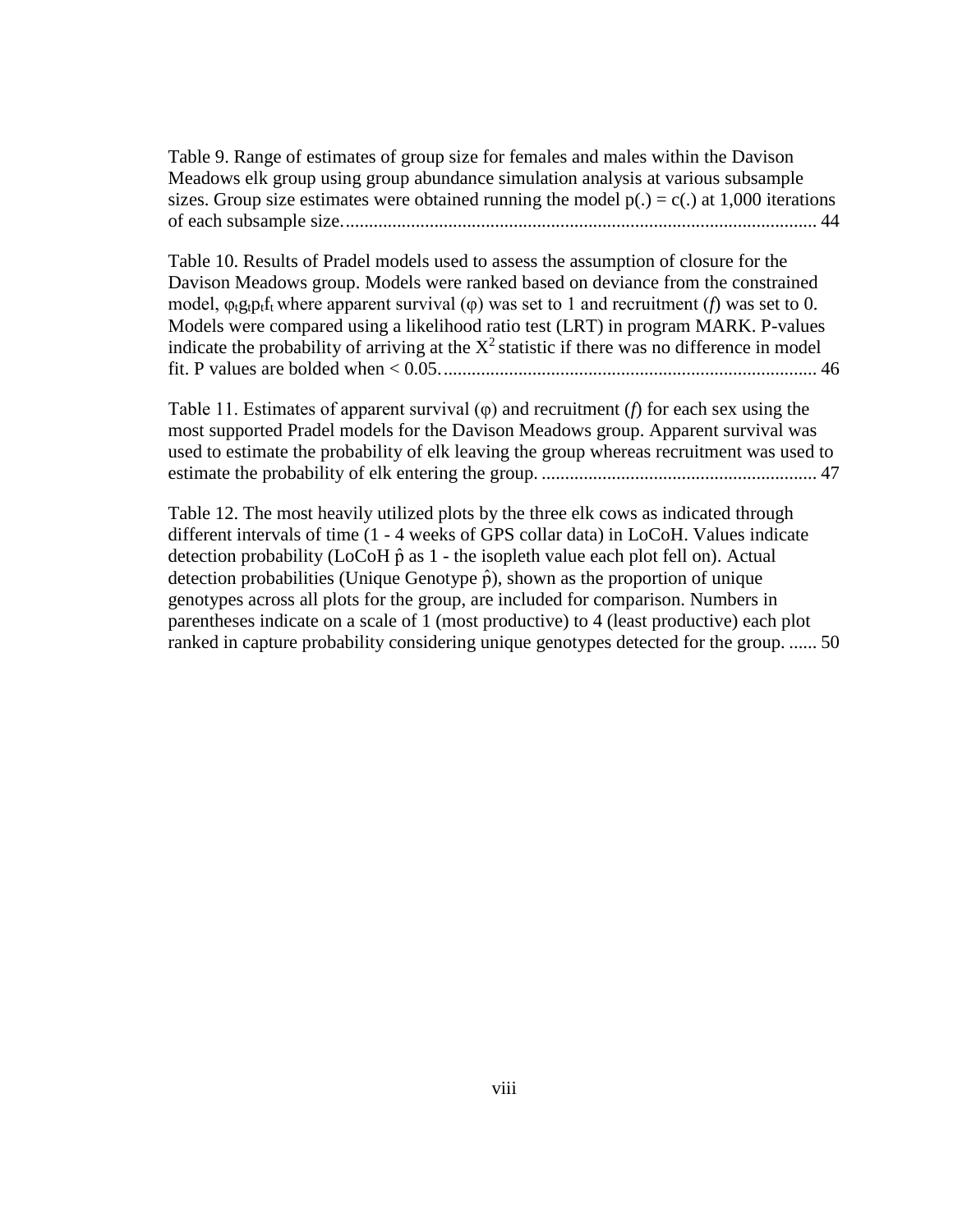Table 9. Range of estimates of group size for females and males within the Davison Meadows elk group using group abundance simulation analysis at various subsample sizes. Group size estimates were obtained running the model p(.) = c(.) at 1,000 iterations of each subsample size. ..................................................................................................... 44

Table 10. Results of Pradel models used to assess the assumption of closure for the Davison Meadows group. Models were ranked based on deviance from the constrained model, $\varphi_t g_t p_t f_t$ where apparent survival ($\varphi$) was set to 1 and recruitment (*f*) was set to 0. Models were compared using a likelihood ratio test (LRT) in program MARK. P-values indicate the probability of arriving at the $X^2$ statistic if there was no difference in model fit. P values are bolded when < 0.05. ................................................................................ 46

Table 11. Estimates of apparent survival ($\varphi$) and recruitment (*f*) for each sex using the most supported Pradel models for the Davison Meadows group. Apparent survival was used to estimate the probability of elk leaving the group whereas recruitment was used to estimate the probability of elk entering the group. ........................................................... 47

Table 12. The most heavily utilized plots by the three elk cows as indicated through different intervals of time (1 - 4 weeks of GPS collar data) in LoCoH. Values indicate detection probability (LoCoH $\hat{p}$ as 1 - the isopleth value each plot fell on). Actual detection probabilities (Unique Genotype $\hat{p}$), shown as the proportion of unique genotypes across all plots for the group, are included for comparison. Numbers in parentheses indicate on a scale of 1 (most productive) to 4 (least productive) each plot ranked in capture probability considering unique genotypes detected for the group. ...... 50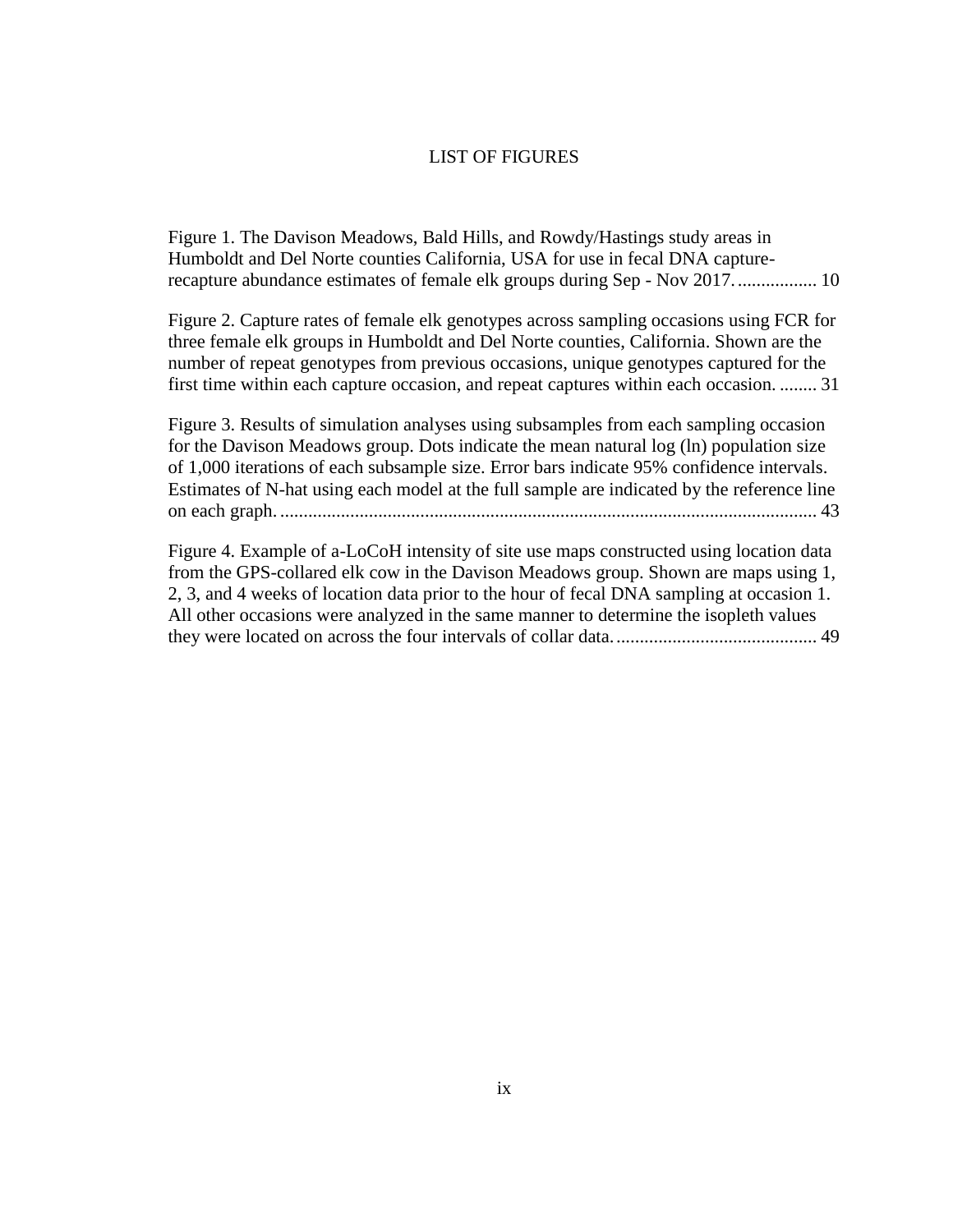# LIST OF FIGURES

Figure 1. The Davison Meadows, Bald Hills, and Rowdy/Hastings study areas in Humboldt and Del Norte counties California, USA for use in fecal DNA capture-recapture abundance estimates of female elk groups during Sep - Nov 2017. ................ 10

Figure 2. Capture rates of female elk genotypes across sampling occasions using FCR for three female elk groups in Humboldt and Del Norte counties, California. Shown are the number of repeat genotypes from previous occasions, unique genotypes captured for the first time within each capture occasion, and repeat captures within each occasion. ........ 31

Figure 3. Results of simulation analyses using subsamples from each sampling occasion for the Davison Meadows group. Dots indicate the mean natural log (ln) population size of 1,000 iterations of each subsample size. Error bars indicate 95% confidence intervals. Estimates of N-hat using each model at the full sample are indicated by the reference line on each graph. .................................................................................................................. 43

Figure 4. Example of a-LoCoH intensity of site use maps constructed using location data from the GPS-collared elk cow in the Davison Meadows group. Shown are maps using 1, 2, 3, and 4 weeks of location data prior to the hour of fecal DNA sampling at occasion 1. All other occasions were analyzed in the same manner to determine the isopleth values they were located on across the four intervals of collar data. .......................................... 49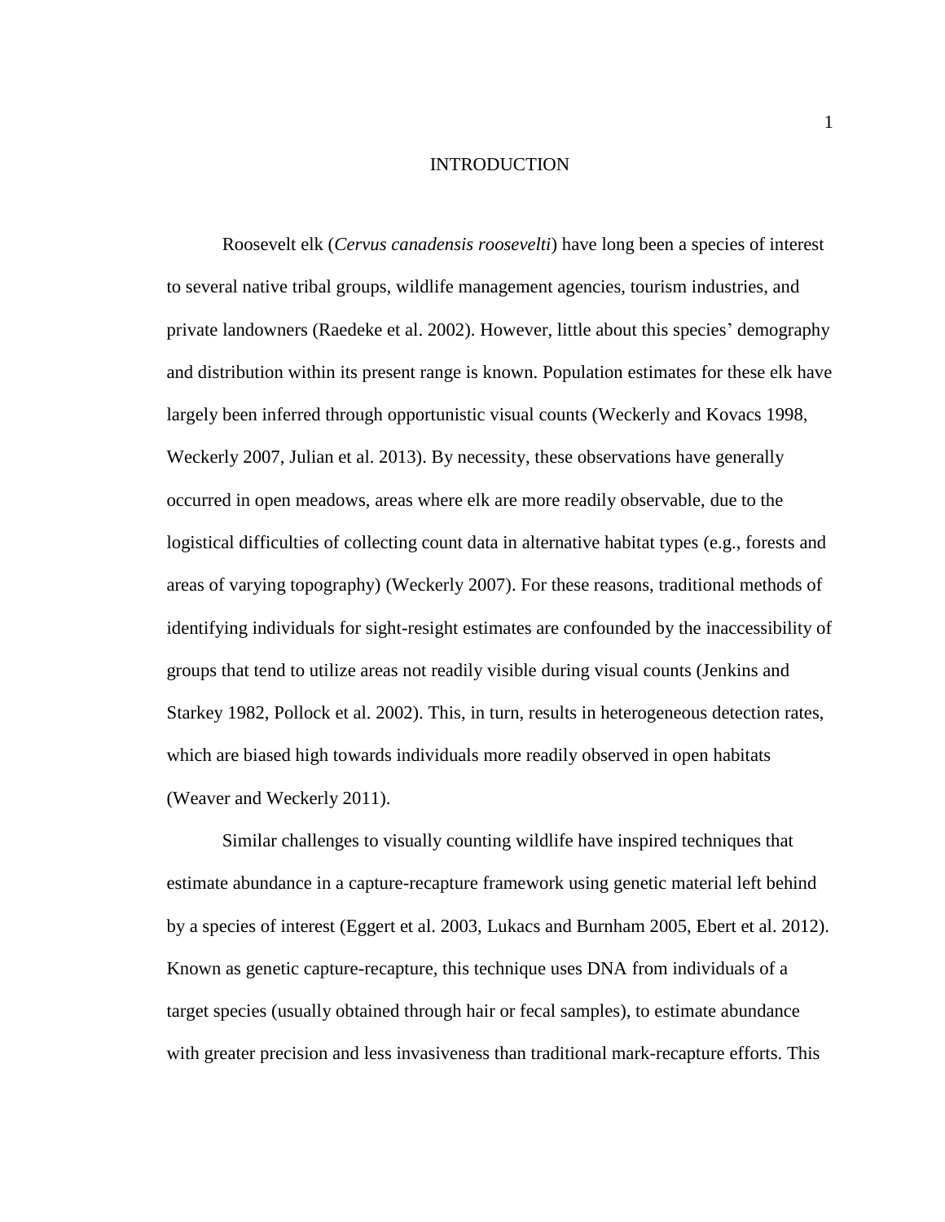# INTRODUCTION

Roosevelt elk (*Cervus canadensis roosevelti*) have long been a species of interest to several native tribal groups, wildlife management agencies, tourism industries, and private landowners (Raedeke et al. 2002). However, little about this species' demography and distribution within its present range is known. Population estimates for these elk have largely been inferred through opportunistic visual counts (Weckerly and Kovacs 1998, Weckerly 2007, Julian et al. 2013). By necessity, these observations have generally occurred in open meadows, areas where elk are more readily observable, due to the logistical difficulties of collecting count data in alternative habitat types (e.g., forests and areas of varying topography) (Weckerly 2007). For these reasons, traditional methods of identifying individuals for sight-resight estimates are confounded by the inaccessibility of groups that tend to utilize areas not readily visible during visual counts (Jenkins and Starkey 1982, Pollock et al. 2002). This, in turn, results in heterogeneous detection rates, which are biased high towards individuals more readily observed in open habitats (Weaver and Weckerly 2011).

Similar challenges to visually counting wildlife have inspired techniques that estimate abundance in a capture-recapture framework using genetic material left behind by a species of interest (Eggert et al. 2003, Lukacs and Burnham 2005, Ebert et al. 2012). Known as genetic capture-recapture, this technique uses DNA from individuals of a target species (usually obtained through hair or fecal samples), to estimate abundance with greater precision and less invasiveness than traditional mark-recapture efforts. This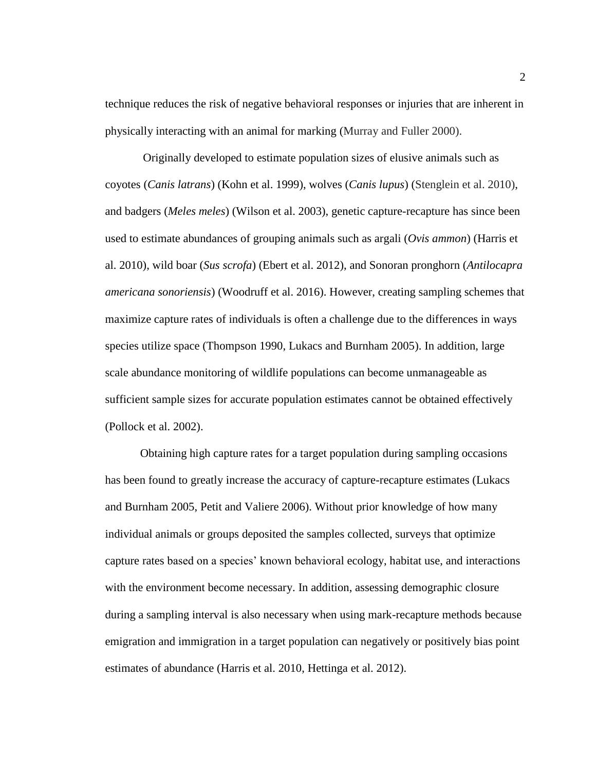technique reduces the risk of negative behavioral responses or injuries that are inherent in physically interacting with an animal for marking (Murray and Fuller 2000).

Originally developed to estimate population sizes of elusive animals such as coyotes (*Canis latrans*) (Kohn et al. 1999), wolves (*Canis lupus*) (Stenglein et al. 2010), and badgers (*Meles meles*) (Wilson et al. 2003), genetic capture-recapture has since been used to estimate abundances of grouping animals such as argali (*Ovis ammon*) (Harris et al. 2010), wild boar (*Sus scrofa*) (Ebert et al. 2012), and Sonoran pronghorn (*Antilocapra americana sonoriensis*) (Woodruff et al. 2016). However, creating sampling schemes that maximize capture rates of individuals is often a challenge due to the differences in ways species utilize space (Thompson 1990, Lukacs and Burnham 2005). In addition, large scale abundance monitoring of wildlife populations can become unmanageable as sufficient sample sizes for accurate population estimates cannot be obtained effectively (Pollock et al. 2002).

Obtaining high capture rates for a target population during sampling occasions has been found to greatly increase the accuracy of capture-recapture estimates (Lukacs and Burnham 2005, Petit and Valiere 2006). Without prior knowledge of how many individual animals or groups deposited the samples collected, surveys that optimize capture rates based on a species' known behavioral ecology, habitat use, and interactions with the environment become necessary. In addition, assessing demographic closure during a sampling interval is also necessary when using mark-recapture methods because emigration and immigration in a target population can negatively or positively bias point estimates of abundance (Harris et al. 2010, Hettinga et al. 2012).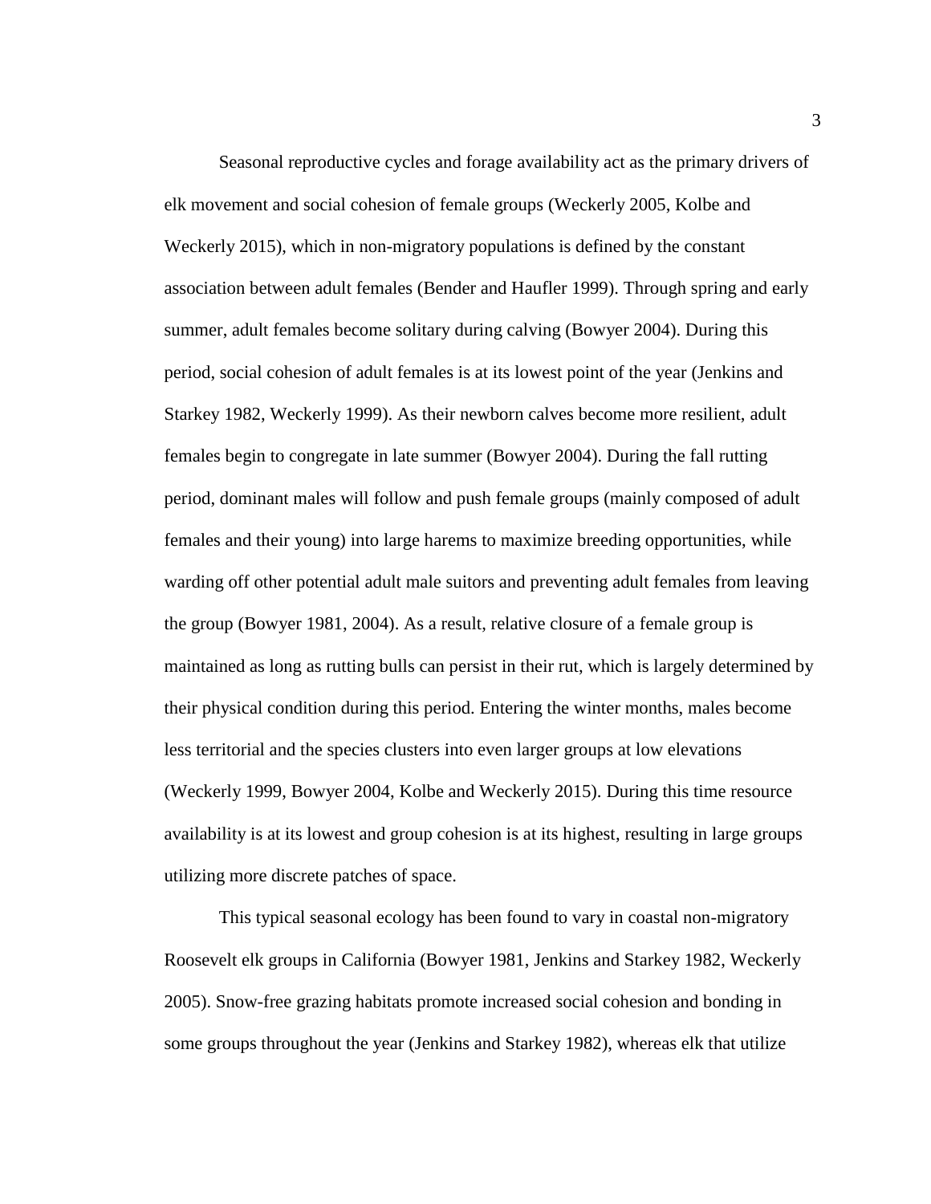Seasonal reproductive cycles and forage availability act as the primary drivers of elk movement and social cohesion of female groups (Weckerly 2005, Kolbe and Weckerly 2015), which in non-migratory populations is defined by the constant association between adult females (Bender and Haufler 1999). Through spring and early summer, adult females become solitary during calving (Bowyer 2004). During this period, social cohesion of adult females is at its lowest point of the year (Jenkins and Starkey 1982, Weckerly 1999). As their newborn calves become more resilient, adult females begin to congregate in late summer (Bowyer 2004). During the fall rutting period, dominant males will follow and push female groups (mainly composed of adult females and their young) into large harems to maximize breeding opportunities, while warding off other potential adult male suitors and preventing adult females from leaving the group (Bowyer 1981, 2004). As a result, relative closure of a female group is maintained as long as rutting bulls can persist in their rut, which is largely determined by their physical condition during this period. Entering the winter months, males become less territorial and the species clusters into even larger groups at low elevations (Weckerly 1999, Bowyer 2004, Kolbe and Weckerly 2015). During this time resource availability is at its lowest and group cohesion is at its highest, resulting in large groups utilizing more discrete patches of space.

This typical seasonal ecology has been found to vary in coastal non-migratory Roosevelt elk groups in California (Bowyer 1981, Jenkins and Starkey 1982, Weckerly 2005). Snow-free grazing habitats promote increased social cohesion and bonding in some groups throughout the year (Jenkins and Starkey 1982), whereas elk that utilize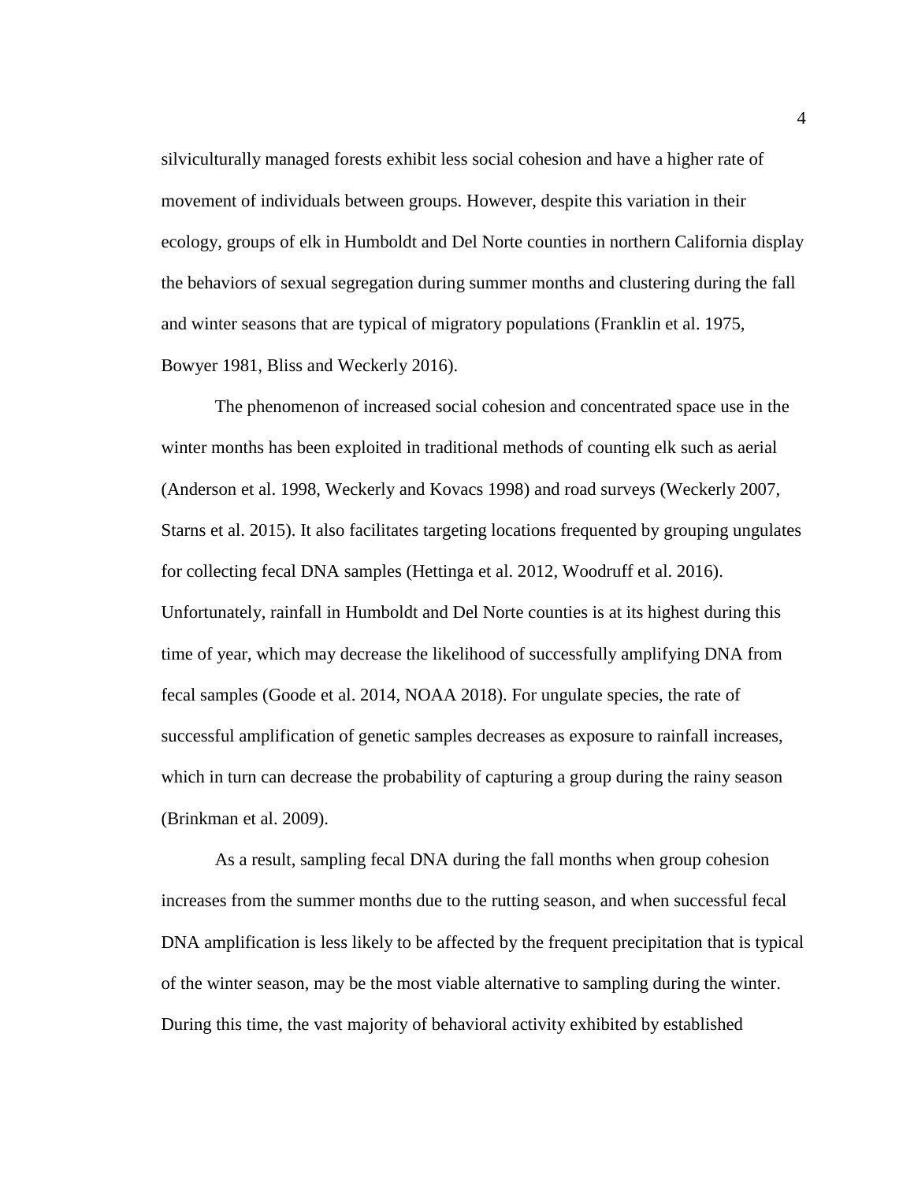silviculturally managed forests exhibit less social cohesion and have a higher rate of movement of individuals between groups. However, despite this variation in their ecology, groups of elk in Humboldt and Del Norte counties in northern California display the behaviors of sexual segregation during summer months and clustering during the fall and winter seasons that are typical of migratory populations (Franklin et al. 1975, Bowyer 1981, Bliss and Weckerly 2016).

The phenomenon of increased social cohesion and concentrated space use in the winter months has been exploited in traditional methods of counting elk such as aerial (Anderson et al. 1998, Weckerly and Kovacs 1998) and road surveys (Weckerly 2007, Starns et al. 2015). It also facilitates targeting locations frequented by grouping ungulates for collecting fecal DNA samples (Hettinga et al. 2012, Woodruff et al. 2016). Unfortunately, rainfall in Humboldt and Del Norte counties is at its highest during this time of year, which may decrease the likelihood of successfully amplifying DNA from fecal samples (Goode et al. 2014, NOAA 2018). For ungulate species, the rate of successful amplification of genetic samples decreases as exposure to rainfall increases, which in turn can decrease the probability of capturing a group during the rainy season (Brinkman et al. 2009).

As a result, sampling fecal DNA during the fall months when group cohesion increases from the summer months due to the rutting season, and when successful fecal DNA amplification is less likely to be affected by the frequent precipitation that is typical of the winter season, may be the most viable alternative to sampling during the winter. During this time, the vast majority of behavioral activity exhibited by established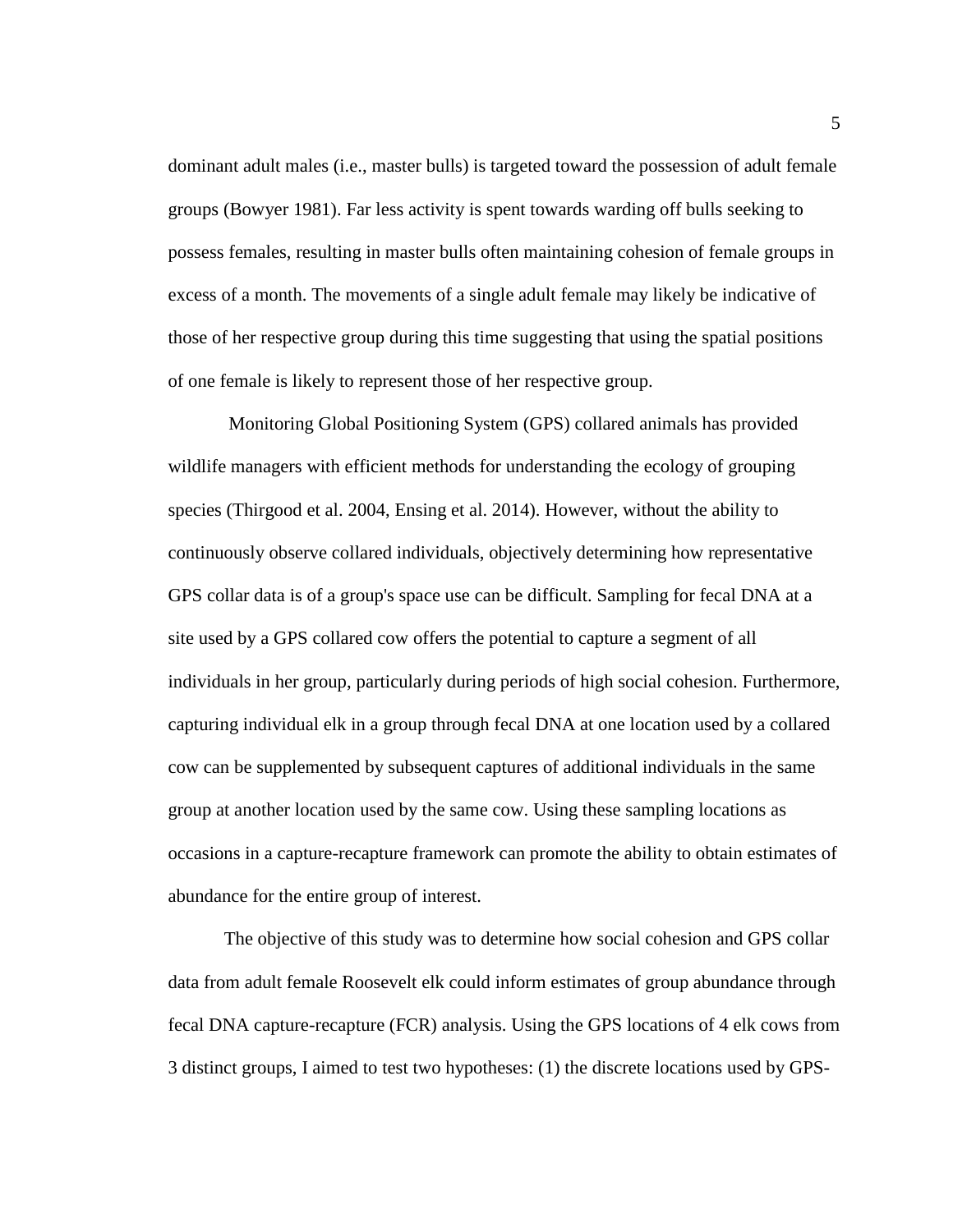dominant adult males (i.e., master bulls) is targeted toward the possession of adult female groups (Bowyer 1981). Far less activity is spent towards warding off bulls seeking to possess females, resulting in master bulls often maintaining cohesion of female groups in excess of a month. The movements of a single adult female may likely be indicative of those of her respective group during this time suggesting that using the spatial positions of one female is likely to represent those of her respective group.

Monitoring Global Positioning System (GPS) collared animals has provided wildlife managers with efficient methods for understanding the ecology of grouping species (Thirgood et al. 2004, Ensing et al. 2014). However, without the ability to continuously observe collared individuals, objectively determining how representative GPS collar data is of a group's space use can be difficult. Sampling for fecal DNA at a site used by a GPS collared cow offers the potential to capture a segment of all individuals in her group, particularly during periods of high social cohesion. Furthermore, capturing individual elk in a group through fecal DNA at one location used by a collared cow can be supplemented by subsequent captures of additional individuals in the same group at another location used by the same cow. Using these sampling locations as occasions in a capture-recapture framework can promote the ability to obtain estimates of abundance for the entire group of interest.

The objective of this study was to determine how social cohesion and GPS collar data from adult female Roosevelt elk could inform estimates of group abundance through fecal DNA capture-recapture (FCR) analysis. Using the GPS locations of 4 elk cows from 3 distinct groups, I aimed to test two hypotheses: (1) the discrete locations used by GPS-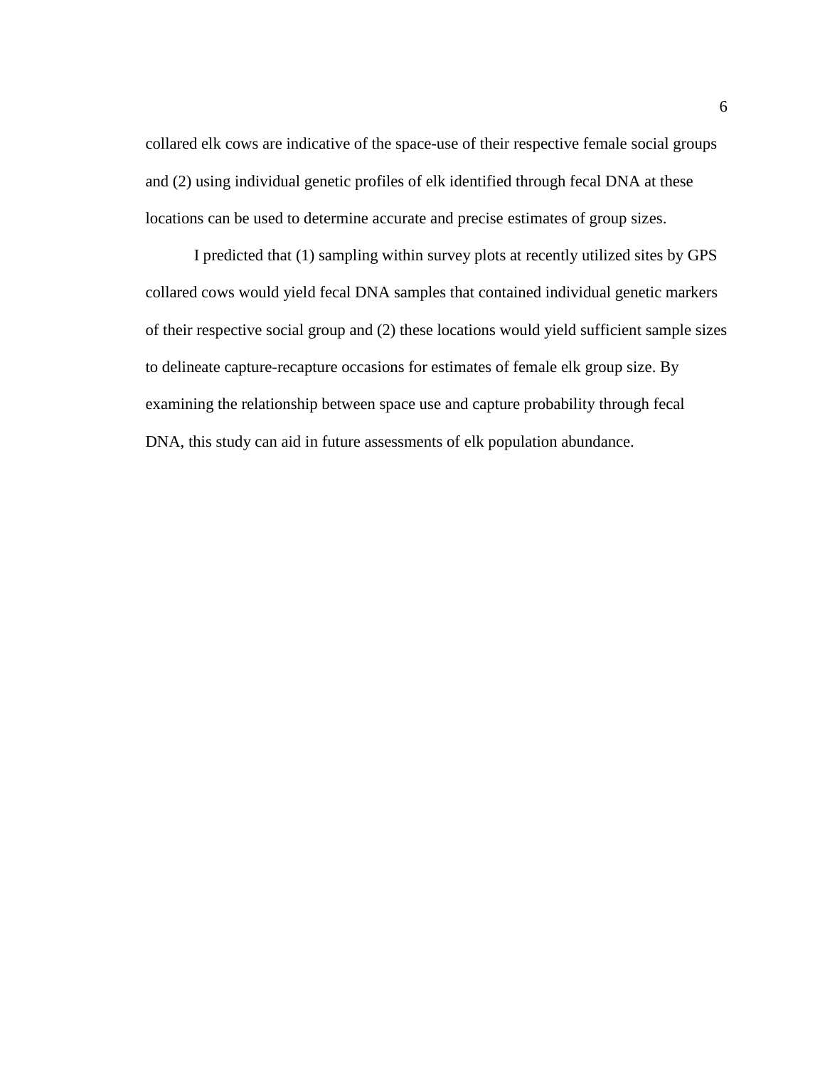collared elk cows are indicative of the space-use of their respective female social groups and (2) using individual genetic profiles of elk identified through fecal DNA at these locations can be used to determine accurate and precise estimates of group sizes.

I predicted that (1) sampling within survey plots at recently utilized sites by GPS collared cows would yield fecal DNA samples that contained individual genetic markers of their respective social group and (2) these locations would yield sufficient sample sizes to delineate capture-recapture occasions for estimates of female elk group size. By examining the relationship between space use and capture probability through fecal DNA, this study can aid in future assessments of elk population abundance.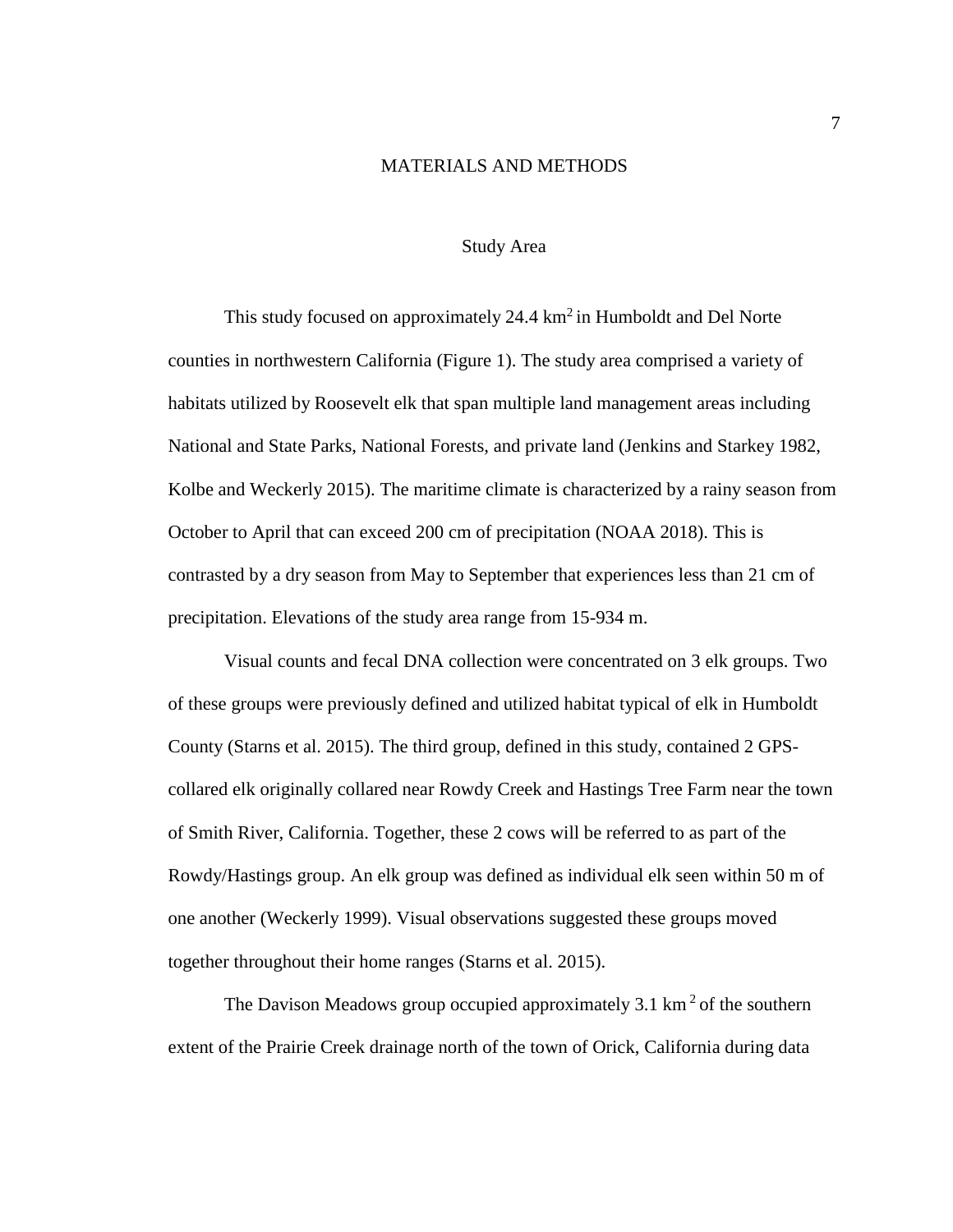# MATERIALS AND METHODS

## Study Area

This study focused on approximately 24.4 $km^2$ in Humboldt and Del Norte counties in northwestern California (Figure 1). The study area comprised a variety of habitats utilized by Roosevelt elk that span multiple land management areas including National and State Parks, National Forests, and private land (Jenkins and Starkey 1982, Kolbe and Weckerly 2015). The maritime climate is characterized by a rainy season from October to April that can exceed 200 cm of precipitation (NOAA 2018). This is contrasted by a dry season from May to September that experiences less than 21 cm of precipitation. Elevations of the study area range from 15-934 m.

Visual counts and fecal DNA collection were concentrated on 3 elk groups. Two of these groups were previously defined and utilized habitat typical of elk in Humboldt County (Starns et al. 2015). The third group, defined in this study, contained 2 GPS-collared elk originally collared near Rowdy Creek and Hastings Tree Farm near the town of Smith River, California. Together, these 2 cows will be referred to as part of the Rowdy/Hastings group. An elk group was defined as individual elk seen within 50 m of one another (Weckerly 1999). Visual observations suggested these groups moved together throughout their home ranges (Starns et al. 2015).

The Davison Meadows group occupied approximately 3.1 $km^2$ of the southern extent of the Prairie Creek drainage north of the town of Orick, California during data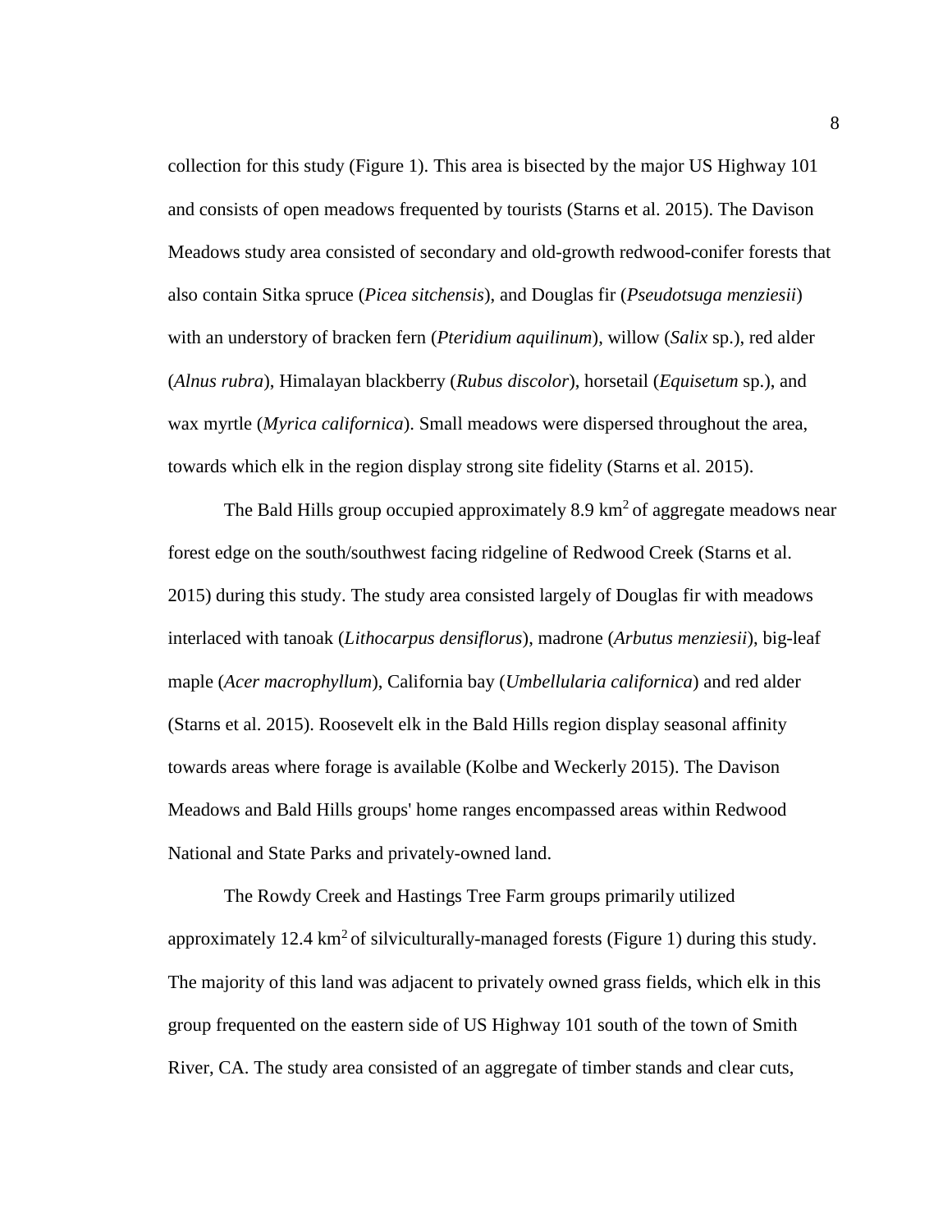collection for this study (Figure 1). This area is bisected by the major US Highway 101 and consists of open meadows frequented by tourists (Starns et al. 2015). The Davison Meadows study area consisted of secondary and old-growth redwood-conifer forests that also contain Sitka spruce (*Picea sitchensis*), and Douglas fir (*Pseudotsuga menziesii*) with an understory of bracken fern (*Pteridium aquilinum*), willow (*Salix* sp.), red alder (*Alnus rubra*), Himalayan blackberry (*Rubus discolor*), horsetail (*Equisetum* sp.), and wax myrtle (*Myrica californica*). Small meadows were dispersed throughout the area, towards which elk in the region display strong site fidelity (Starns et al. 2015).

The Bald Hills group occupied approximately 8.9 $km^2$ of aggregate meadows near forest edge on the south/southwest facing ridgeline of Redwood Creek (Starns et al. 2015) during this study. The study area consisted largely of Douglas fir with meadows interlaced with tanoak (*Lithocarpus densiflorus*), madrone (*Arbutus menziesii*), big-leaf maple (*Acer macrophyllum*), California bay (*Umbellularia californica*) and red alder (Starns et al. 2015). Roosevelt elk in the Bald Hills region display seasonal affinity towards areas where forage is available (Kolbe and Weckerly 2015). The Davison Meadows and Bald Hills groups' home ranges encompassed areas within Redwood National and State Parks and privately-owned land.

The Rowdy Creek and Hastings Tree Farm groups primarily utilized approximately 12.4 $km^2$ of silviculturally-managed forests (Figure 1) during this study. The majority of this land was adjacent to privately owned grass fields, which elk in this group frequented on the eastern side of US Highway 101 south of the town of Smith River, CA. The study area consisted of an aggregate of timber stands and clear cuts,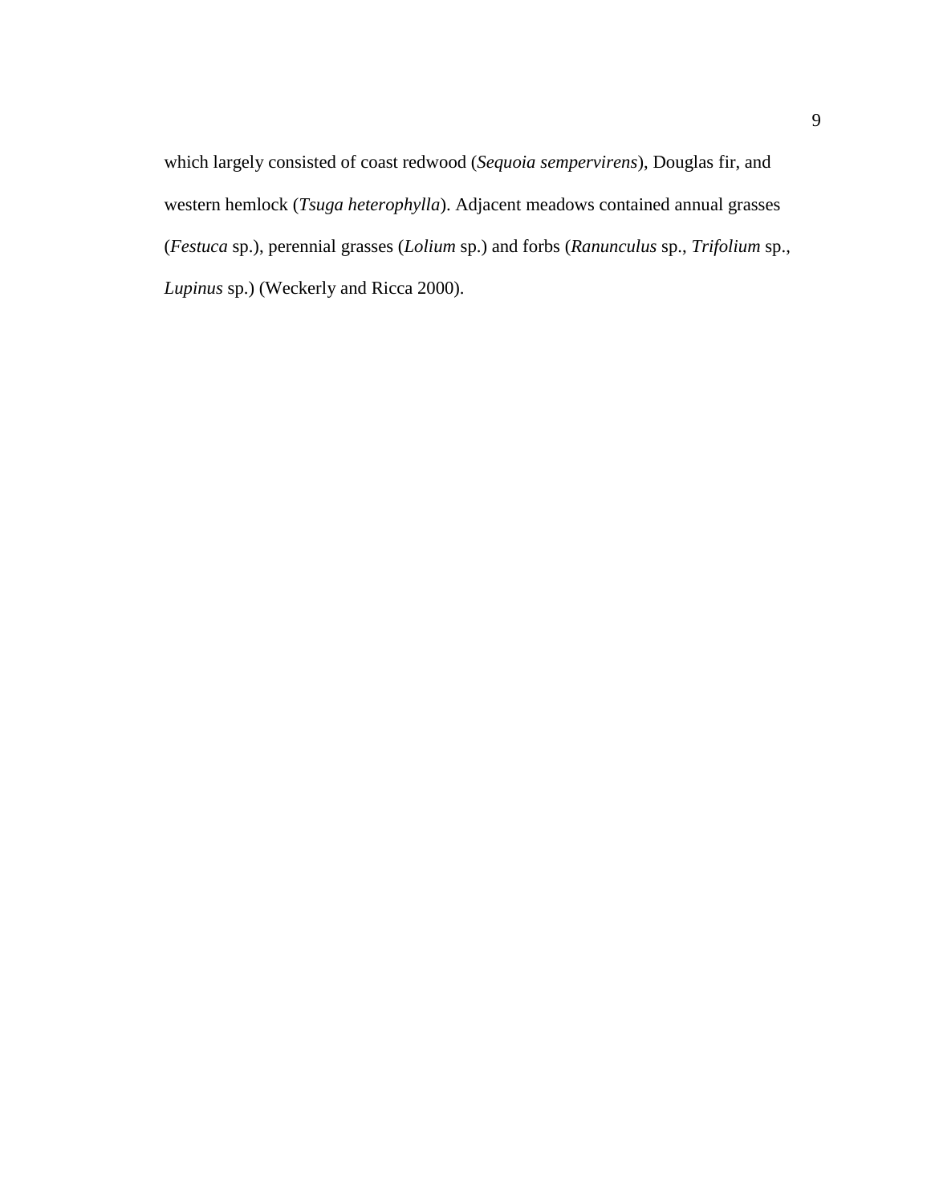which largely consisted of coast redwood (*Sequoia sempervirens*), Douglas fir, and western hemlock (*Tsuga heterophylla*). Adjacent meadows contained annual grasses (*Festuca* sp.), perennial grasses (*Lolium* sp.) and forbs (*Ranunculus* sp., *Trifolium* sp., *Lupinus* sp.) (Weckerly and Ricca 2000).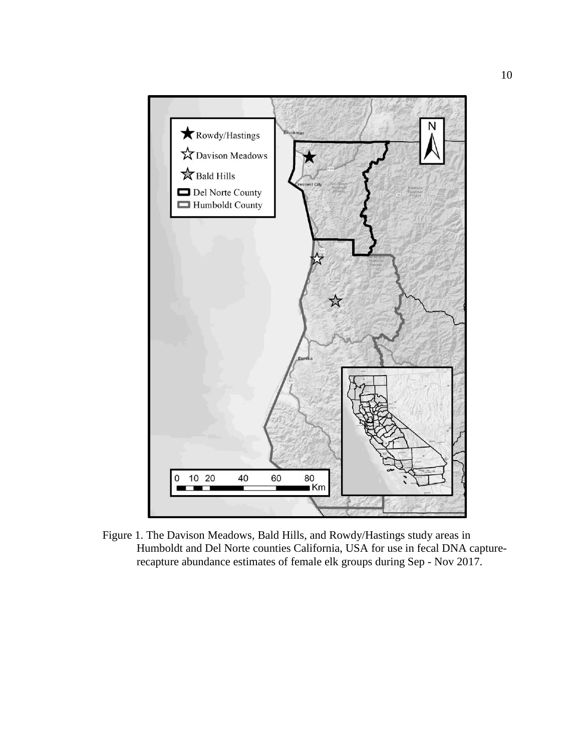Figure 1. The Davison Meadows, Bald Hills, and Rowdy/Hastings study areas in Humboldt and Del Norte counties California, USA for use in fecal DNA capture-recapture abundance estimates of female elk groups during Sep - Nov 2017.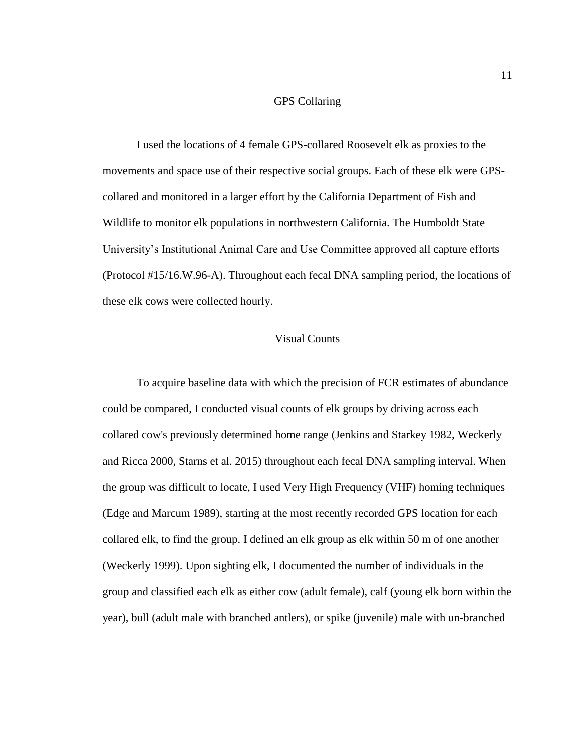## GPS Collaring

I used the locations of 4 female GPS-collared Roosevelt elk as proxies to the movements and space use of their respective social groups. Each of these elk were GPS-collared and monitored in a larger effort by the California Department of Fish and Wildlife to monitor elk populations in northwestern California. The Humboldt State University's Institutional Animal Care and Use Committee approved all capture efforts (Protocol #15/16.W.96-A). Throughout each fecal DNA sampling period, the locations of these elk cows were collected hourly.

## Visual Counts

To acquire baseline data with which the precision of FCR estimates of abundance could be compared, I conducted visual counts of elk groups by driving across each collared cow's previously determined home range (Jenkins and Starkey 1982, Weckerly and Ricca 2000, Starns et al. 2015) throughout each fecal DNA sampling interval. When the group was difficult to locate, I used Very High Frequency (VHF) homing techniques (Edge and Marcum 1989), starting at the most recently recorded GPS location for each collared elk, to find the group. I defined an elk group as elk within 50 m of one another (Weckerly 1999). Upon sighting elk, I documented the number of individuals in the group and classified each elk as either cow (adult female), calf (young elk born within the year), bull (adult male with branched antlers), or spike (juvenile) male with un-branched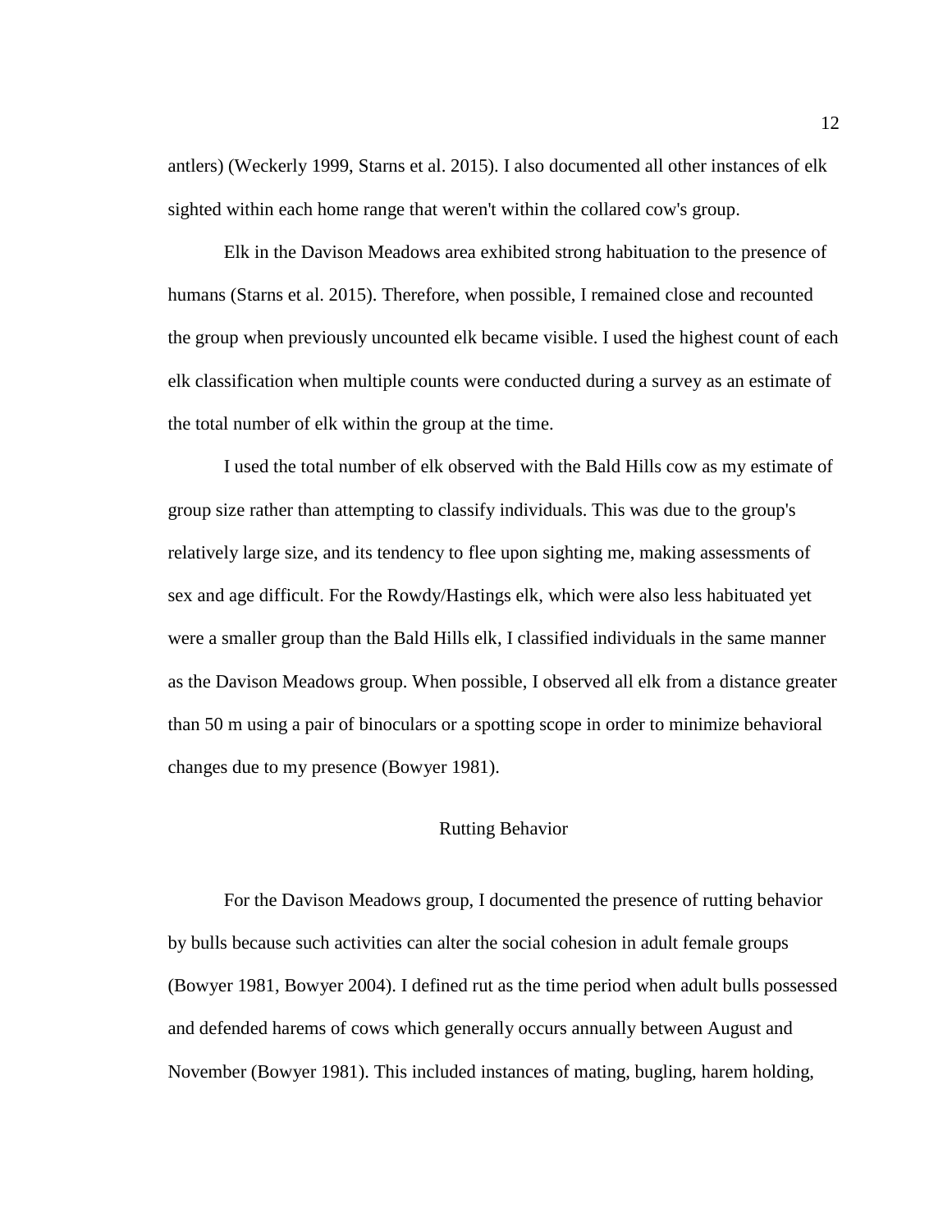antlers) (Weckerly 1999, Starns et al. 2015). I also documented all other instances of elk sighted within each home range that weren't within the collared cow's group.

Elk in the Davison Meadows area exhibited strong habituation to the presence of humans (Starns et al. 2015). Therefore, when possible, I remained close and recounted the group when previously uncounted elk became visible. I used the highest count of each elk classification when multiple counts were conducted during a survey as an estimate of the total number of elk within the group at the time.

I used the total number of elk observed with the Bald Hills cow as my estimate of group size rather than attempting to classify individuals. This was due to the group's relatively large size, and its tendency to flee upon sighting me, making assessments of sex and age difficult. For the Rowdy/Hastings elk, which were also less habituated yet were a smaller group than the Bald Hills elk, I classified individuals in the same manner as the Davison Meadows group. When possible, I observed all elk from a distance greater than 50 m using a pair of binoculars or a spotting scope in order to minimize behavioral changes due to my presence (Bowyer 1981).

## Rutting Behavior

For the Davison Meadows group, I documented the presence of rutting behavior by bulls because such activities can alter the social cohesion in adult female groups (Bowyer 1981, Bowyer 2004). I defined rut as the time period when adult bulls possessed and defended harems of cows which generally occurs annually between August and November (Bowyer 1981). This included instances of mating, bugling, harem holding,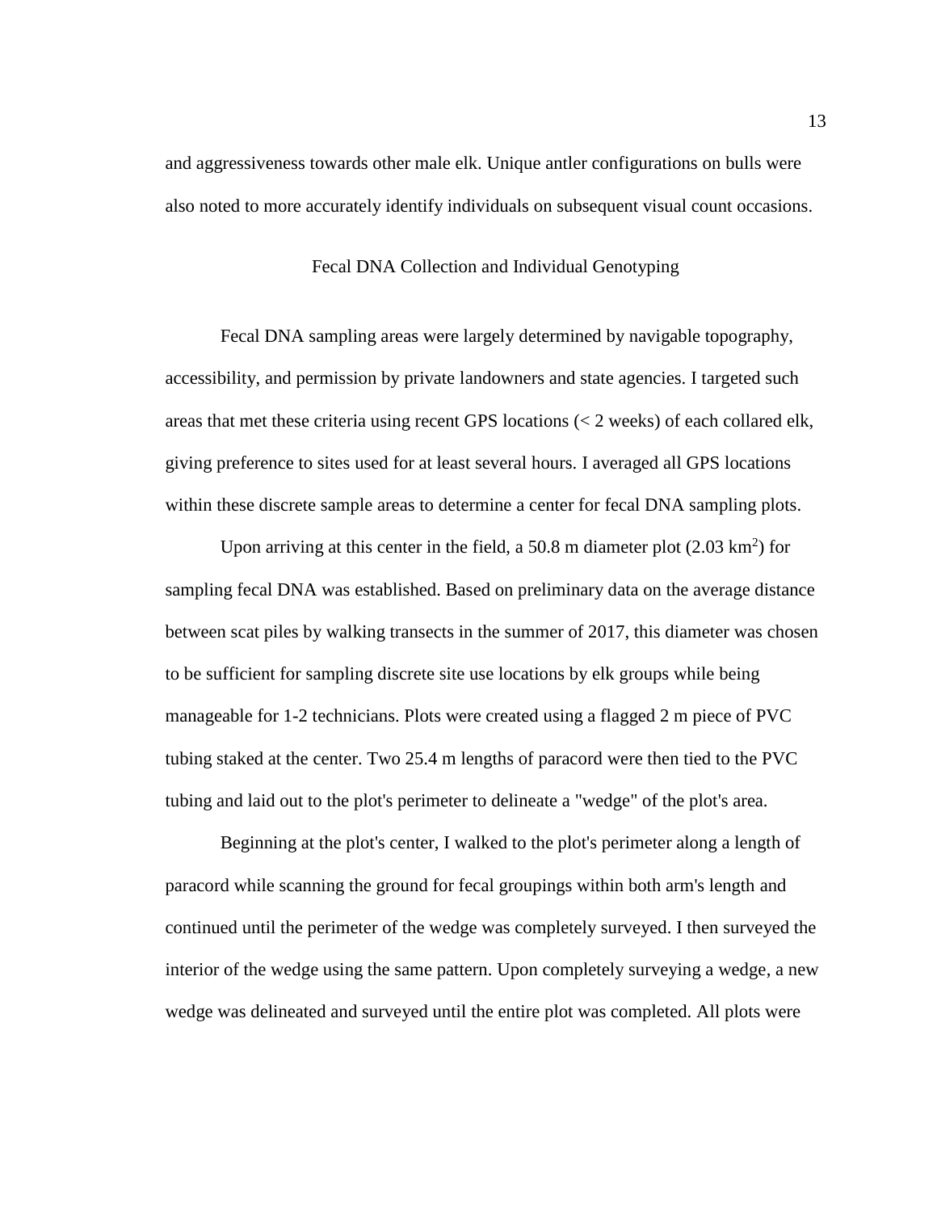and aggressiveness towards other male elk. Unique antler configurations on bulls were also noted to more accurately identify individuals on subsequent visual count occasions.

## Fecal DNA Collection and Individual Genotyping

Fecal DNA sampling areas were largely determined by navigable topography, accessibility, and permission by private landowners and state agencies. I targeted such areas that met these criteria using recent GPS locations (< 2 weeks) of each collared elk, giving preference to sites used for at least several hours. I averaged all GPS locations within these discrete sample areas to determine a center for fecal DNA sampling plots.

Upon arriving at this center in the field, a 50.8 m diameter plot (2.03 km$^2$) for sampling fecal DNA was established. Based on preliminary data on the average distance between scat piles by walking transects in the summer of 2017, this diameter was chosen to be sufficient for sampling discrete site use locations by elk groups while being manageable for 1-2 technicians. Plots were created using a flagged 2 m piece of PVC tubing staked at the center. Two 25.4 m lengths of paracord were then tied to the PVC tubing and laid out to the plot's perimeter to delineate a "wedge" of the plot's area.

Beginning at the plot's center, I walked to the plot's perimeter along a length of paracord while scanning the ground for fecal groupings within both arm's length and continued until the perimeter of the wedge was completely surveyed. I then surveyed the interior of the wedge using the same pattern. Upon completely surveying a wedge, a new wedge was delineated and surveyed until the entire plot was completed. All plots were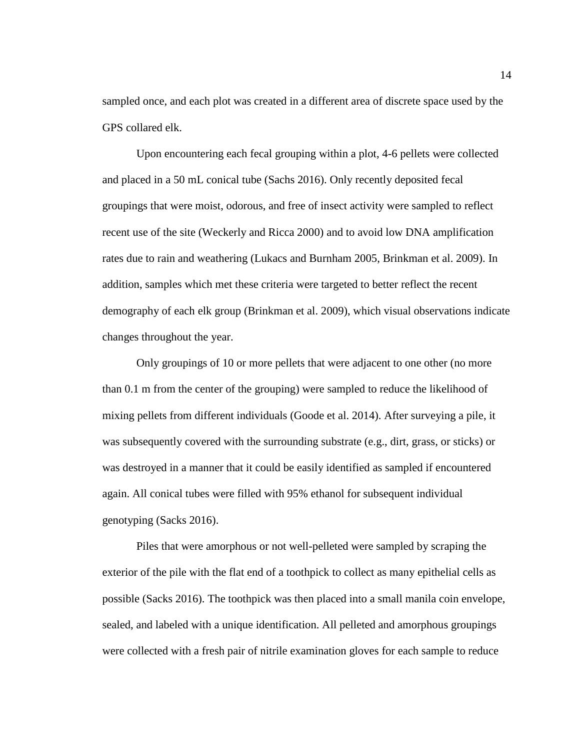sampled once, and each plot was created in a different area of discrete space used by the GPS collared elk.

Upon encountering each fecal grouping within a plot, 4-6 pellets were collected and placed in a 50 mL conical tube (Sachs 2016). Only recently deposited fecal groupings that were moist, odorous, and free of insect activity were sampled to reflect recent use of the site (Weckerly and Ricca 2000) and to avoid low DNA amplification rates due to rain and weathering (Lukacs and Burnham 2005, Brinkman et al. 2009). In addition, samples which met these criteria were targeted to better reflect the recent demography of each elk group (Brinkman et al. 2009), which visual observations indicate changes throughout the year.

Only groupings of 10 or more pellets that were adjacent to one other (no more than 0.1 m from the center of the grouping) were sampled to reduce the likelihood of mixing pellets from different individuals (Goode et al. 2014). After surveying a pile, it was subsequently covered with the surrounding substrate (e.g., dirt, grass, or sticks) or was destroyed in a manner that it could be easily identified as sampled if encountered again. All conical tubes were filled with 95% ethanol for subsequent individual genotyping (Sacks 2016).

Piles that were amorphous or not well-pelleted were sampled by scraping the exterior of the pile with the flat end of a toothpick to collect as many epithelial cells as possible (Sacks 2016). The toothpick was then placed into a small manila coin envelope, sealed, and labeled with a unique identification. All pelleted and amorphous groupings were collected with a fresh pair of nitrile examination gloves for each sample to reduce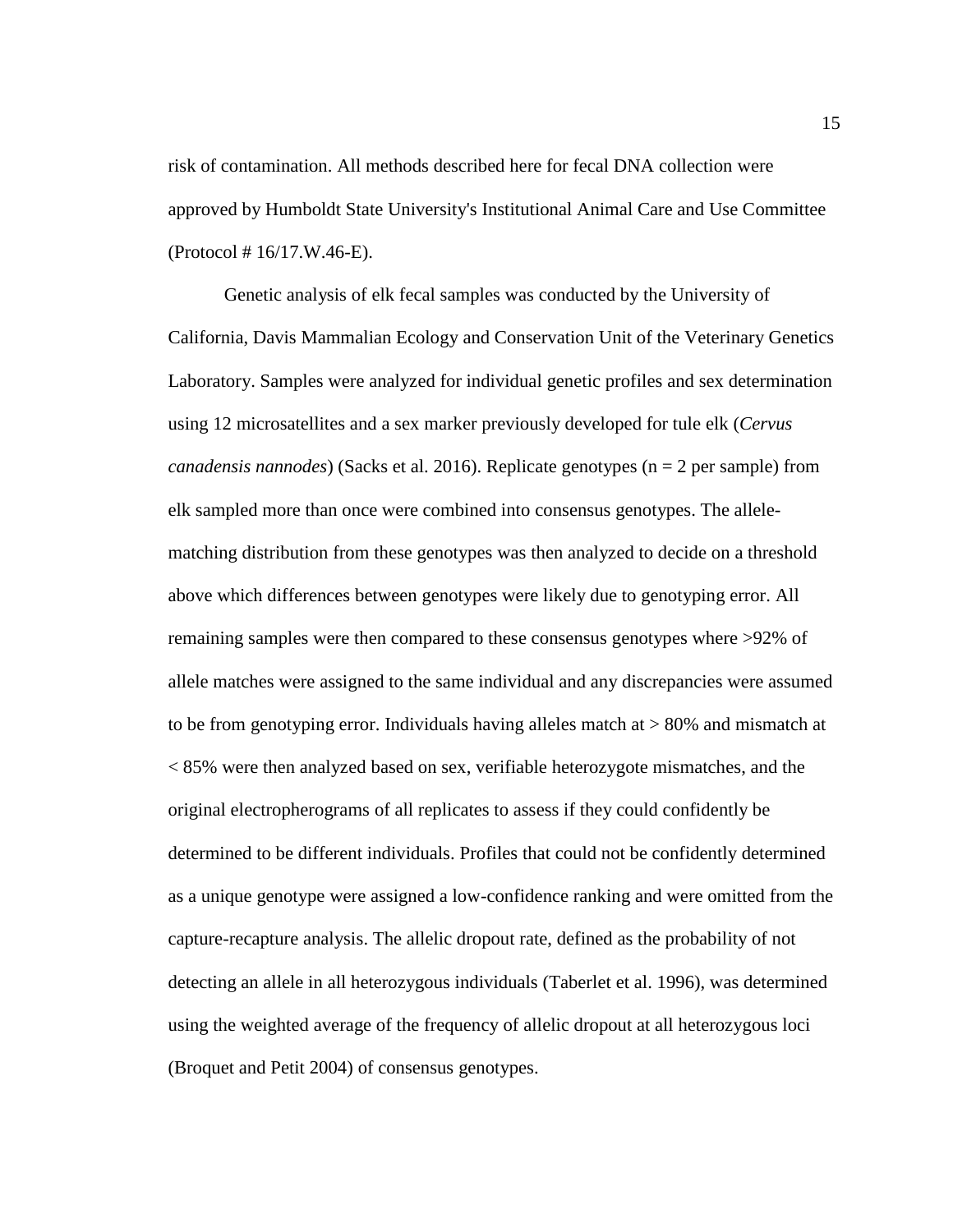risk of contamination. All methods described here for fecal DNA collection were approved by Humboldt State University's Institutional Animal Care and Use Committee (Protocol # 16/17.W.46-E).

Genetic analysis of elk fecal samples was conducted by the University of California, Davis Mammalian Ecology and Conservation Unit of the Veterinary Genetics Laboratory. Samples were analyzed for individual genetic profiles and sex determination using 12 microsatellites and a sex marker previously developed for tule elk (*Cervus canadensis nannodes*) (Sacks et al. 2016). Replicate genotypes ($n = 2$ per sample) from elk sampled more than once were combined into consensus genotypes. The allele-matching distribution from these genotypes was then analyzed to decide on a threshold above which differences between genotypes were likely due to genotyping error. All remaining samples were then compared to these consensus genotypes where >92% of allele matches were assigned to the same individual and any discrepancies were assumed to be from genotyping error. Individuals having alleles match at > 80% and mismatch at < 85% were then analyzed based on sex, verifiable heterozygote mismatches, and the original electropherograms of all replicates to assess if they could confidently be determined to be different individuals. Profiles that could not be confidently determined as a unique genotype were assigned a low-confidence ranking and were omitted from the capture-recapture analysis. The allelic dropout rate, defined as the probability of not detecting an allele in all heterozygous individuals (Taberlet et al. 1996), was determined using the weighted average of the frequency of allelic dropout at all heterozygous loci (Broquet and Petit 2004) of consensus genotypes.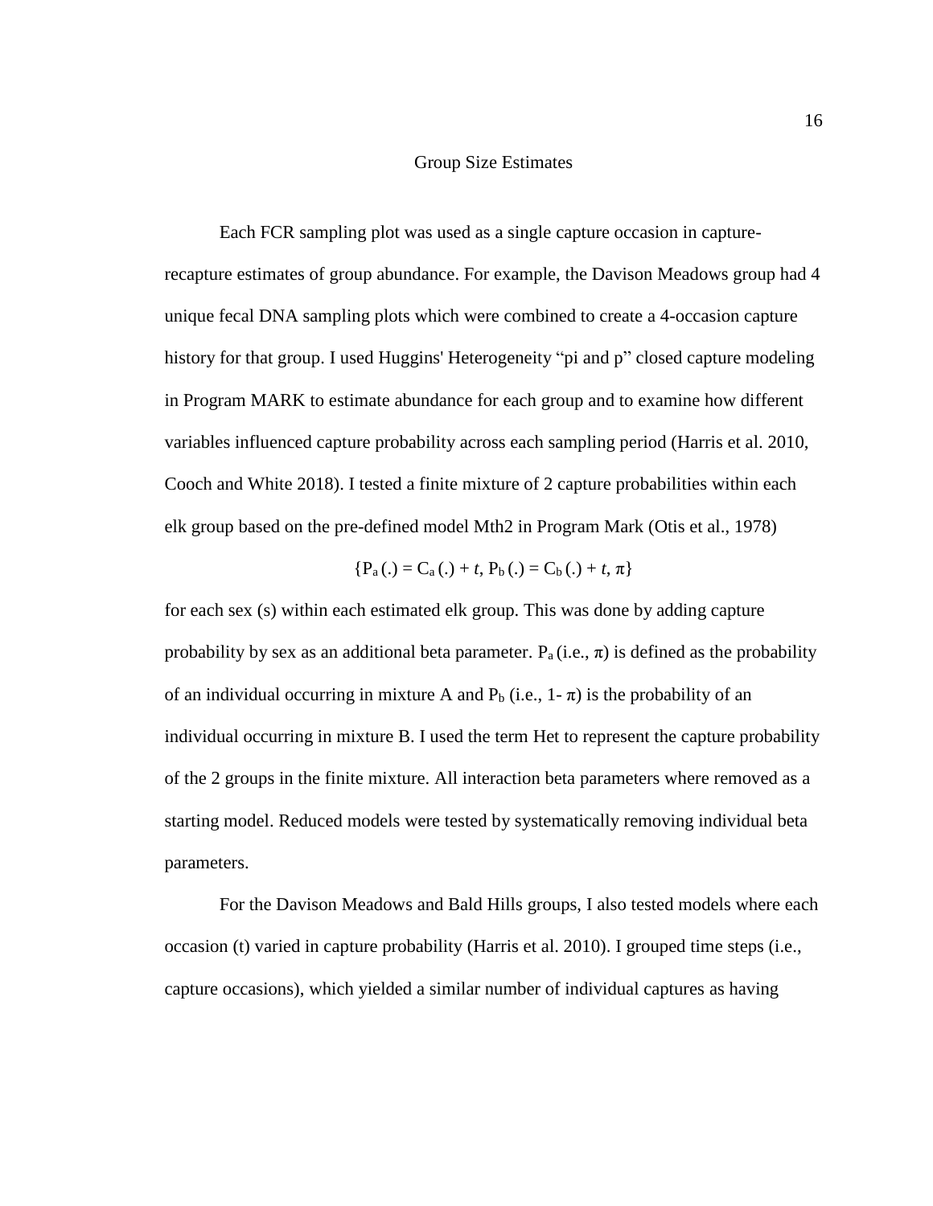## Group Size Estimates

Each FCR sampling plot was used as a single capture occasion in capture-recapture estimates of group abundance. For example, the Davison Meadows group had 4 unique fecal DNA sampling plots which were combined to create a 4-occasion capture history for that group. I used Huggins' Heterogeneity "pi and p" closed capture modeling in Program MARK to estimate abundance for each group and to examine how different variables influenced capture probability across each sampling period (Harris et al. 2010, Cooch and White 2018). I tested a finite mixture of 2 capture probabilities within each elk group based on the pre-defined model Mth2 in Program Mark (Otis et al., 1978)

$$\{P_a(.) = C_a(.) + t,\ P_b(.) = C_b(.) + t,\ \pi\}$$

for each sex (s) within each estimated elk group. This was done by adding capture probability by sex as an additional beta parameter. $P_a$ (i.e., $\pi$) is defined as the probability of an individual occurring in mixture A and $P_b$ (i.e., $1-\pi$) is the probability of an individual occurring in mixture B. I used the term Het to represent the capture probability of the 2 groups in the finite mixture. All interaction beta parameters where removed as a starting model. Reduced models were tested by systematically removing individual beta parameters.

For the Davison Meadows and Bald Hills groups, I also tested models where each occasion (t) varied in capture probability (Harris et al. 2010). I grouped time steps (i.e., capture occasions), which yielded a similar number of individual captures as having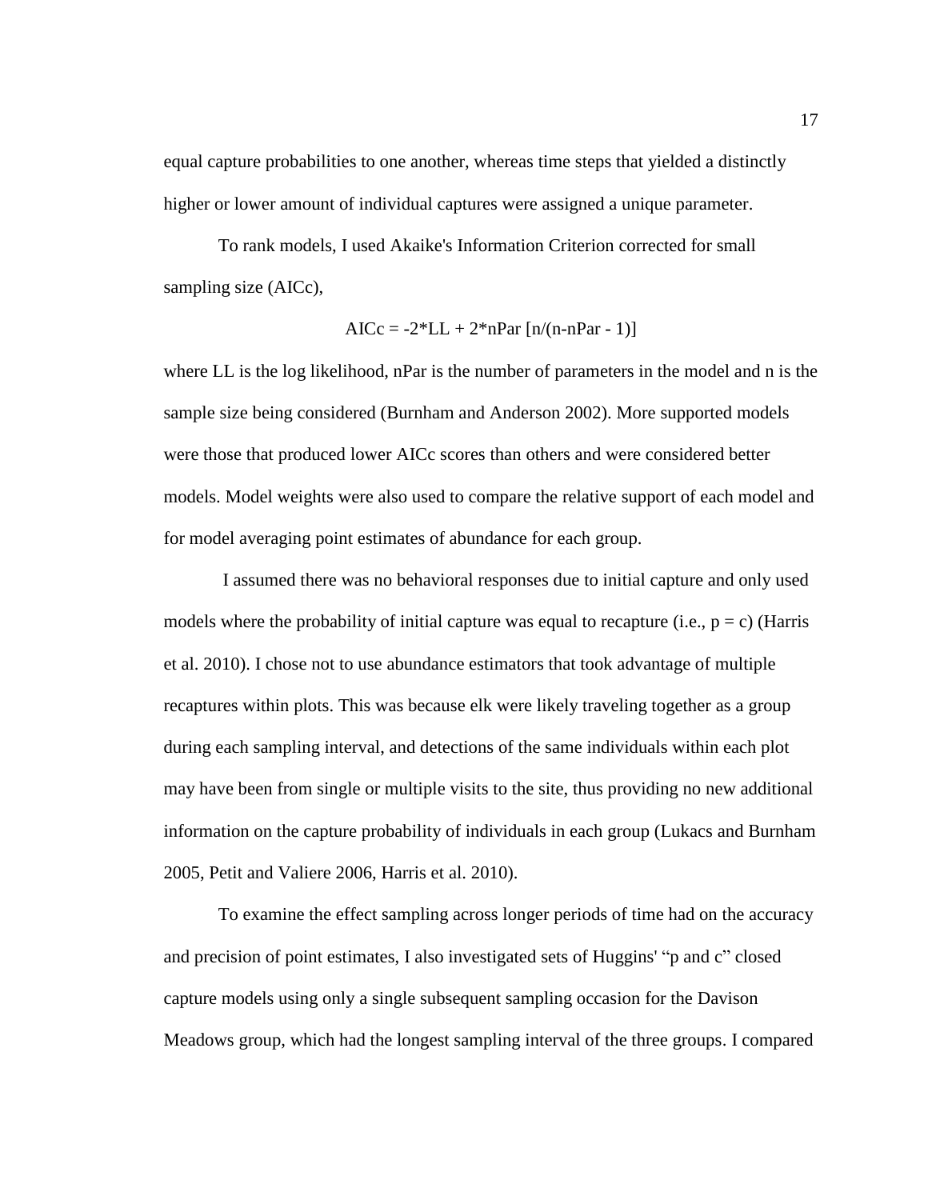equal capture probabilities to one another, whereas time steps that yielded a distinctly higher or lower amount of individual captures were assigned a unique parameter.

To rank models, I used Akaike's Information Criterion corrected for small sampling size (AICc),

$$AICc = -2*LL + 2*nPar\ [n/(n-nPar - 1)]$$

where LL is the log likelihood, nPar is the number of parameters in the model and n is the sample size being considered (Burnham and Anderson 2002). More supported models were those that produced lower AICc scores than others and were considered better models. Model weights were also used to compare the relative support of each model and for model averaging point estimates of abundance for each group.

I assumed there was no behavioral responses due to initial capture and only used models where the probability of initial capture was equal to recapture (i.e., $p = c$) (Harris et al. 2010). I chose not to use abundance estimators that took advantage of multiple recaptures within plots. This was because elk were likely traveling together as a group during each sampling interval, and detections of the same individuals within each plot may have been from single or multiple visits to the site, thus providing no new additional information on the capture probability of individuals in each group (Lukacs and Burnham 2005, Petit and Valiere 2006, Harris et al. 2010).

To examine the effect sampling across longer periods of time had on the accuracy and precision of point estimates, I also investigated sets of Huggins' "p and c" closed capture models using only a single subsequent sampling occasion for the Davison Meadows group, which had the longest sampling interval of the three groups. I compared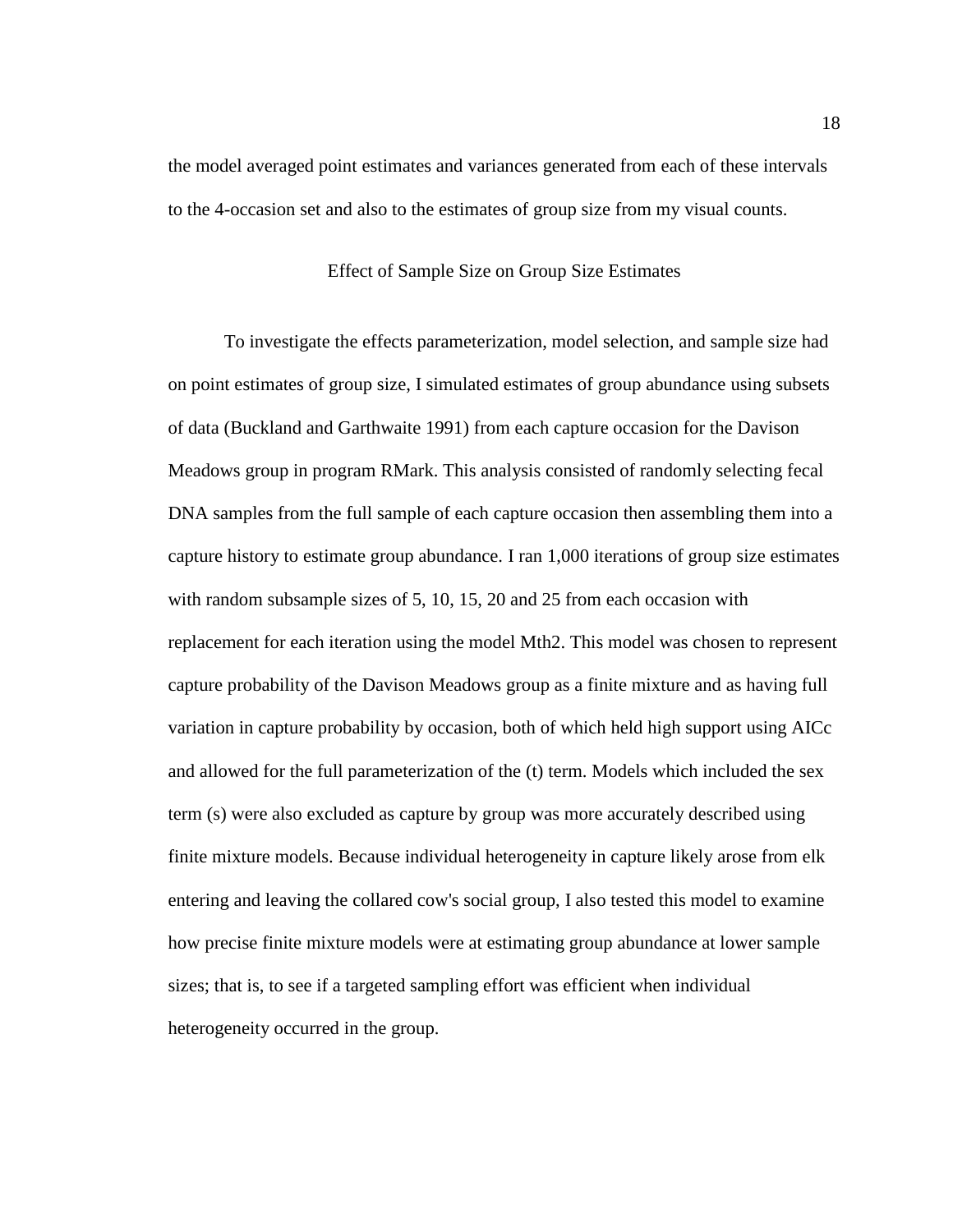the model averaged point estimates and variances generated from each of these intervals to the 4-occasion set and also to the estimates of group size from my visual counts.

## Effect of Sample Size on Group Size Estimates

To investigate the effects parameterization, model selection, and sample size had on point estimates of group size, I simulated estimates of group abundance using subsets of data (Buckland and Garthwaite 1991) from each capture occasion for the Davison Meadows group in program RMark. This analysis consisted of randomly selecting fecal DNA samples from the full sample of each capture occasion then assembling them into a capture history to estimate group abundance. I ran 1,000 iterations of group size estimates with random subsample sizes of 5, 10, 15, 20 and 25 from each occasion with replacement for each iteration using the model Mth2. This model was chosen to represent capture probability of the Davison Meadows group as a finite mixture and as having full variation in capture probability by occasion, both of which held high support using AICc and allowed for the full parameterization of the (t) term. Models which included the sex term (s) were also excluded as capture by group was more accurately described using finite mixture models. Because individual heterogeneity in capture likely arose from elk entering and leaving the collared cow's social group, I also tested this model to examine how precise finite mixture models were at estimating group abundance at lower sample sizes; that is, to see if a targeted sampling effort was efficient when individual heterogeneity occurred in the group.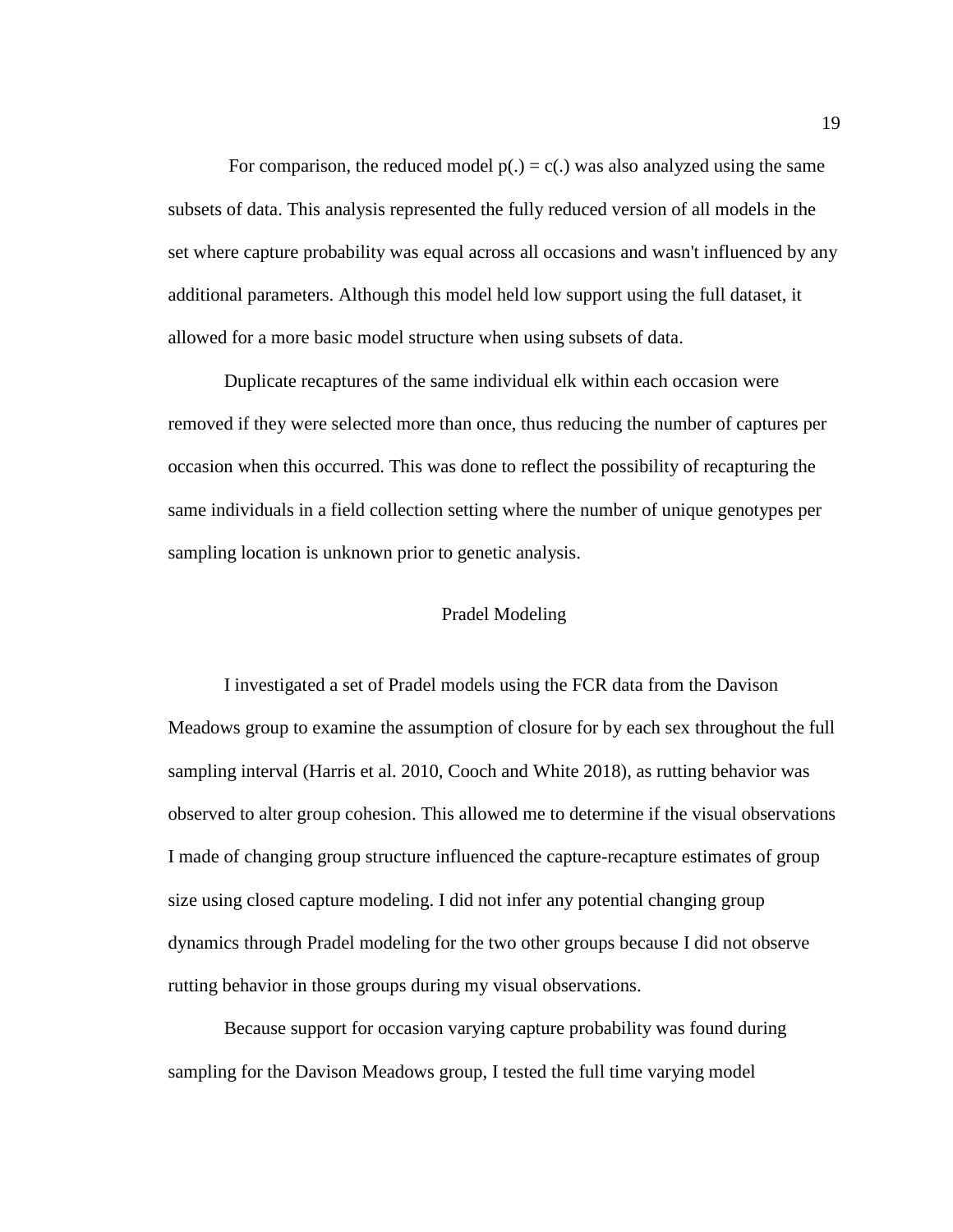For comparison, the reduced model $p(.) = c(.)$ was also analyzed using the same subsets of data. This analysis represented the fully reduced version of all models in the set where capture probability was equal across all occasions and wasn't influenced by any additional parameters. Although this model held low support using the full dataset, it allowed for a more basic model structure when using subsets of data.

Duplicate recaptures of the same individual elk within each occasion were removed if they were selected more than once, thus reducing the number of captures per occasion when this occurred. This was done to reflect the possibility of recapturing the same individuals in a field collection setting where the number of unique genotypes per sampling location is unknown prior to genetic analysis.

## Pradel Modeling

I investigated a set of Pradel models using the FCR data from the Davison Meadows group to examine the assumption of closure for by each sex throughout the full sampling interval (Harris et al. 2010, Cooch and White 2018), as rutting behavior was observed to alter group cohesion. This allowed me to determine if the visual observations I made of changing group structure influenced the capture-recapture estimates of group size using closed capture modeling. I did not infer any potential changing group dynamics through Pradel modeling for the two other groups because I did not observe rutting behavior in those groups during my visual observations.

Because support for occasion varying capture probability was found during sampling for the Davison Meadows group, I tested the full time varying model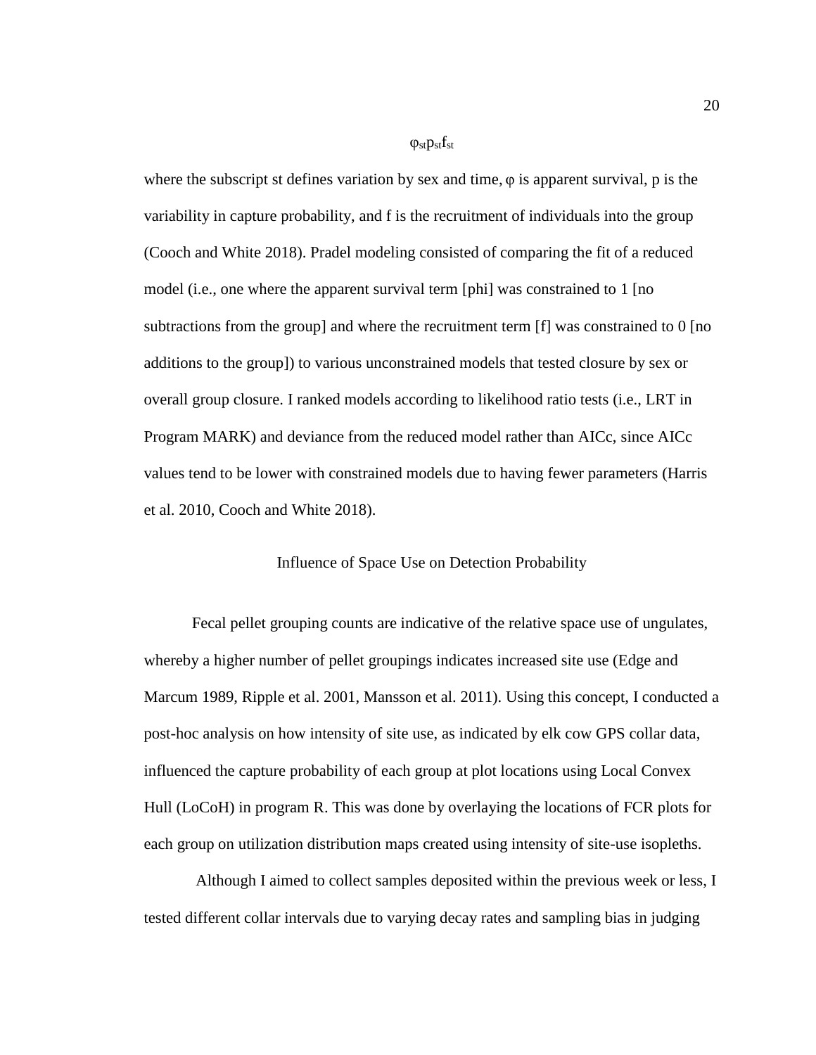$$\varphi_{st}p_{st}f_{st}$$

where the subscript st defines variation by sex and time, $\varphi$ is apparent survival, p is the variability in capture probability, and f is the recruitment of individuals into the group (Cooch and White 2018). Pradel modeling consisted of comparing the fit of a reduced model (i.e., one where the apparent survival term [phi] was constrained to 1 [no subtractions from the group] and where the recruitment term [f] was constrained to 0 [no additions to the group]) to various unconstrained models that tested closure by sex or overall group closure. I ranked models according to likelihood ratio tests (i.e., LRT in Program MARK) and deviance from the reduced model rather than AICc, since AICc values tend to be lower with constrained models due to having fewer parameters (Harris et al. 2010, Cooch and White 2018).

## Influence of Space Use on Detection Probability

Fecal pellet grouping counts are indicative of the relative space use of ungulates, whereby a higher number of pellet groupings indicates increased site use (Edge and Marcum 1989, Ripple et al. 2001, Mansson et al. 2011). Using this concept, I conducted a post-hoc analysis on how intensity of site use, as indicated by elk cow GPS collar data, influenced the capture probability of each group at plot locations using Local Convex Hull (LoCoH) in program R. This was done by overlaying the locations of FCR plots for each group on utilization distribution maps created using intensity of site-use isopleths.

Although I aimed to collect samples deposited within the previous week or less, I tested different collar intervals due to varying decay rates and sampling bias in judging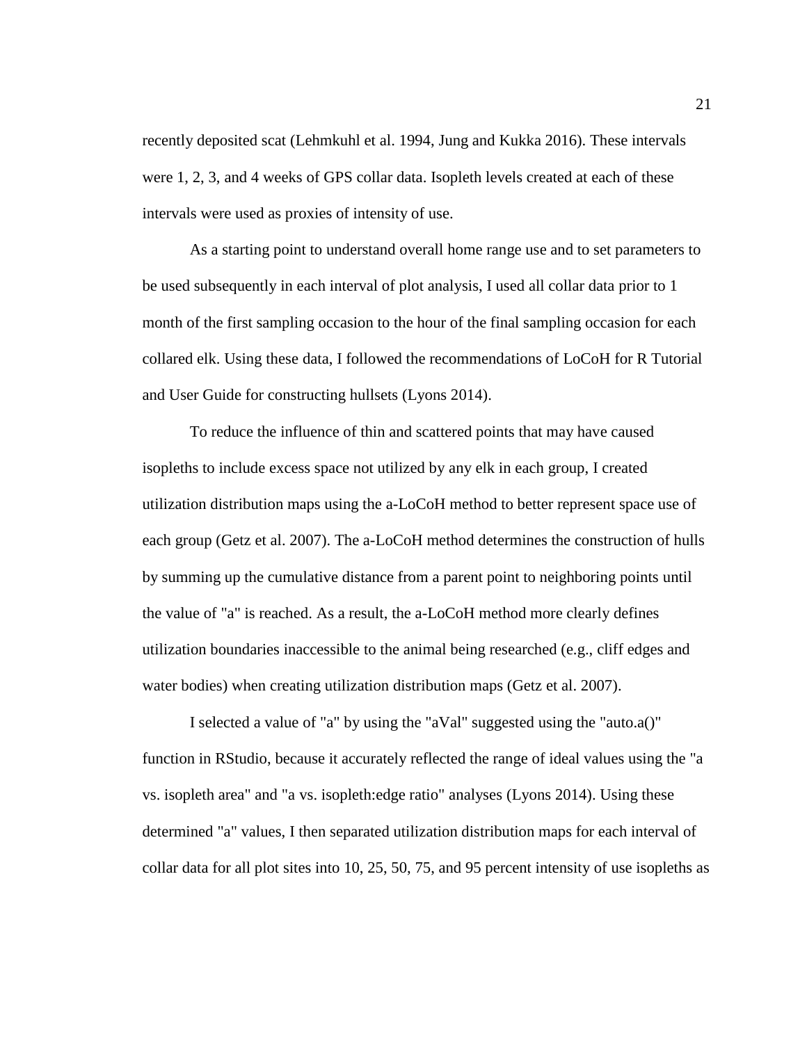recently deposited scat (Lehmkuhl et al. 1994, Jung and Kukka 2016). These intervals were 1, 2, 3, and 4 weeks of GPS collar data. Isopleth levels created at each of these intervals were used as proxies of intensity of use.

As a starting point to understand overall home range use and to set parameters to be used subsequently in each interval of plot analysis, I used all collar data prior to 1 month of the first sampling occasion to the hour of the final sampling occasion for each collared elk. Using these data, I followed the recommendations of LoCoH for R Tutorial and User Guide for constructing hullsets (Lyons 2014).

To reduce the influence of thin and scattered points that may have caused isopleths to include excess space not utilized by any elk in each group, I created utilization distribution maps using the a-LoCoH method to better represent space use of each group (Getz et al. 2007). The a-LoCoH method determines the construction of hulls by summing up the cumulative distance from a parent point to neighboring points until the value of "a" is reached. As a result, the a-LoCoH method more clearly defines utilization boundaries inaccessible to the animal being researched (e.g., cliff edges and water bodies) when creating utilization distribution maps (Getz et al. 2007).

I selected a value of "a" by using the "aVal" suggested using the "auto.a()" function in RStudio, because it accurately reflected the range of ideal values using the "a vs. isopleth area" and "a vs. isopleth:edge ratio" analyses (Lyons 2014). Using these determined "a" values, I then separated utilization distribution maps for each interval of collar data for all plot sites into 10, 25, 50, 75, and 95 percent intensity of use isopleths as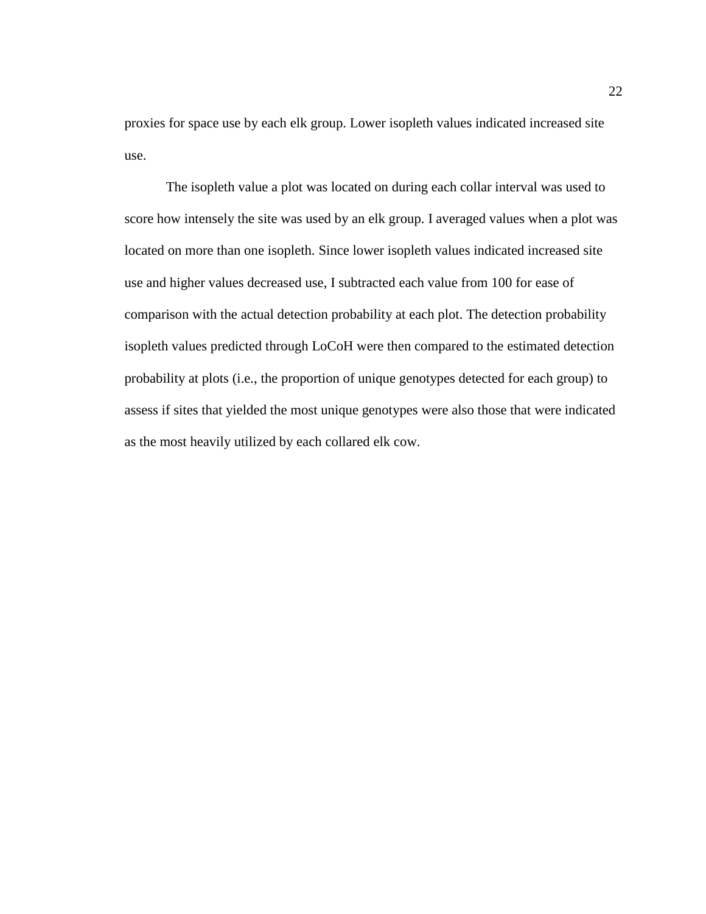proxies for space use by each elk group. Lower isopleth values indicated increased site use.

The isopleth value a plot was located on during each collar interval was used to score how intensely the site was used by an elk group. I averaged values when a plot was located on more than one isopleth. Since lower isopleth values indicated increased site use and higher values decreased use, I subtracted each value from 100 for ease of comparison with the actual detection probability at each plot. The detection probability isopleth values predicted through LoCoH were then compared to the estimated detection probability at plots (i.e., the proportion of unique genotypes detected for each group) to assess if sites that yielded the most unique genotypes were also those that were indicated as the most heavily utilized by each collared elk cow.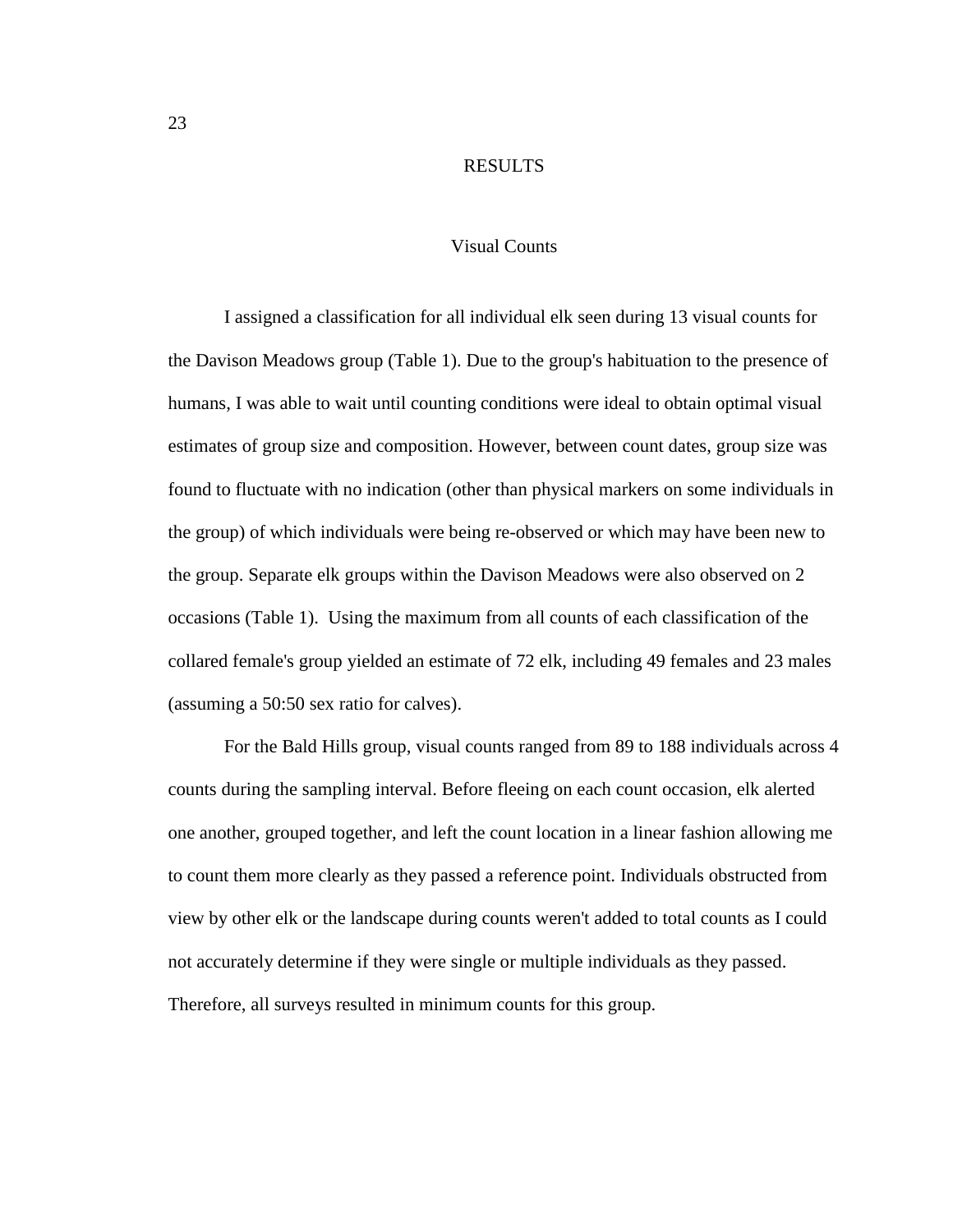# RESULTS

## Visual Counts

I assigned a classification for all individual elk seen during 13 visual counts for the Davison Meadows group (Table 1). Due to the group's habituation to the presence of humans, I was able to wait until counting conditions were ideal to obtain optimal visual estimates of group size and composition. However, between count dates, group size was found to fluctuate with no indication (other than physical markers on some individuals in the group) of which individuals were being re-observed or which may have been new to the group. Separate elk groups within the Davison Meadows were also observed on 2 occasions (Table 1). Using the maximum from all counts of each classification of the collared female's group yielded an estimate of 72 elk, including 49 females and 23 males (assuming a 50:50 sex ratio for calves).

For the Bald Hills group, visual counts ranged from 89 to 188 individuals across 4 counts during the sampling interval. Before fleeing on each count occasion, elk alerted one another, grouped together, and left the count location in a linear fashion allowing me to count them more clearly as they passed a reference point. Individuals obstructed from view by other elk or the landscape during counts weren't added to total counts as I could not accurately determine if they were single or multiple individuals as they passed. Therefore, all surveys resulted in minimum counts for this group.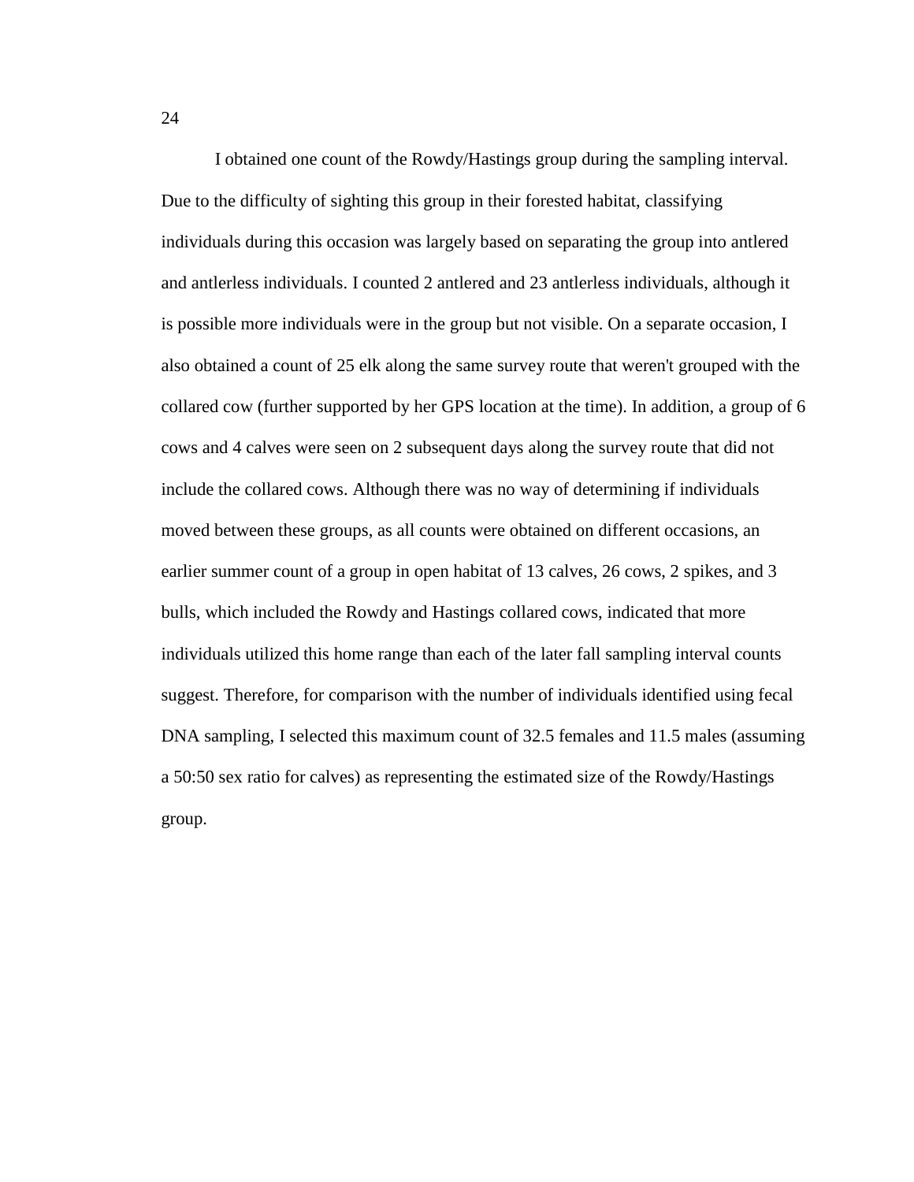I obtained one count of the Rowdy/Hastings group during the sampling interval. Due to the difficulty of sighting this group in their forested habitat, classifying individuals during this occasion was largely based on separating the group into antlered and antlerless individuals. I counted 2 antlered and 23 antlerless individuals, although it is possible more individuals were in the group but not visible. On a separate occasion, I also obtained a count of 25 elk along the same survey route that weren't grouped with the collared cow (further supported by her GPS location at the time). In addition, a group of 6 cows and 4 calves were seen on 2 subsequent days along the survey route that did not include the collared cows. Although there was no way of determining if individuals moved between these groups, as all counts were obtained on different occasions, an earlier summer count of a group in open habitat of 13 calves, 26 cows, 2 spikes, and 3 bulls, which included the Rowdy and Hastings collared cows, indicated that more individuals utilized this home range than each of the later fall sampling interval counts suggest. Therefore, for comparison with the number of individuals identified using fecal DNA sampling, I selected this maximum count of 32.5 females and 11.5 males (assuming a 50:50 sex ratio for calves) as representing the estimated size of the Rowdy/Hastings group.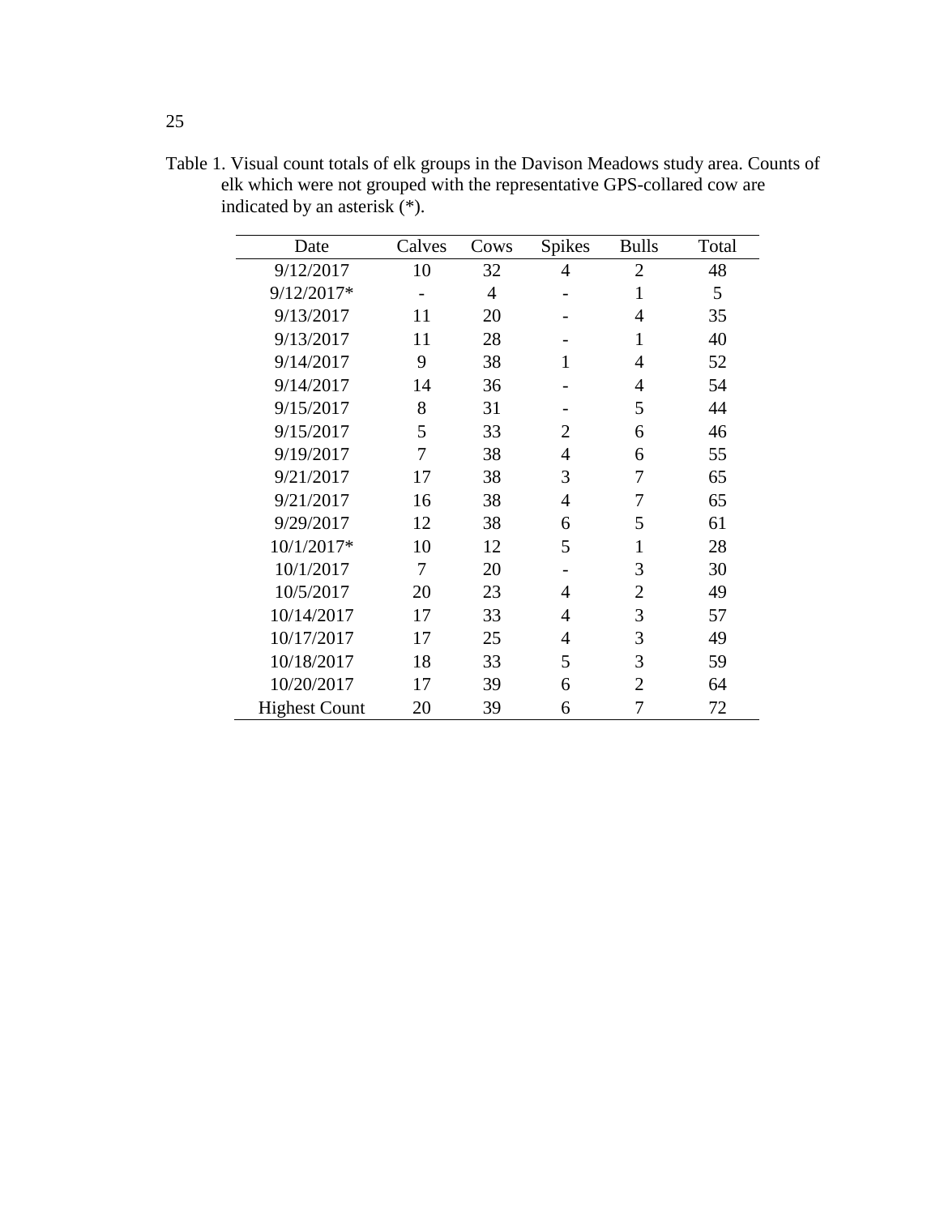Table 1. Visual count totals of elk groups in the Davison Meadows study area. Counts of elk which were not grouped with the representative GPS-collared cow are indicated by an asterisk (*).

| Date | Calves | Cows | Spikes | Bulls | Total |
|---|---|---|---|---|---|
| 9/12/2017 | 10 | 32 | 4 | 2 | 48 |
| 9/12/2017* | - | 4 | - | 1 | 5 |
| 9/13/2017 | 11 | 20 | - | 4 | 35 |
| 9/13/2017 | 11 | 28 | - | 1 | 40 |
| 9/14/2017 | 9 | 38 | 1 | 4 | 52 |
| 9/14/2017 | 14 | 36 | - | 4 | 54 |
| 9/15/2017 | 8 | 31 | - | 5 | 44 |
| 9/15/2017 | 5 | 33 | 2 | 6 | 46 |
| 9/19/2017 | 7 | 38 | 4 | 6 | 55 |
| 9/21/2017 | 17 | 38 | 3 | 7 | 65 |
| 9/21/2017 | 16 | 38 | 4 | 7 | 65 |
| 9/29/2017 | 12 | 38 | 6 | 5 | 61 |
| 10/1/2017* | 10 | 12 | 5 | 1 | 28 |
| 10/1/2017 | 7 | 20 | - | 3 | 30 |
| 10/5/2017 | 20 | 23 | 4 | 2 | 49 |
| 10/14/2017 | 17 | 33 | 4 | 3 | 57 |
| 10/17/2017 | 17 | 25 | 4 | 3 | 49 |
| 10/18/2017 | 18 | 33 | 5 | 3 | 59 |
| 10/20/2017 | 17 | 39 | 6 | 2 | 64 |
| Highest Count | 20 | 39 | 6 | 7 | 72 |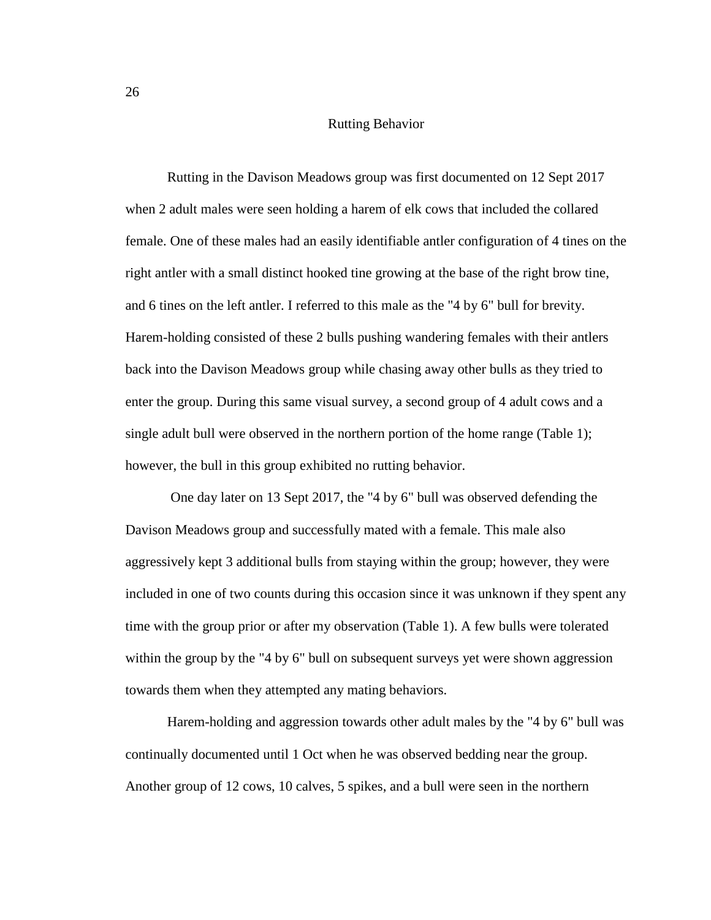## Rutting Behavior

Rutting in the Davison Meadows group was first documented on 12 Sept 2017 when 2 adult males were seen holding a harem of elk cows that included the collared female. One of these males had an easily identifiable antler configuration of 4 tines on the right antler with a small distinct hooked tine growing at the base of the right brow tine, and 6 tines on the left antler. I referred to this male as the "4 by 6" bull for brevity. Harem-holding consisted of these 2 bulls pushing wandering females with their antlers back into the Davison Meadows group while chasing away other bulls as they tried to enter the group. During this same visual survey, a second group of 4 adult cows and a single adult bull were observed in the northern portion of the home range (Table 1); however, the bull in this group exhibited no rutting behavior.

One day later on 13 Sept 2017, the "4 by 6" bull was observed defending the Davison Meadows group and successfully mated with a female. This male also aggressively kept 3 additional bulls from staying within the group; however, they were included in one of two counts during this occasion since it was unknown if they spent any time with the group prior or after my observation (Table 1). A few bulls were tolerated within the group by the "4 by 6" bull on subsequent surveys yet were shown aggression towards them when they attempted any mating behaviors.

Harem-holding and aggression towards other adult males by the "4 by 6" bull was continually documented until 1 Oct when he was observed bedding near the group. Another group of 12 cows, 10 calves, 5 spikes, and a bull were seen in the northern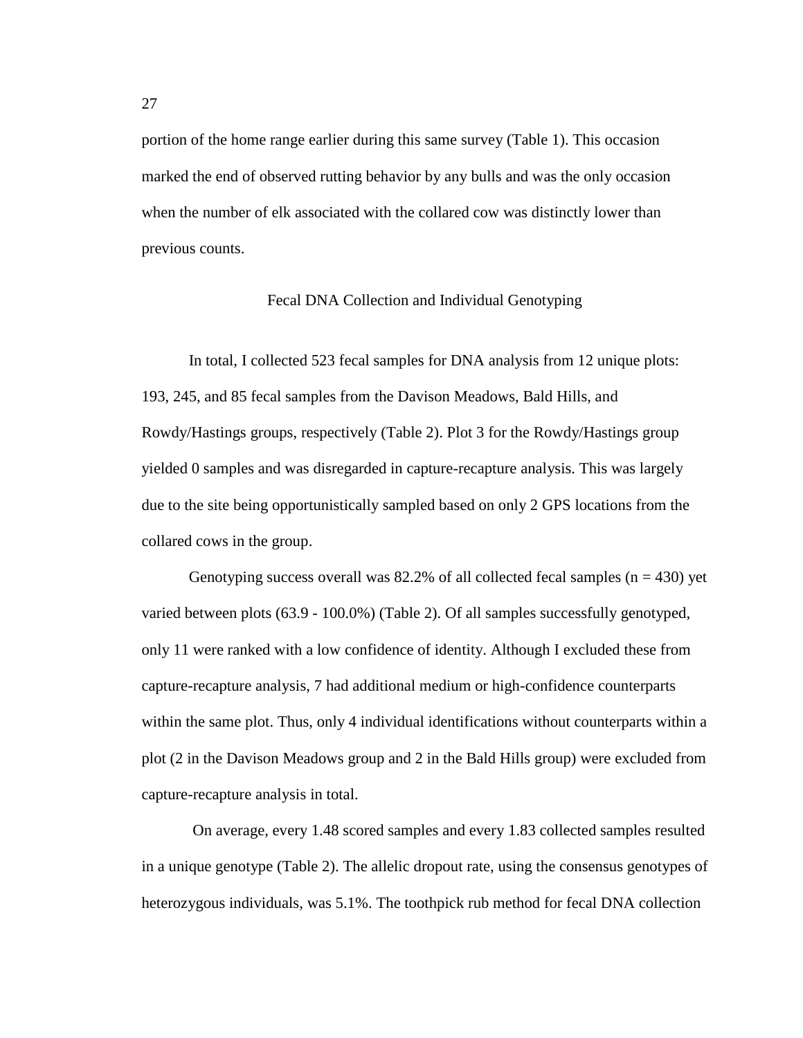portion of the home range earlier during this same survey (Table 1). This occasion marked the end of observed rutting behavior by any bulls and was the only occasion when the number of elk associated with the collared cow was distinctly lower than previous counts.

## Fecal DNA Collection and Individual Genotyping

In total, I collected 523 fecal samples for DNA analysis from 12 unique plots: 193, 245, and 85 fecal samples from the Davison Meadows, Bald Hills, and Rowdy/Hastings groups, respectively (Table 2). Plot 3 for the Rowdy/Hastings group yielded 0 samples and was disregarded in capture-recapture analysis. This was largely due to the site being opportunistically sampled based on only 2 GPS locations from the collared cows in the group.

Genotyping success overall was 82.2% of all collected fecal samples ($n = 430$) yet varied between plots (63.9 - 100.0%) (Table 2). Of all samples successfully genotyped, only 11 were ranked with a low confidence of identity. Although I excluded these from capture-recapture analysis, 7 had additional medium or high-confidence counterparts within the same plot. Thus, only 4 individual identifications without counterparts within a plot (2 in the Davison Meadows group and 2 in the Bald Hills group) were excluded from capture-recapture analysis in total.

On average, every 1.48 scored samples and every 1.83 collected samples resulted in a unique genotype (Table 2). The allelic dropout rate, using the consensus genotypes of heterozygous individuals, was 5.1%. The toothpick rub method for fecal DNA collection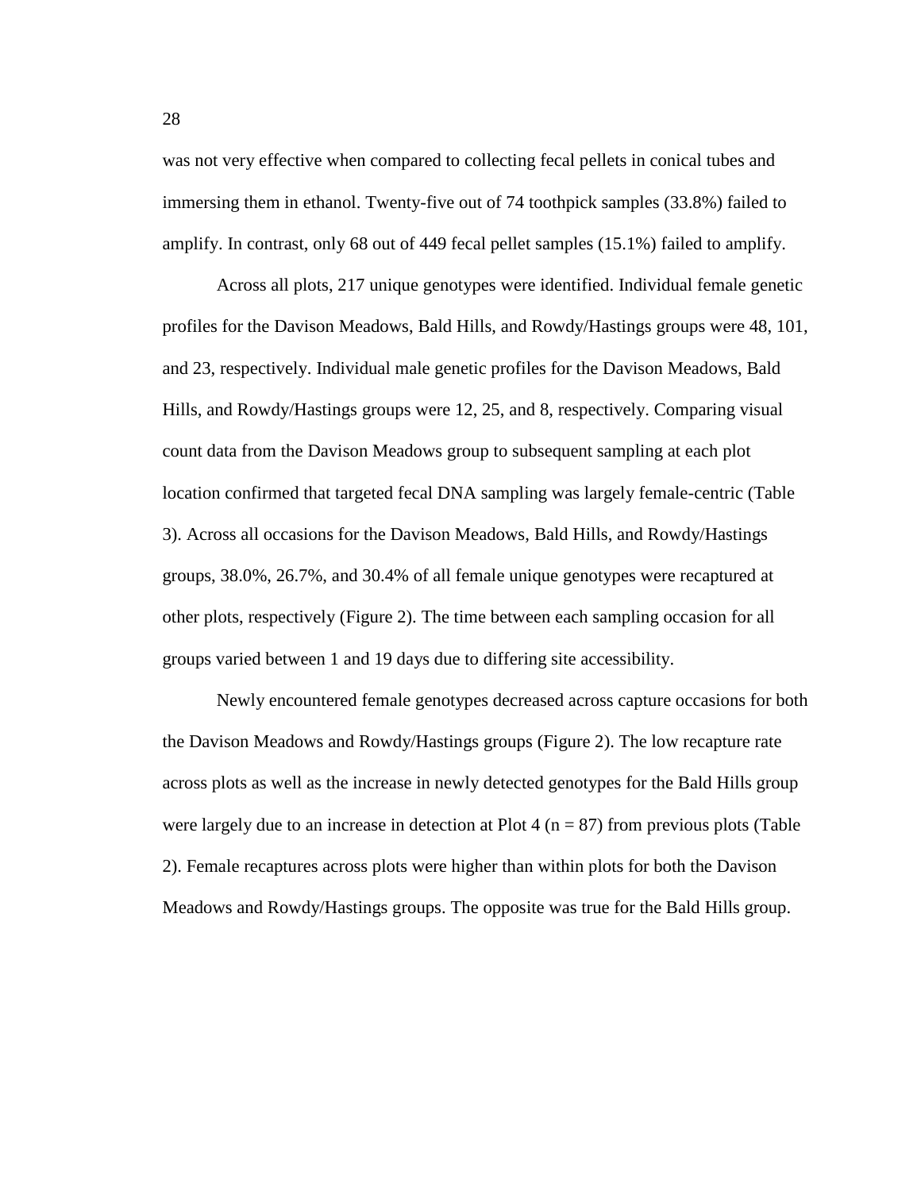was not very effective when compared to collecting fecal pellets in conical tubes and immersing them in ethanol. Twenty-five out of 74 toothpick samples (33.8%) failed to amplify. In contrast, only 68 out of 449 fecal pellet samples (15.1%) failed to amplify.

Across all plots, 217 unique genotypes were identified. Individual female genetic profiles for the Davison Meadows, Bald Hills, and Rowdy/Hastings groups were 48, 101, and 23, respectively. Individual male genetic profiles for the Davison Meadows, Bald Hills, and Rowdy/Hastings groups were 12, 25, and 8, respectively. Comparing visual count data from the Davison Meadows group to subsequent sampling at each plot location confirmed that targeted fecal DNA sampling was largely female-centric (Table 3). Across all occasions for the Davison Meadows, Bald Hills, and Rowdy/Hastings groups, 38.0%, 26.7%, and 30.4% of all female unique genotypes were recaptured at other plots, respectively (Figure 2). The time between each sampling occasion for all groups varied between 1 and 19 days due to differing site accessibility.

Newly encountered female genotypes decreased across capture occasions for both the Davison Meadows and Rowdy/Hastings groups (Figure 2). The low recapture rate across plots as well as the increase in newly detected genotypes for the Bald Hills group were largely due to an increase in detection at Plot 4 ($n = 87$) from previous plots (Table 2). Female recaptures across plots were higher than within plots for both the Davison Meadows and Rowdy/Hastings groups. The opposite was true for the Bald Hills group.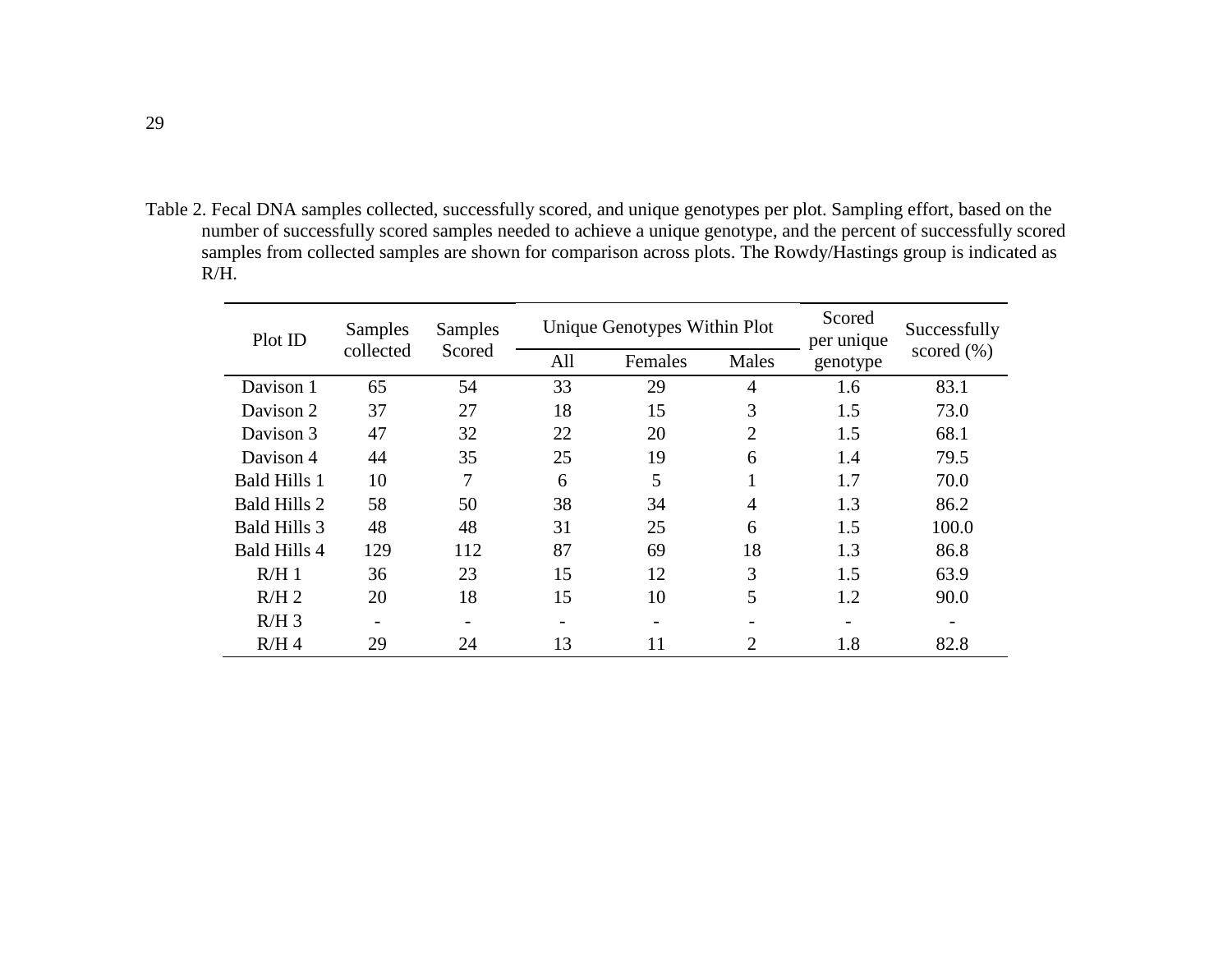Table 2. Fecal DNA samples collected, successfully scored, and unique genotypes per plot. Sampling effort, based on the number of successfully scored samples needed to achieve a unique genotype, and the percent of successfully scored samples from collected samples are shown for comparison across plots. The Rowdy/Hastings group is indicated as R/H.

| Plot ID | Samples collected | Samples Scored | Unique Genotypes Within Plot | | | Scored per unique genotype | Successfully scored (%) |
|---|---|---|---|---|---|---|---|
| | | | All | Females | Males | | |
| Davison 1 | 65 | 54 | 33 | 29 | 4 | 1.6 | 83.1 |
| Davison 2 | 37 | 27 | 18 | 15 | 3 | 1.5 | 73.0 |
| Davison 3 | 47 | 32 | 22 | 20 | 2 | 1.5 | 68.1 |
| Davison 4 | 44 | 35 | 25 | 19 | 6 | 1.4 | 79.5 |
| Bald Hills 1 | 10 | 7 | 6 | 5 | 1 | 1.7 | 70.0 |
| Bald Hills 2 | 58 | 50 | 38 | 34 | 4 | 1.3 | 86.2 |
| Bald Hills 3 | 48 | 48 | 31 | 25 | 6 | 1.5 | 100.0 |
| Bald Hills 4 | 129 | 112 | 87 | 69 | 18 | 1.3 | 86.8 |
| R/H 1 | 36 | 23 | 15 | 12 | 3 | 1.5 | 63.9 |
| R/H 2 | 20 | 18 | 15 | 10 | 5 | 1.2 | 90.0 |
| R/H 3 | - | - | - | - | - | - | - |
| R/H 4 | 29 | 24 | 13 | 11 | 2 | 1.8 | 82.8 |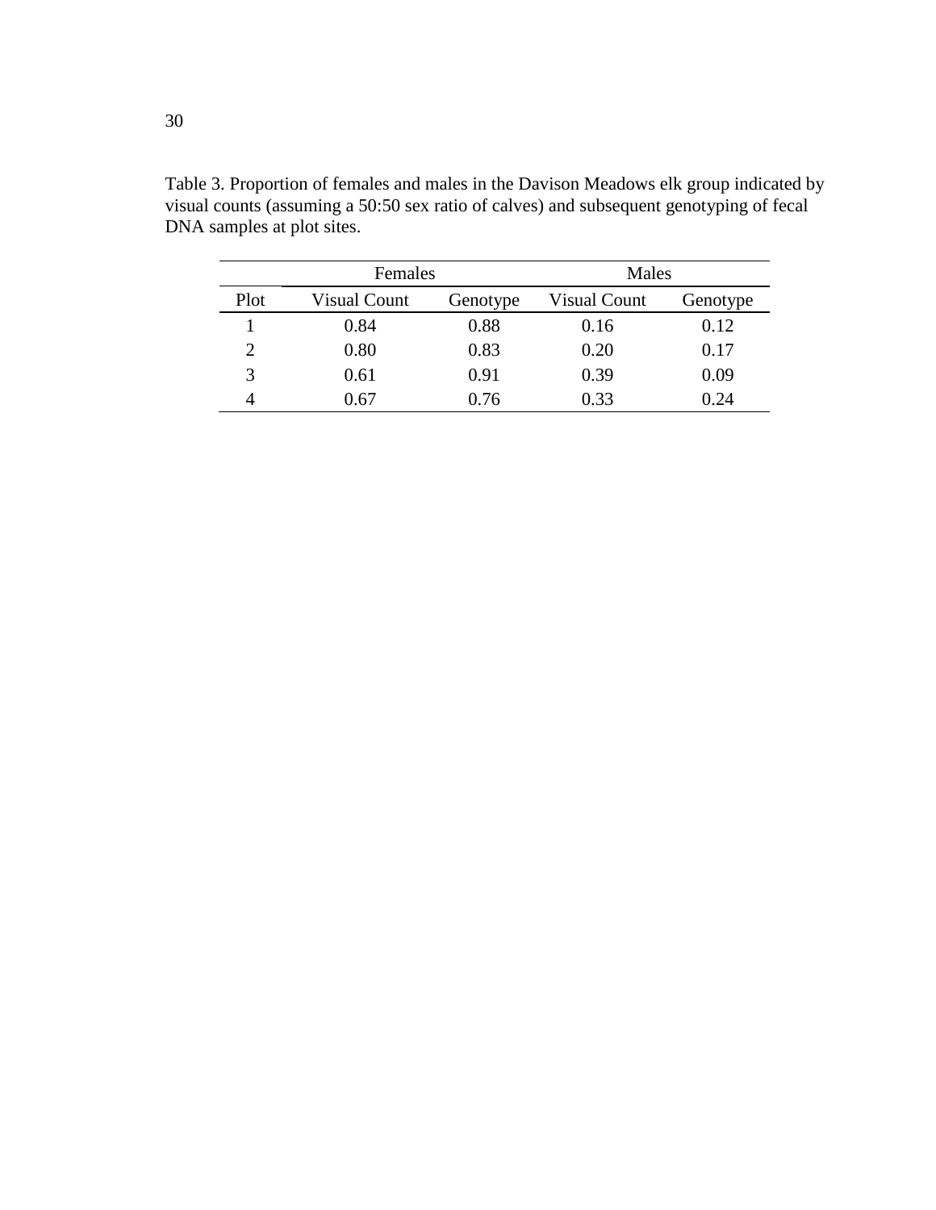Table 3. Proportion of females and males in the Davison Meadows elk group indicated by visual counts (assuming a 50:50 sex ratio of calves) and subsequent genotyping of fecal DNA samples at plot sites.

| | Females | | Males | |
|---|---|---|---|---|
| Plot | Visual Count | Genotype | Visual Count | Genotype |
| 1 | 0.84 | 0.88 | 0.16 | 0.12 |
| 2 | 0.80 | 0.83 | 0.20 | 0.17 |
| 3 | 0.61 | 0.91 | 0.39 | 0.09 |
| 4 | 0.67 | 0.76 | 0.33 | 0.24 |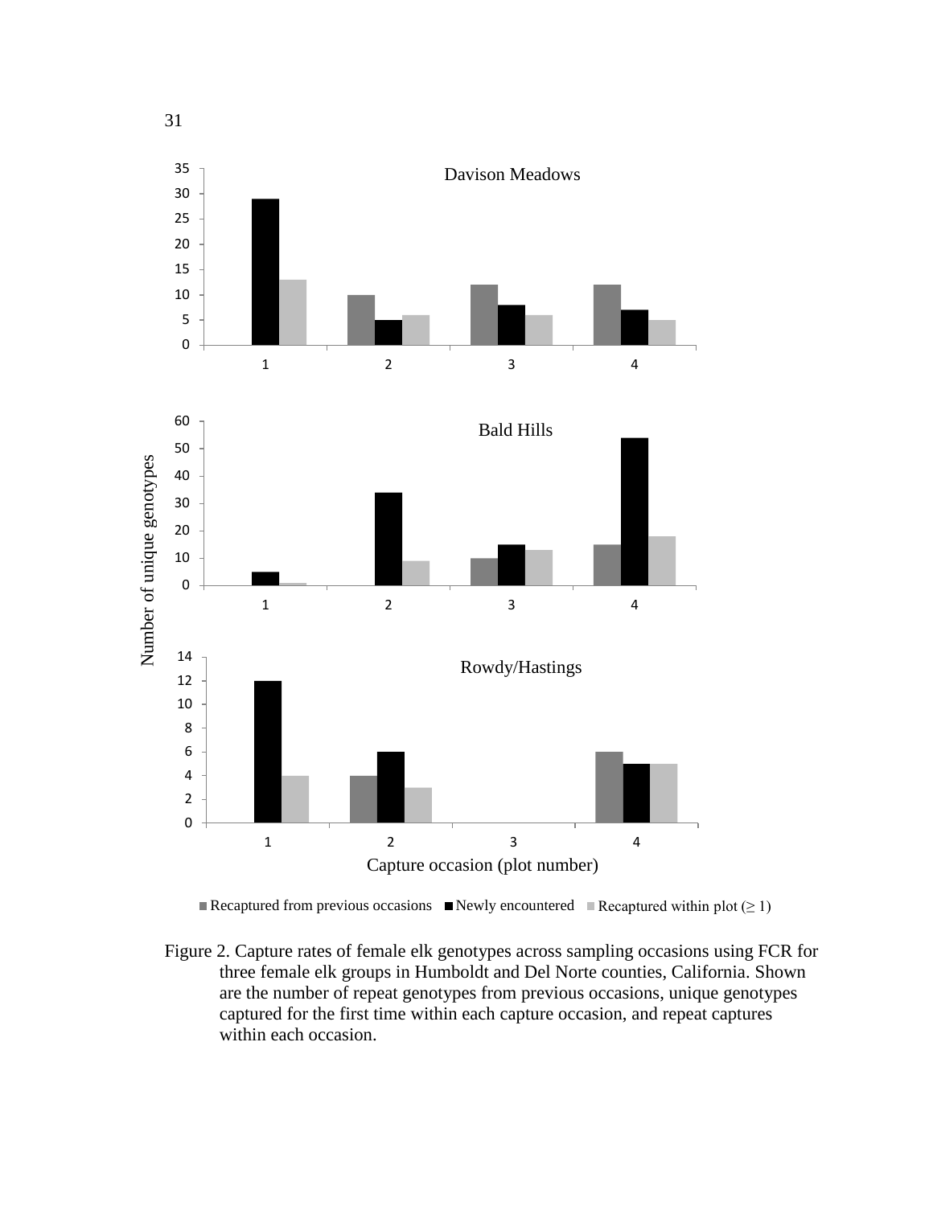Figure 2. Capture rates of female elk genotypes across sampling occasions using FCR for three female elk groups in Humboldt and Del Norte counties, California. Shown are the number of repeat genotypes from previous occasions, unique genotypes captured for the first time within each capture occasion, and repeat captures within each occasion.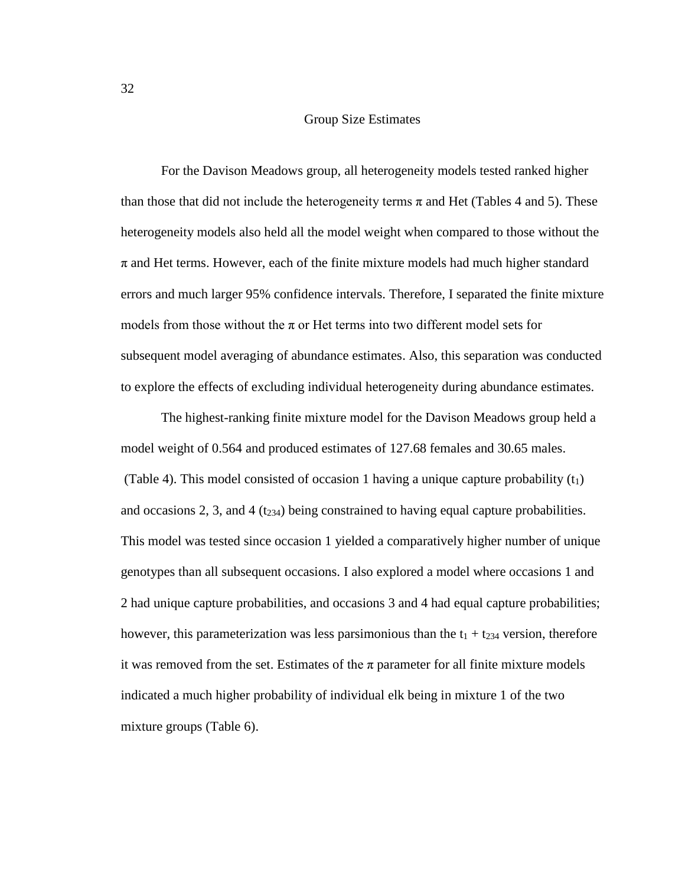## Group Size Estimates

For the Davison Meadows group, all heterogeneity models tested ranked higher than those that did not include the heterogeneity terms $\pi$ and Het (Tables 4 and 5). These heterogeneity models also held all the model weight when compared to those without the $\pi$ and Het terms. However, each of the finite mixture models had much higher standard errors and much larger 95% confidence intervals. Therefore, I separated the finite mixture models from those without the $\pi$ or Het terms into two different model sets for subsequent model averaging of abundance estimates. Also, this separation was conducted to explore the effects of excluding individual heterogeneity during abundance estimates.

The highest-ranking finite mixture model for the Davison Meadows group held a model weight of 0.564 and produced estimates of 127.68 females and 30.65 males. (Table 4). This model consisted of occasion 1 having a unique capture probability ($t_1$) and occasions 2, 3, and 4 ($t_{234}$) being constrained to having equal capture probabilities. This model was tested since occasion 1 yielded a comparatively higher number of unique genotypes than all subsequent occasions. I also explored a model where occasions 1 and 2 had unique capture probabilities, and occasions 3 and 4 had equal capture probabilities; however, this parameterization was less parsimonious than the $t_1 + t_{234}$ version, therefore it was removed from the set. Estimates of the $\pi$ parameter for all finite mixture models indicated a much higher probability of individual elk being in mixture 1 of the two mixture groups (Table 6).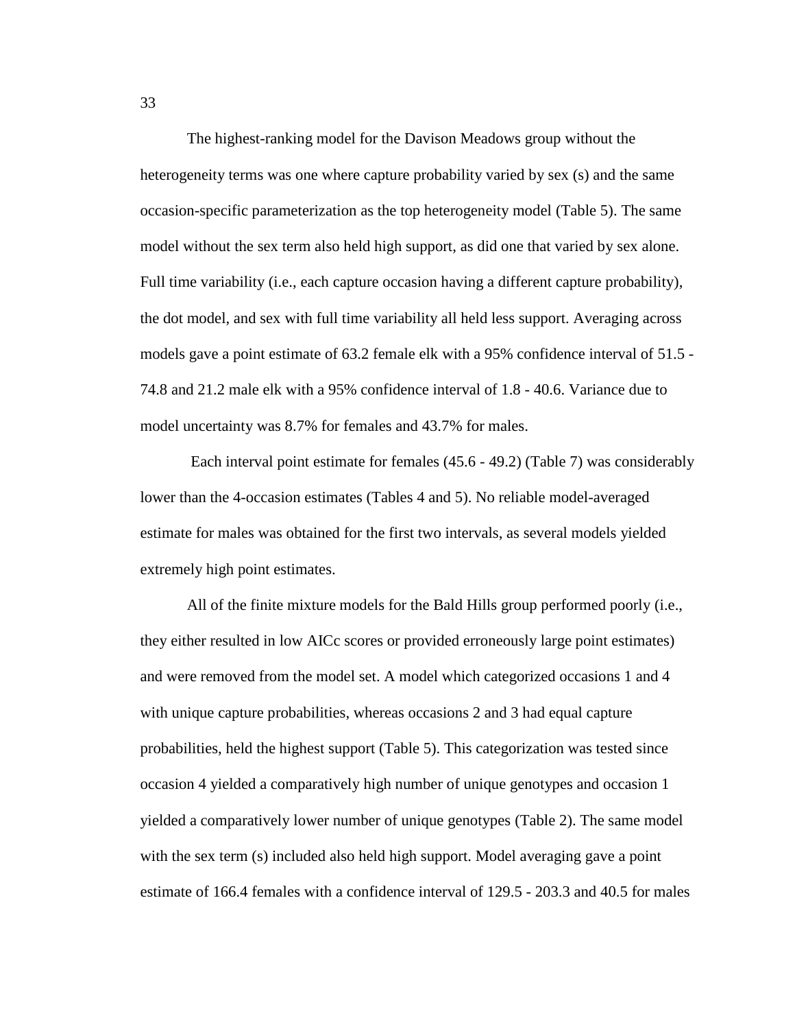The highest-ranking model for the Davison Meadows group without the heterogeneity terms was one where capture probability varied by sex (s) and the same occasion-specific parameterization as the top heterogeneity model (Table 5). The same model without the sex term also held high support, as did one that varied by sex alone. Full time variability (i.e., each capture occasion having a different capture probability), the dot model, and sex with full time variability all held less support. Averaging across models gave a point estimate of 63.2 female elk with a 95% confidence interval of 51.5 - 74.8 and 21.2 male elk with a 95% confidence interval of 1.8 - 40.6. Variance due to model uncertainty was 8.7% for females and 43.7% for males.

Each interval point estimate for females (45.6 - 49.2) (Table 7) was considerably lower than the 4-occasion estimates (Tables 4 and 5). No reliable model-averaged estimate for males was obtained for the first two intervals, as several models yielded extremely high point estimates.

All of the finite mixture models for the Bald Hills group performed poorly (i.e., they either resulted in low AICc scores or provided erroneously large point estimates) and were removed from the model set. A model which categorized occasions 1 and 4 with unique capture probabilities, whereas occasions 2 and 3 had equal capture probabilities, held the highest support (Table 5). This categorization was tested since occasion 4 yielded a comparatively high number of unique genotypes and occasion 1 yielded a comparatively lower number of unique genotypes (Table 2). The same model with the sex term (s) included also held high support. Model averaging gave a point estimate of 166.4 females with a confidence interval of 129.5 - 203.3 and 40.5 for males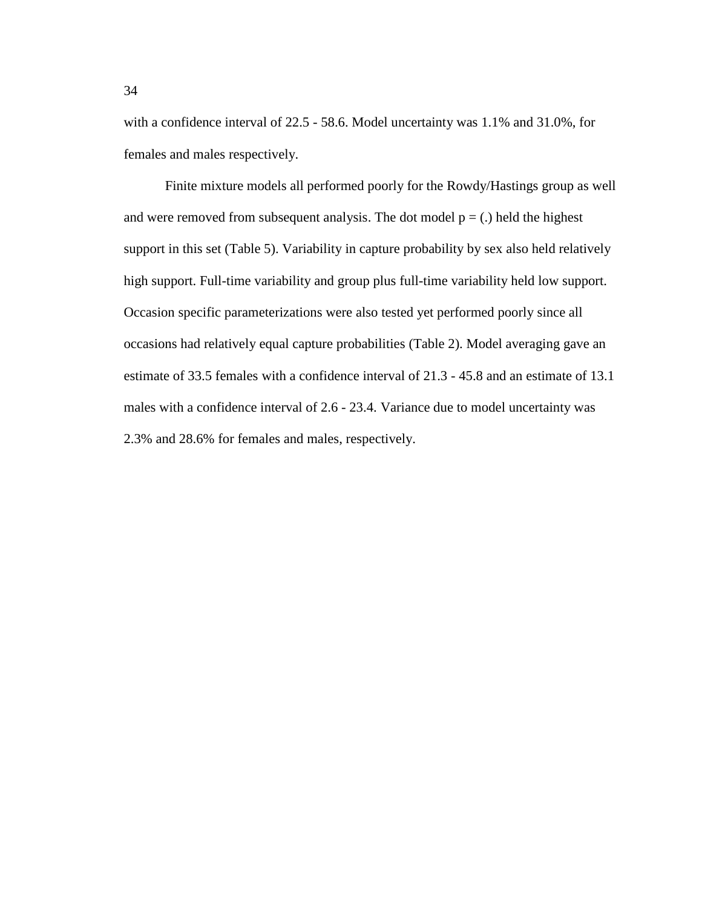with a confidence interval of 22.5 - 58.6. Model uncertainty was 1.1% and 31.0%, for females and males respectively.

Finite mixture models all performed poorly for the Rowdy/Hastings group as well and were removed from subsequent analysis. The dot model $p = (.)$ held the highest support in this set (Table 5). Variability in capture probability by sex also held relatively high support. Full-time variability and group plus full-time variability held low support. Occasion specific parameterizations were also tested yet performed poorly since all occasions had relatively equal capture probabilities (Table 2). Model averaging gave an estimate of 33.5 females with a confidence interval of 21.3 - 45.8 and an estimate of 13.1 males with a confidence interval of 2.6 - 23.4. Variance due to model uncertainty was 2.3% and 28.6% for females and males, respectively.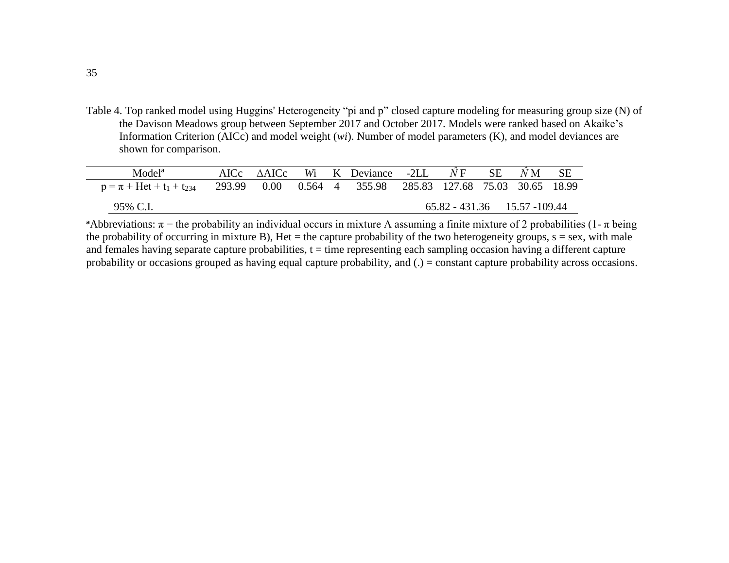Table 4. Top ranked model using Huggins' Heterogeneity "pi and p" closed capture modeling for measuring group size (N) of the Davison Meadows group between September 2017 and October 2017. Models were ranked based on Akaike's Information Criterion (AICc) and model weight (*wi*). Number of model parameters (K), and model deviances are shown for comparison.

| Model[a] | AICc | ΔAICc | *W*i | K | Deviance | -2LL | $\hat{N}$ F | SE | $\hat{N}$ M | SE |
|---|---|---|---|---|---|---|---|---|---|---|
| $p = \pi + Het + t_1 + t_{234}$ | 293.99 | 0.00 | 0.564 | 4 | 355.98 | 285.83 | 127.68 | 75.03 | 30.65 | 18.99 |
| 95% C.I. | | | | | | | 65.82 - 431.36 | | 15.57 -109.44 | |

[a]Abbreviations: π = the probability an individual occurs in mixture A assuming a finite mixture of 2 probabilities (1- π being the probability of occurring in mixture B), Het = the capture probability of the two heterogeneity groups, s = sex, with male and females having separate capture probabilities, t = time representing each sampling occasion having a different capture probability or occasions grouped as having equal capture probability, and (.) = constant capture probability across occasions.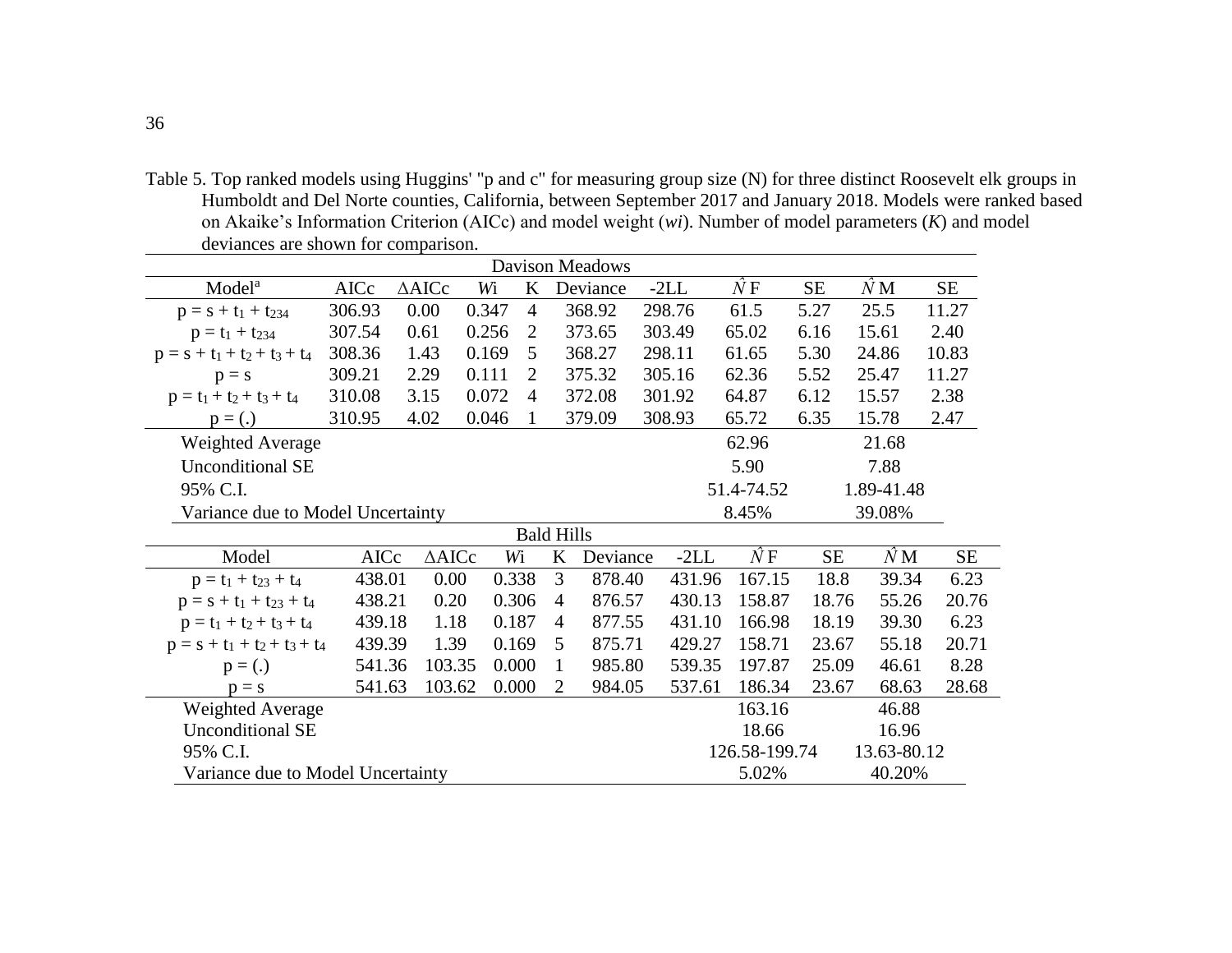Table 5. Top ranked models using Huggins' "p and c" for measuring group size (N) for three distinct Roosevelt elk groups in Humboldt and Del Norte counties, California, between September 2017 and January 2018. Models were ranked based on Akaike's Information Criterion (AICc) and model weight (*wi*). Number of model parameters (*K*) and model deviances are shown for comparison.

| Davison Meadows | | | | | | | | | | |
|---|---|---|---|---|---|---|---|---|---|---|
| Model[a] | AICc | ΔAICc | *W*i | K | Deviance | -2LL | $\hat{N}$ F | SE | $\hat{N}$ M | SE |
| $p = s + t_1 + t_{234}$ | 306.93 | 0.00 | 0.347 | 4 | 368.92 | 298.76 | 61.5 | 5.27 | 25.5 | 11.27 |
| $p = t_1 + t_{234}$ | 307.54 | 0.61 | 0.256 | 2 | 373.65 | 303.49 | 65.02 | 6.16 | 15.61 | 2.40 |
| $p = s + t_1 + t_2 + t_3 + t_4$ | 308.36 | 1.43 | 0.169 | 5 | 368.27 | 298.11 | 61.65 | 5.30 | 24.86 | 10.83 |
| $p = s$ | 309.21 | 2.29 | 0.111 | 2 | 375.32 | 305.16 | 62.36 | 5.52 | 25.47 | 11.27 |
| $p = t_1 + t_2 + t_3 + t_4$ | 310.08 | 3.15 | 0.072 | 4 | 372.08 | 301.92 | 64.87 | 6.12 | 15.57 | 2.38 |
| $p = (.)$ | 310.95 | 4.02 | 0.046 | 1 | 379.09 | 308.93 | 65.72 | 6.35 | 15.78 | 2.47 |
| Weighted Average | | | | | | | 62.96 | | 21.68 | |
| Unconditional SE | | | | | | | 5.90 | | 7.88 | |
| 95% C.I. | | | | | | | 51.4-74.52 | | 1.89-41.48 | |
| Variance due to Model Uncertainty | | | | | | | 8.45% | | 39.08% | |
| **Bald Hills** | | | | | | | | | | |
| Model | AICc | ΔAICc | *W*i | K | Deviance | -2LL | $\hat{N}$ F | SE | $\hat{N}$ M | SE |
| $p = t_1 + t_{23} + t_4$ | 438.01 | 0.00 | 0.338 | 3 | 878.40 | 431.96 | 167.15 | 18.8 | 39.34 | 6.23 |
| $p = s + t_1 + t_{23} + t_4$ | 438.21 | 0.20 | 0.306 | 4 | 876.57 | 430.13 | 158.87 | 18.76 | 55.26 | 20.76 |
| $p = t_1 + t_2 + t_3 + t_4$ | 439.18 | 1.18 | 0.187 | 4 | 877.55 | 431.10 | 166.98 | 18.19 | 39.30 | 6.23 |
| $p = s + t_1 + t_2 + t_3 + t_4$ | 439.39 | 1.39 | 0.169 | 5 | 875.71 | 429.27 | 158.71 | 23.67 | 55.18 | 20.71 |
| $p = (.)$ | 541.36 | 103.35 | 0.000 | 1 | 985.80 | 539.35 | 197.87 | 25.09 | 46.61 | 8.28 |
| $p = s$ | 541.63 | 103.62 | 0.000 | 2 | 984.05 | 537.61 | 186.34 | 23.67 | 68.63 | 28.68 |
| Weighted Average | | | | | | | 163.16 | | 46.88 | |
| Unconditional SE | | | | | | | 18.66 | | 16.96 | |
| 95% C.I. | | | | | | | 126.58-199.74 | | 13.63-80.12 | |
| Variance due to Model Uncertainty | | | | | | | 5.02% | | 40.20% | |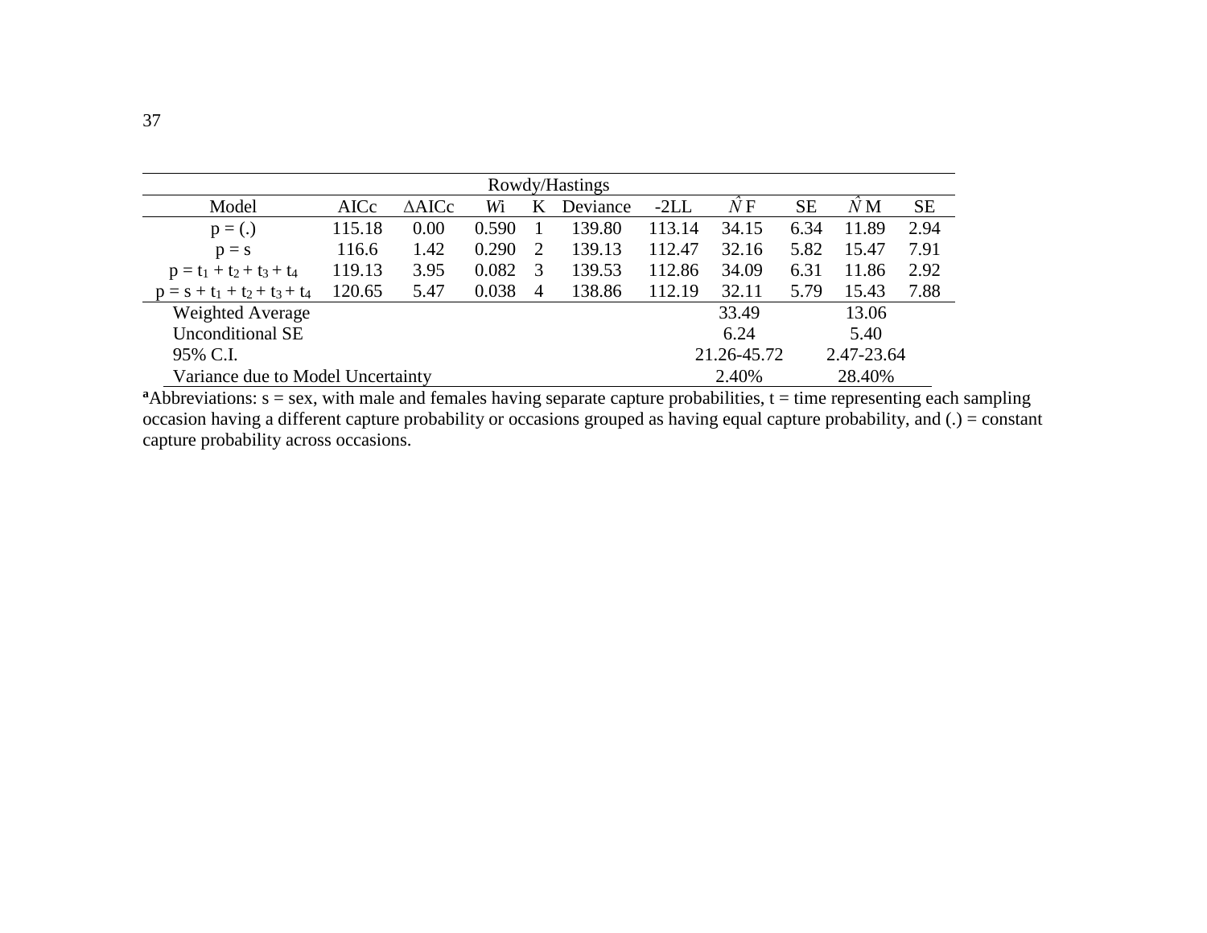| Rowdy/Hastings | | | | | | | | | | |
|---|---|---|---|---|---|---|---|---|---|---|
| Model | AICc | ∆AICc | *W*i | K | Deviance | -2LL | $\hat{N}$ F | SE | $\hat{N}$ M | SE |
| p = (.) | 115.18 | 0.00 | 0.590 | 1 | 139.80 | 113.14 | 34.15 | 6.34 | 11.89 | 2.94 |
| p = s | 116.6 | 1.42 | 0.290 | 2 | 139.13 | 112.47 | 32.16 | 5.82 | 15.47 | 7.91 |
| p = $t_1 + t_2 + t_3 + t_4$ | 119.13 | 3.95 | 0.082 | 3 | 139.53 | 112.86 | 34.09 | 6.31 | 11.86 | 2.92 |
| p = s + $t_1 + t_2 + t_3 + t_4$ | 120.65 | 5.47 | 0.038 | 4 | 138.86 | 112.19 | 32.11 | 5.79 | 15.43 | 7.88 |
| Weighted Average | | | | | | | 33.49 | | 13.06 | |
| Unconditional SE | | | | | | | 6.24 | | 5.40 | |
| 95% C.I. | | | | | | | 21.26-45.72 | | 2.47-23.64 | |
| Variance due to Model Uncertainty | | | | | | | 2.40% | | 28.40% | |

**a**Abbreviations: s = sex, with male and females having separate capture probabilities, t = time representing each sampling occasion having a different capture probability or occasions grouped as having equal capture probability, and (.) = constant capture probability across occasions.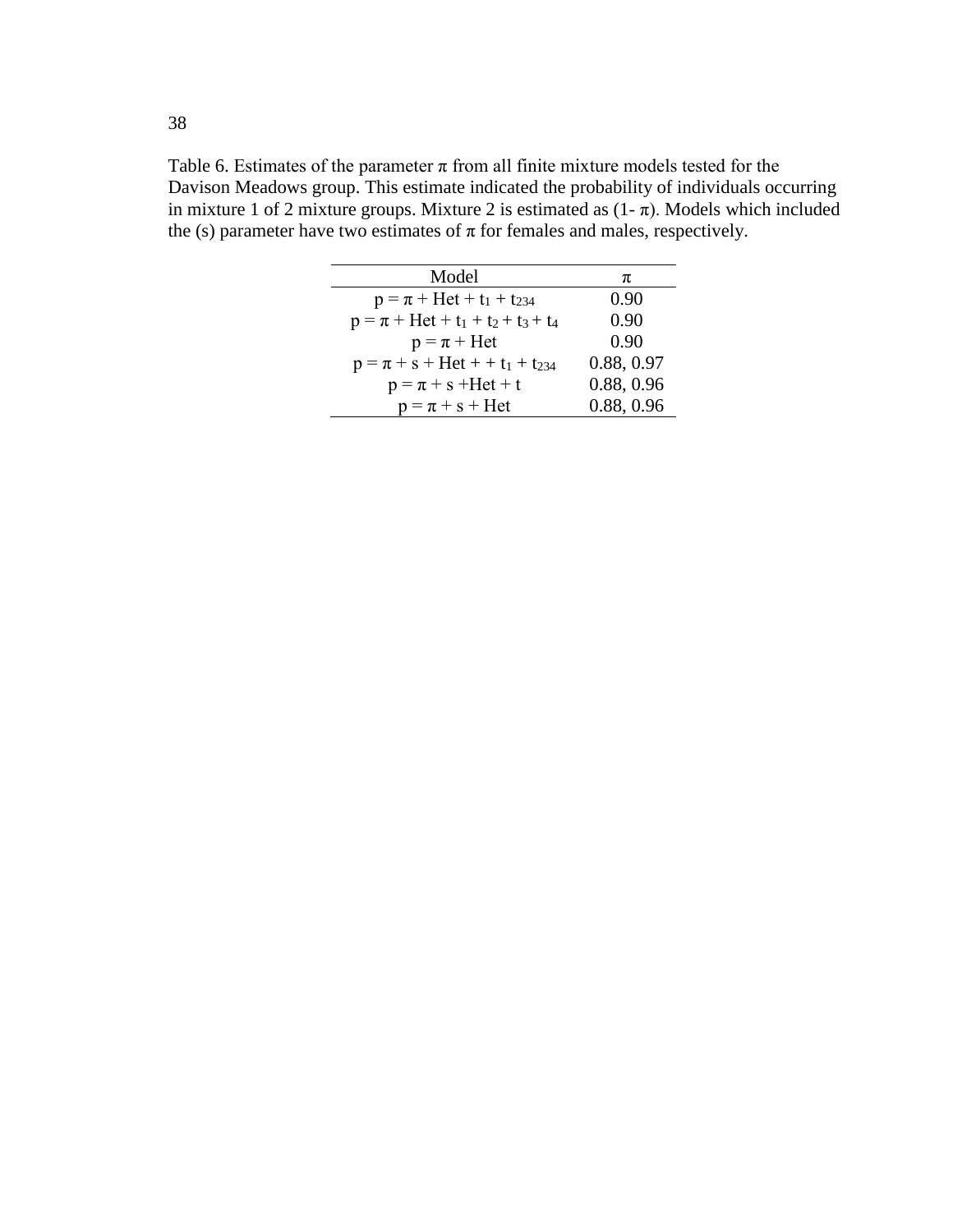Table 6. Estimates of the parameter π from all finite mixture models tested for the Davison Meadows group. This estimate indicated the probability of individuals occurring in mixture 1 of 2 mixture groups. Mixture 2 is estimated as (1- π). Models which included the (s) parameter have two estimates of π for females and males, respectively.

| Model | π |
|---|---|
| $p = \pi + Het + t_1 + t_{234}$ | 0.90 |
| $p = \pi + Het + t_1 + t_2 + t_3 + t_4$ | 0.90 |
| $p = \pi + Het$ | 0.90 |
| $p = \pi + s + Het + + t_1 + t_{234}$ | 0.88, 0.97 |
| $p = \pi + s + Het + t$ | 0.88, 0.96 |
| $p = \pi + s + Het$ | 0.88, 0.96 |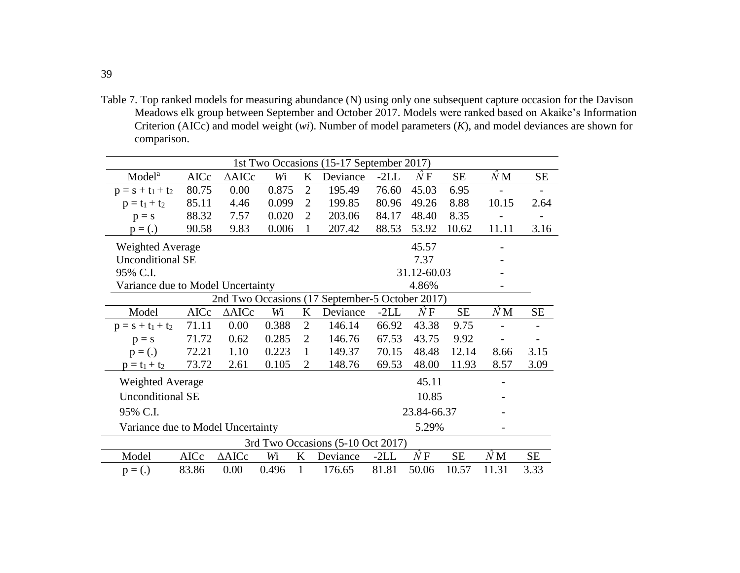Table 7. Top ranked models for measuring abundance (N) using only one subsequent capture occasion for the Davison Meadows elk group between September and October 2017. Models were ranked based on Akaike's Information Criterion (AICc) and model weight (*wi*). Number of model parameters (*K*), and model deviances are shown for comparison.

| 1st Two Occasions (15-17 September 2017) | | | | | | | | | | |
|---|---|---|---|---|---|---|---|---|---|---|
| Model[a] | AICc | ΔAICc | *W*i | K | Deviance | -2LL | $\hat{N}$ F | SE | $\hat{N}$ M | SE |
| $p = s + t_1 + t_2$ | 80.75 | 0.00 | 0.875 | 2 | 195.49 | 76.60 | 45.03 | 6.95 | - | - |
| $p = t_1 + t_2$ | 85.11 | 4.46 | 0.099 | 2 | 199.85 | 80.96 | 49.26 | 8.88 | 10.15 | 2.64 |
| $p = s$ | 88.32 | 7.57 | 0.020 | 2 | 203.06 | 84.17 | 48.40 | 8.35 | - | - |
| $p = (.)$ | 90.58 | 9.83 | 0.006 | 1 | 207.42 | 88.53 | 53.92 | 10.62 | 11.11 | 3.16 |
| Weighted Average | | | | | | | 45.57 | | - | |
| Unconditional SE | | | | | | | 7.37 | | - | |
| 95% C.I. | | | | | | | 31.12-60.03 | | - | |
| Variance due to Model Uncertainty | | | | | | | 4.86% | | - | |
| 2nd Two Occasions (17 September-5 October 2017) | | | | | | | | | | |
| Model | AICc | ΔAICc | *W*i | K | Deviance | -2LL | $\hat{N}$ F | SE | $\hat{N}$ M | SE |
| $p = s + t_1 + t_2$ | 71.11 | 0.00 | 0.388 | 2 | 146.14 | 66.92 | 43.38 | 9.75 | - | - |
| $p = s$ | 71.72 | 0.62 | 0.285 | 2 | 146.76 | 67.53 | 43.75 | 9.92 | - | - |
| $p = (.)$ | 72.21 | 1.10 | 0.223 | 1 | 149.37 | 70.15 | 48.48 | 12.14 | 8.66 | 3.15 |
| $p = t_1 + t_2$ | 73.72 | 2.61 | 0.105 | 2 | 148.76 | 69.53 | 48.00 | 11.93 | 8.57 | 3.09 |
| Weighted Average | | | | | | | 45.11 | | - | |
| Unconditional SE | | | | | | | 10.85 | | - | |
| 95% C.I. | | | | | | | 23.84-66.37 | | - | |
| Variance due to Model Uncertainty | | | | | | | 5.29% | | - | |
| 3rd Two Occasions (5-10 Oct 2017) | | | | | | | | | | |
| Model | AICc | ΔAICc | *W*i | K | Deviance | -2LL | $\hat{N}$ F | SE | $\hat{N}$ M | SE |
| $p = (.)$ | 83.86 | 0.00 | 0.496 | 1 | 176.65 | 81.81 | 50.06 | 10.57 | 11.31 | 3.33 |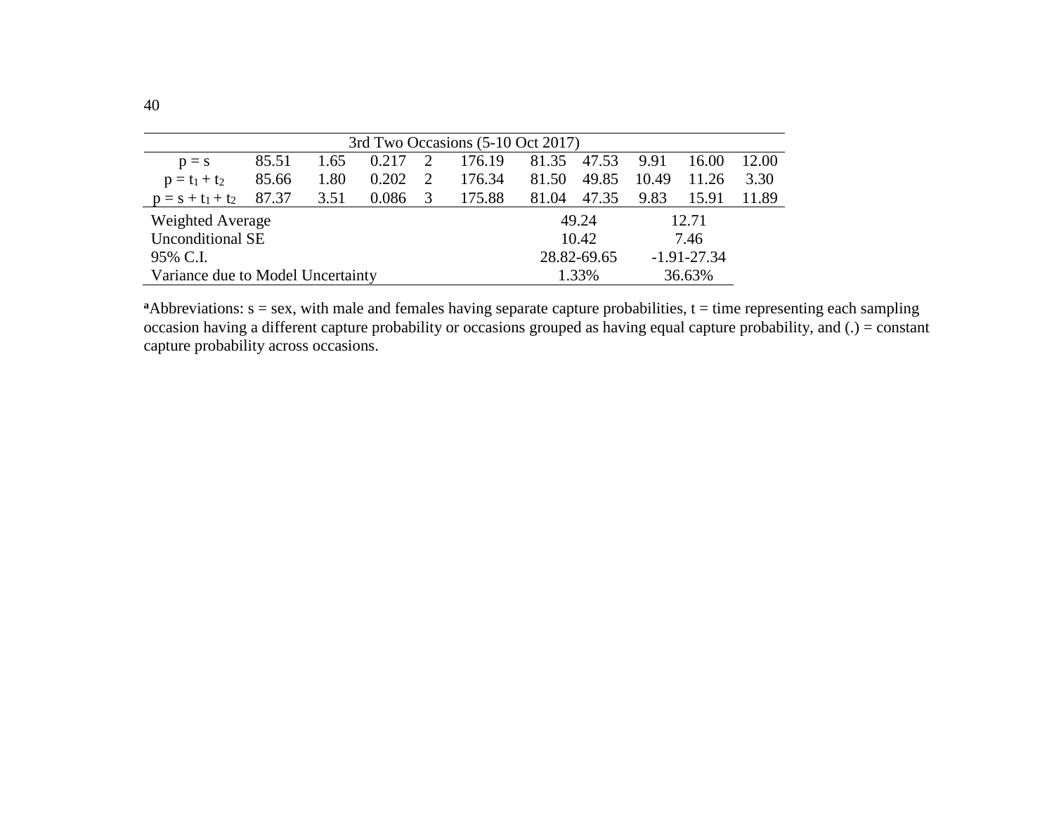| | | | | | | | | | | |
|---|---|---|---|---|---|---|---|---|---|---|
| 3rd Two Occasions (5-10 Oct 2017) | | | | | | | | | | |
| p = s | 85.51 | 1.65 | 0.217 | 2 | 176.19 | 81.35 | 47.53 | 9.91 | 16.00 | 12.00 |
| p = $t_1$ + $t_2$ | 85.66 | 1.80 | 0.202 | 2 | 176.34 | 81.50 | 49.85 | 10.49 | 11.26 | 3.30 |
| p = s + $t_1$ + $t_2$ | 87.37 | 3.51 | 0.086 | 3 | 175.88 | 81.04 | 47.35 | 9.83 | 15.91 | 11.89 |
| Weighted Average | | | | | | | 49.24 | | 12.71 | |
| Unconditional SE | | | | | | | 10.42 | | 7.46 | |
| 95% C.I. | | | | | | | 28.82-69.65 | | -1.91-27.34 | |
| Variance due to Model Uncertainty | | | | | | | 1.33% | | 36.63% | |

[a]Abbreviations: s = sex, with male and females having separate capture probabilities, t = time representing each sampling occasion having a different capture probability or occasions grouped as having equal capture probability, and (.) = constant capture probability across occasions.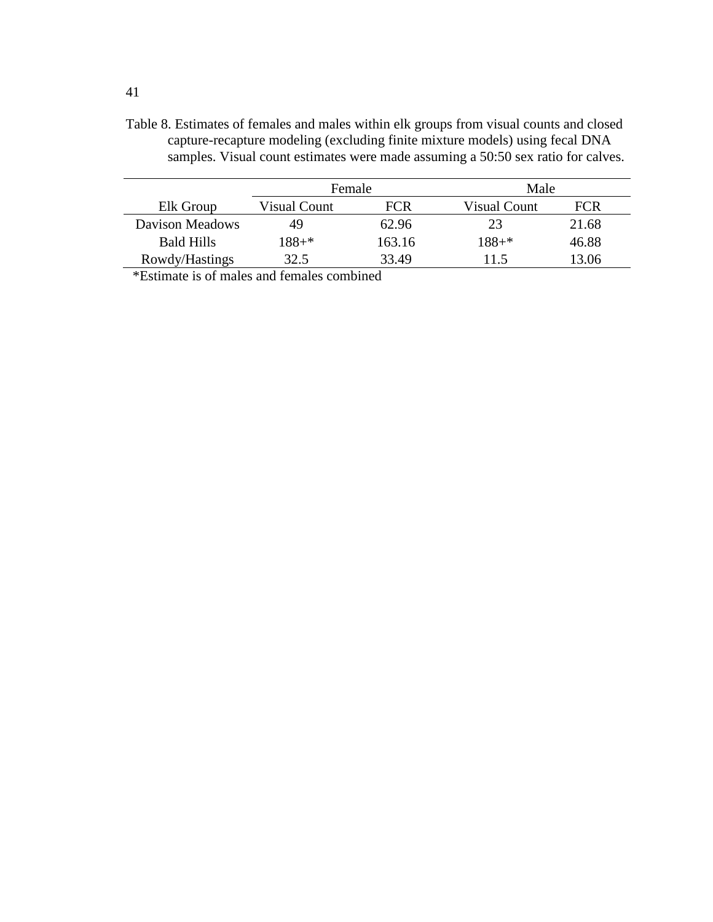Table 8. Estimates of females and males within elk groups from visual counts and closed capture-recapture modeling (excluding finite mixture models) using fecal DNA samples. Visual count estimates were made assuming a 50:50 sex ratio for calves.

| | Female | | Male | |
|---|---|---|---|---|
| Elk Group | Visual Count | FCR | Visual Count | FCR |
| Davison Meadows | 49 | 62.96 | 23 | 21.68 |
| Bald Hills | 188+* | 163.16 | 188+* | 46.88 |
| Rowdy/Hastings | 32.5 | 33.49 | 11.5 | 13.06 |

*Estimate is of males and females combined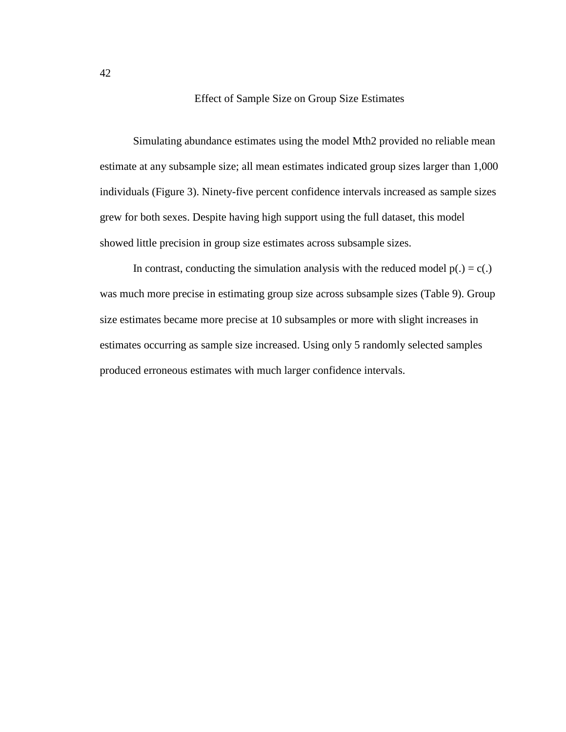## Effect of Sample Size on Group Size Estimates

Simulating abundance estimates using the model Mth2 provided no reliable mean estimate at any subsample size; all mean estimates indicated group sizes larger than 1,000 individuals (Figure 3). Ninety-five percent confidence intervals increased as sample sizes grew for both sexes. Despite having high support using the full dataset, this model showed little precision in group size estimates across subsample sizes.

In contrast, conducting the simulation analysis with the reduced model p(.) = c(.) was much more precise in estimating group size across subsample sizes (Table 9). Group size estimates became more precise at 10 subsamples or more with slight increases in estimates occurring as sample size increased. Using only 5 randomly selected samples produced erroneous estimates with much larger confidence intervals.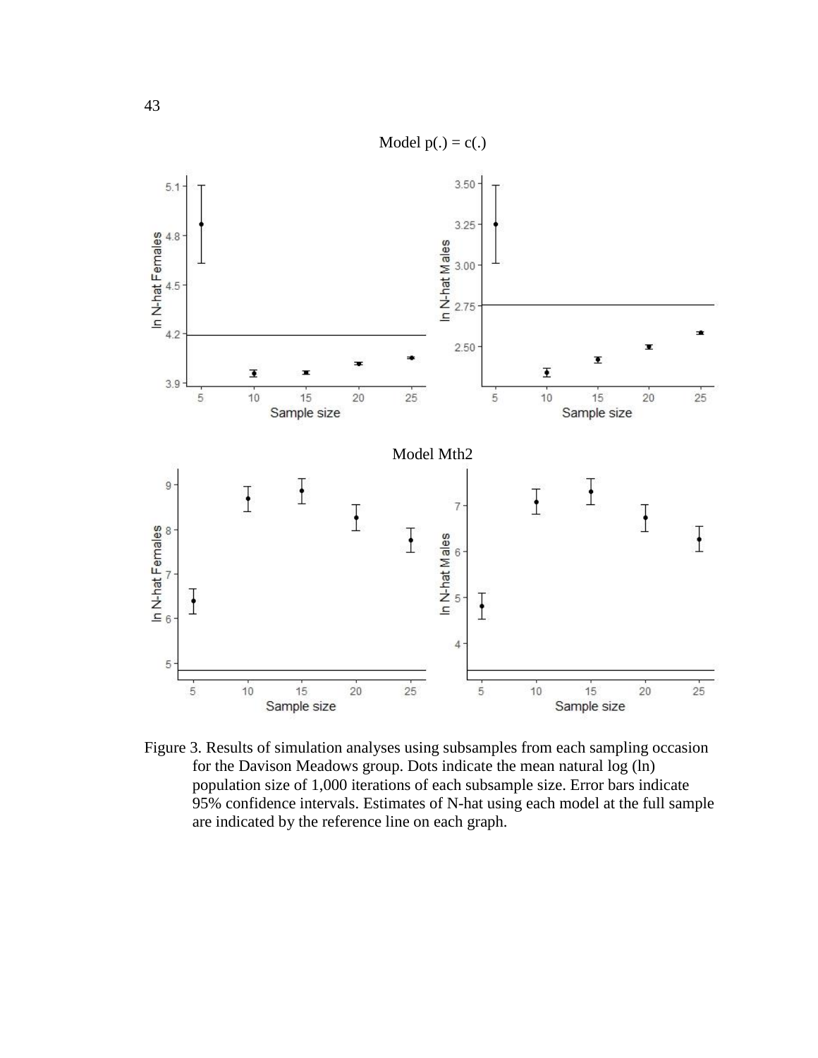Model p(.) = c(.)

Model Mth2

Figure 3. Results of simulation analyses using subsamples from each sampling occasion for the Davison Meadows group. Dots indicate the mean natural log (ln) population size of 1,000 iterations of each subsample size. Error bars indicate 95% confidence intervals. Estimates of N-hat using each model at the full sample are indicated by the reference line on each graph.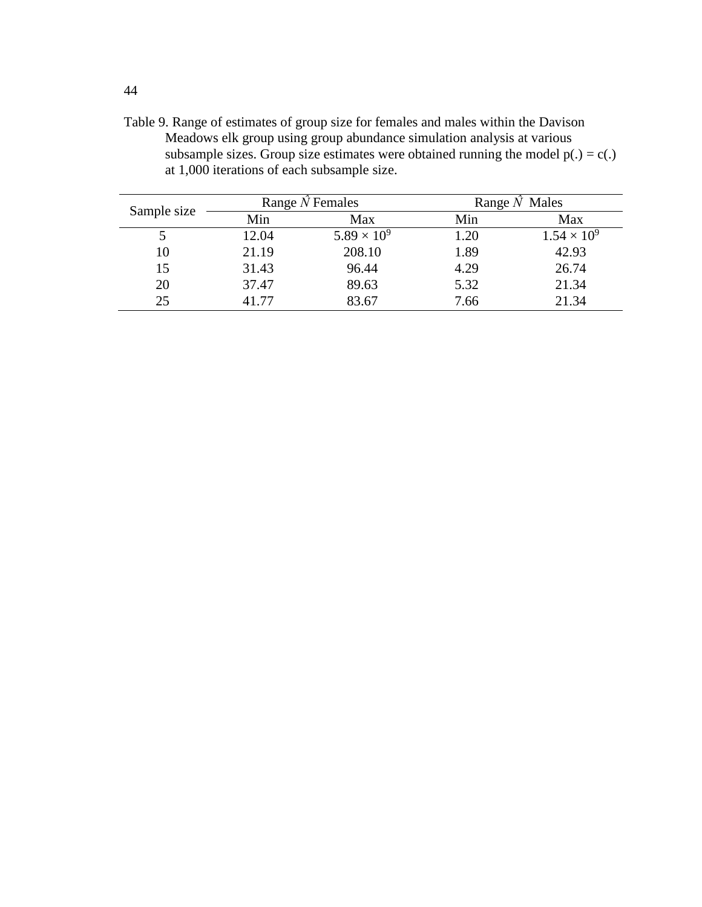Table 9. Range of estimates of group size for females and males within the Davison Meadows elk group using group abundance simulation analysis at various subsample sizes. Group size estimates were obtained running the model p(.) = c(.) at 1,000 iterations of each subsample size.

| Sample size | Range $\hat{N}$ Females | | Range $\hat{N}$ Males | |
|---|---|---|---|---|
| | Min | Max | Min | Max |
| 5 | 12.04 | $5.89 \times 10^9$ | 1.20 | $1.54 \times 10^9$ |
| 10 | 21.19 | 208.10 | 1.89 | 42.93 |
| 15 | 31.43 | 96.44 | 4.29 | 26.74 |
| 20 | 37.47 | 89.63 | 5.32 | 21.34 |
| 25 | 41.77 | 83.67 | 7.66 | 21.34 |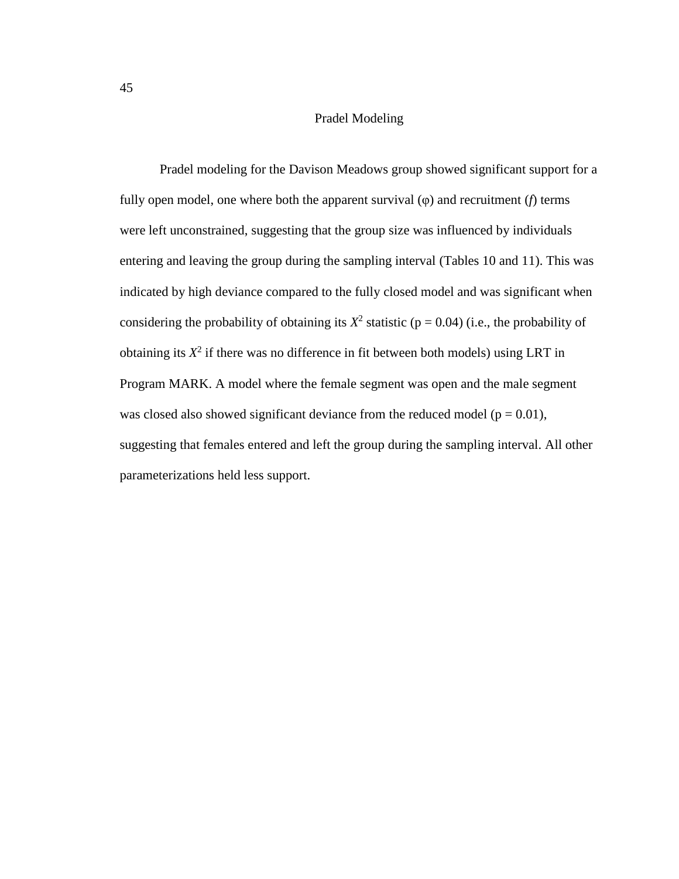## Pradel Modeling

Pradel modeling for the Davison Meadows group showed significant support for a fully open model, one where both the apparent survival ($\varphi$) and recruitment ($f$) terms were left unconstrained, suggesting that the group size was influenced by individuals entering and leaving the group during the sampling interval (Tables 10 and 11). This was indicated by high deviance compared to the fully closed model and was significant when considering the probability of obtaining its $X^2$ statistic ($p = 0.04$) (i.e., the probability of obtaining its $X^2$ if there was no difference in fit between both models) using LRT in Program MARK. A model where the female segment was open and the male segment was closed also showed significant deviance from the reduced model ($p = 0.01$), suggesting that females entered and left the group during the sampling interval. All other parameterizations held less support.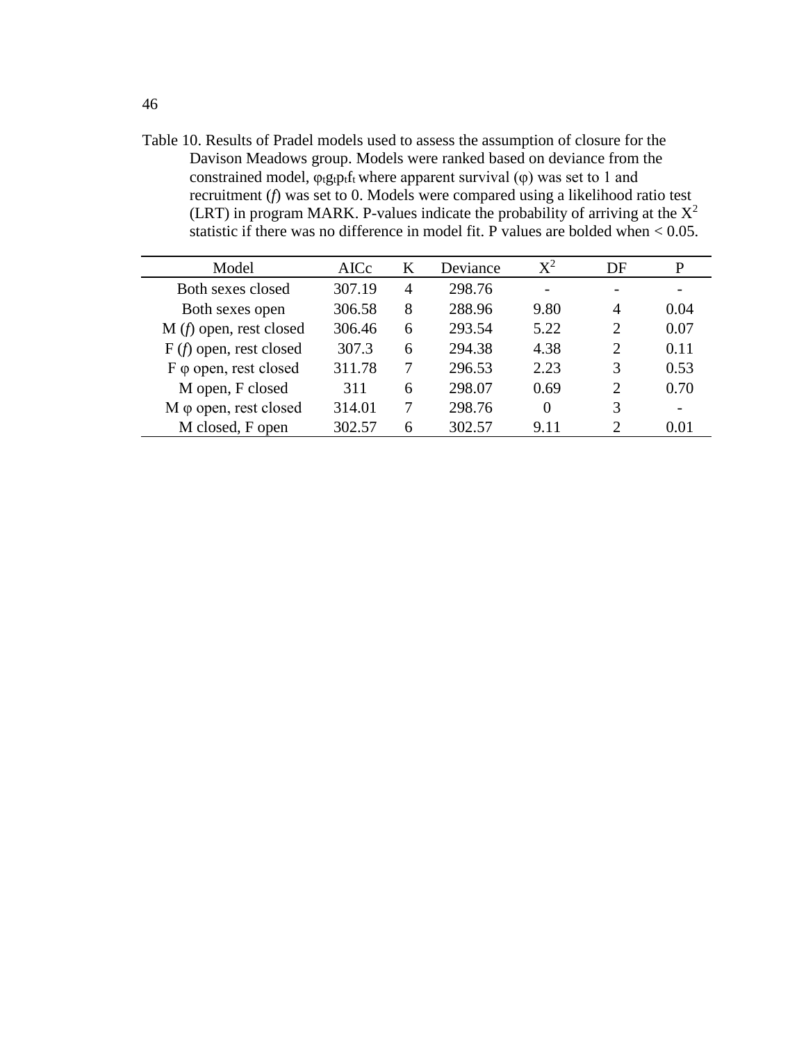Table 10. Results of Pradel models used to assess the assumption of closure for the Davison Meadows group. Models were ranked based on deviance from the constrained model, $\varphi_t g_t p_t f_t$ where apparent survival ($\varphi$) was set to 1 and recruitment (*f*) was set to 0. Models were compared using a likelihood ratio test (LRT) in program MARK. P-values indicate the probability of arriving at the $X^2$ statistic if there was no difference in model fit. P values are bolded when < 0.05.

| Model | AICc | K | Deviance | $X^2$ | DF | P |
|---|---|---|---|---|---|---|
| Both sexes closed | 307.19 | 4 | 298.76 | - | - | - |
| Both sexes open | 306.58 | 8 | 288.96 | 9.80 | 4 | 0.04 |
| M (*f*) open, rest closed | 306.46 | 6 | 293.54 | 5.22 | 2 | 0.07 |
| F (*f*) open, rest closed | 307.3 | 6 | 294.38 | 4.38 | 2 | 0.11 |
| F $\varphi$ open, rest closed | 311.78 | 7 | 296.53 | 2.23 | 3 | 0.53 |
| M open, F closed | 311 | 6 | 298.07 | 0.69 | 2 | 0.70 |
| M $\varphi$ open, rest closed | 314.01 | 7 | 298.76 | 0 | 3 | - |
| M closed, F open | 302.57 | 6 | 302.57 | 9.11 | 2 | 0.01 |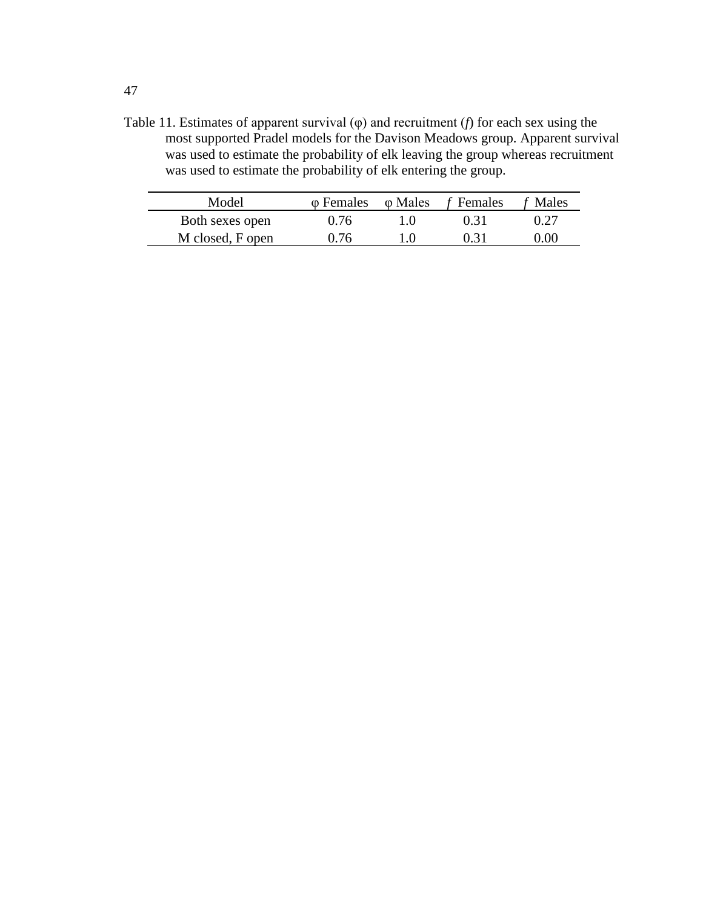Table 11. Estimates of apparent survival (φ) and recruitment (*f*) for each sex using the most supported Pradel models for the Davison Meadows group. Apparent survival was used to estimate the probability of elk leaving the group whereas recruitment was used to estimate the probability of elk entering the group.

| Model | φ Females | φ Males | *f* Females | *f* Males |
|---|---|---|---|---|
| Both sexes open | 0.76 | 1.0 | 0.31 | 0.27 |
| M closed, F open | 0.76 | 1.0 | 0.31 | 0.00 |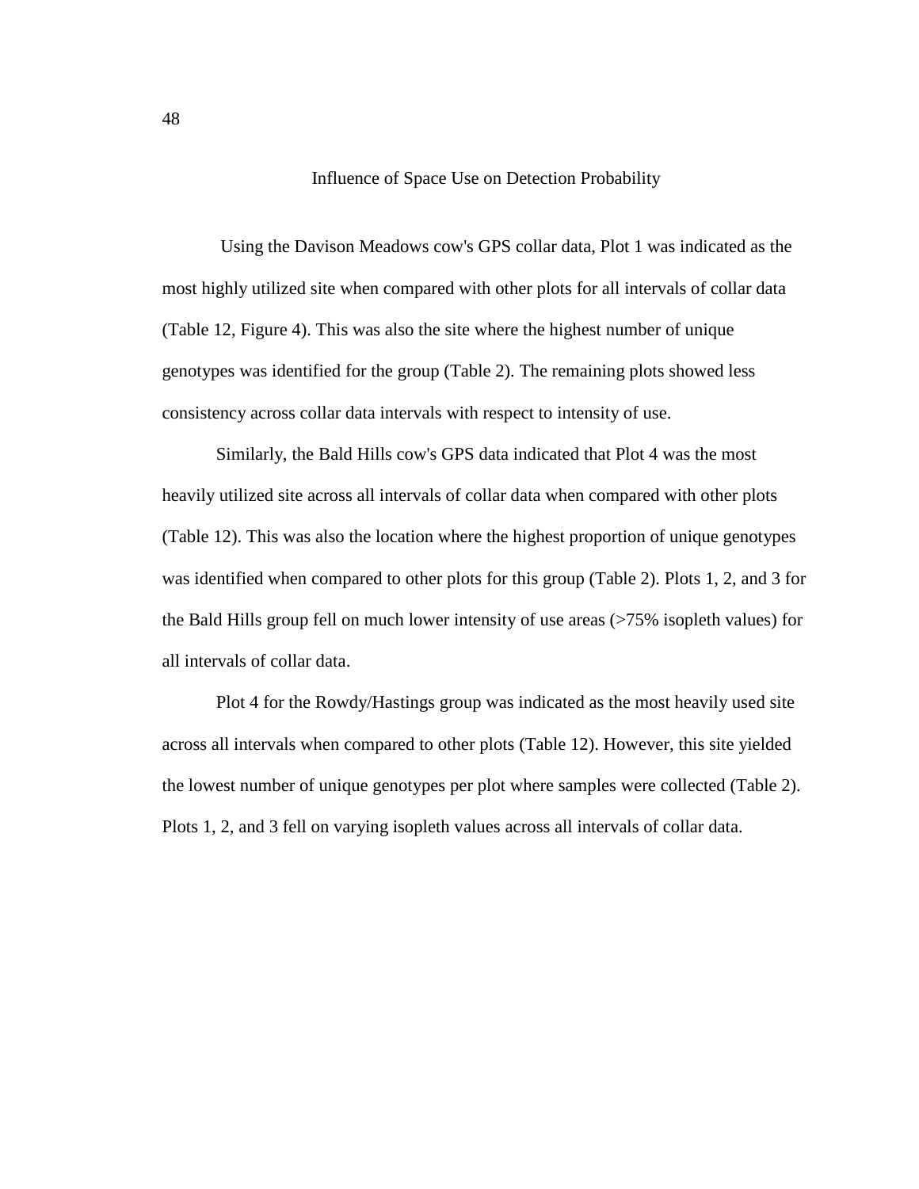## Influence of Space Use on Detection Probability

Using the Davison Meadows cow's GPS collar data, Plot 1 was indicated as the most highly utilized site when compared with other plots for all intervals of collar data (Table 12, Figure 4). This was also the site where the highest number of unique genotypes was identified for the group (Table 2). The remaining plots showed less consistency across collar data intervals with respect to intensity of use.

Similarly, the Bald Hills cow's GPS data indicated that Plot 4 was the most heavily utilized site across all intervals of collar data when compared with other plots (Table 12). This was also the location where the highest proportion of unique genotypes was identified when compared to other plots for this group (Table 2). Plots 1, 2, and 3 for the Bald Hills group fell on much lower intensity of use areas (>75% isopleth values) for all intervals of collar data.

Plot 4 for the Rowdy/Hastings group was indicated as the most heavily used site across all intervals when compared to other plots (Table 12). However, this site yielded the lowest number of unique genotypes per plot where samples were collected (Table 2). Plots 1, 2, and 3 fell on varying isopleth values across all intervals of collar data.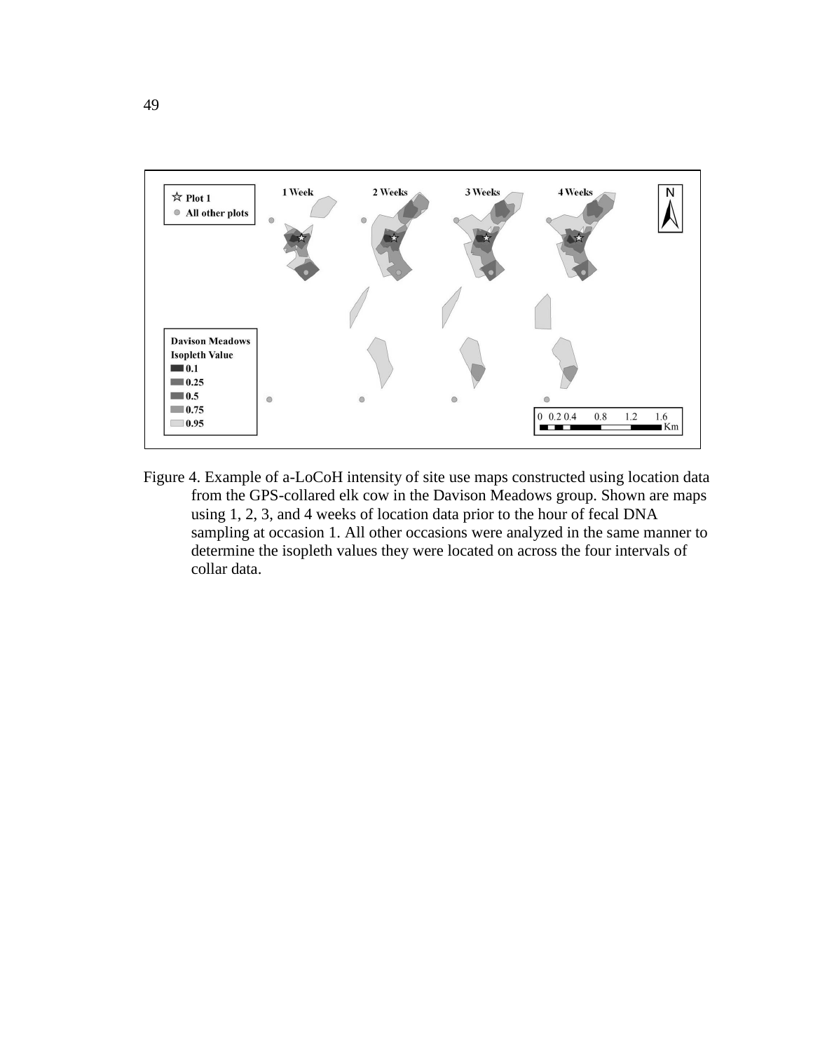Figure 4. Example of a-LoCoH intensity of site use maps constructed using location data from the GPS-collared elk cow in the Davison Meadows group. Shown are maps using 1, 2, 3, and 4 weeks of location data prior to the hour of fecal DNA sampling at occasion 1. All other occasions were analyzed in the same manner to determine the isopleth values they were located on across the four intervals of collar data.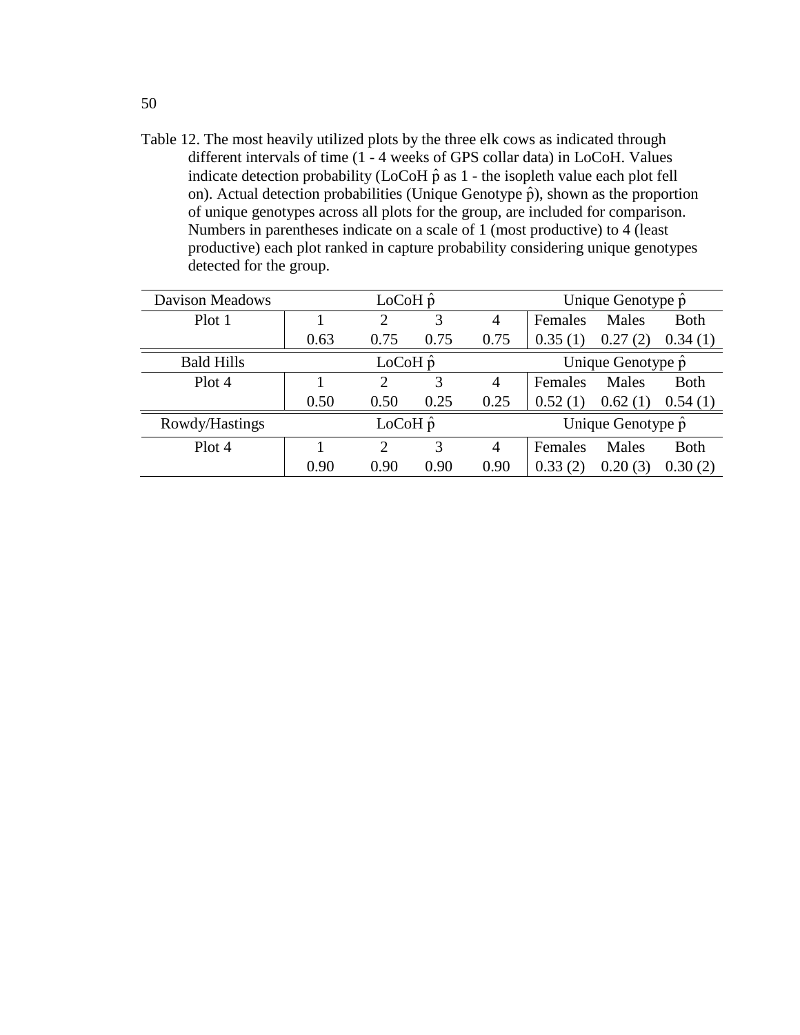Table 12. The most heavily utilized plots by the three elk cows as indicated through different intervals of time (1 - 4 weeks of GPS collar data) in LoCoH. Values indicate detection probability (LoCoH $\hat{p}$ as 1 - the isopleth value each plot fell on). Actual detection probabilities (Unique Genotype $\hat{p}$), shown as the proportion of unique genotypes across all plots for the group, are included for comparison. Numbers in parentheses indicate on a scale of 1 (most productive) to 4 (least productive) each plot ranked in capture probability considering unique genotypes detected for the group.

| Davison Meadows | LoCoH $\hat{p}$ | | | | Unique Genotype $\hat{p}$ | | |
|---|---|---|---|---|---|---|---|
| Plot 1 | 1 | 2 | 3 | 4 | Females | Males | Both |
| | 0.63 | 0.75 | 0.75 | 0.75 | 0.35 (1) | 0.27 (2) | 0.34 (1) |
| **Bald Hills** | **LoCoH $\hat{p}$** | | | | **Unique Genotype $\hat{p}$** | | |
| Plot 4 | 1 | 2 | 3 | 4 | Females | Males | Both |
| | 0.50 | 0.50 | 0.25 | 0.25 | 0.52 (1) | 0.62 (1) | 0.54 (1) |
| **Rowdy/Hastings** | **LoCoH $\hat{p}$** | | | | **Unique Genotype $\hat{p}$** | | |
| Plot 4 | 1 | 2 | 3 | 4 | Females | Males | Both |
| | 0.90 | 0.90 | 0.90 | 0.90 | 0.33 (2) | 0.20 (3) | 0.30 (2) |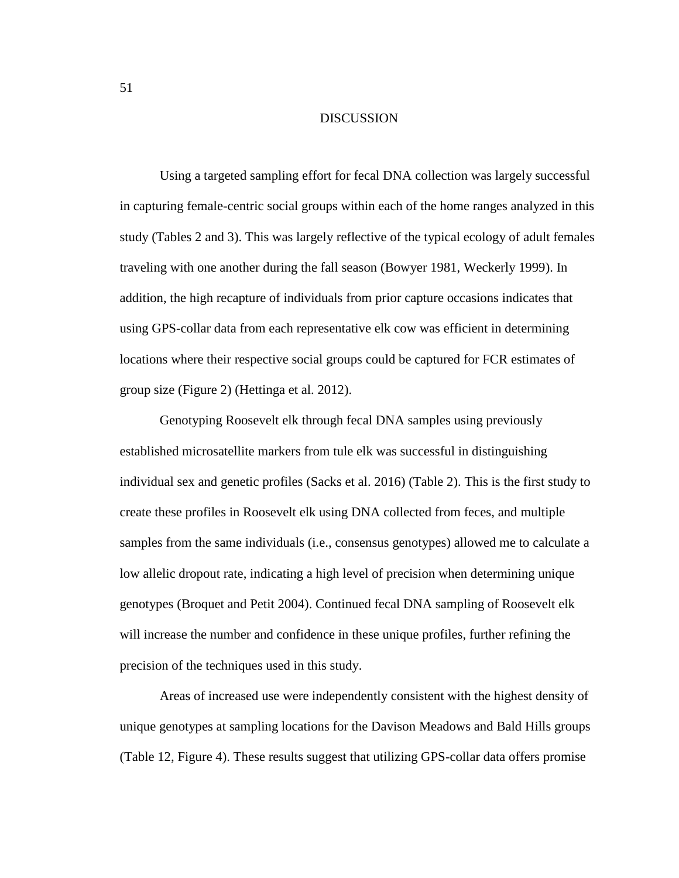# DISCUSSION

Using a targeted sampling effort for fecal DNA collection was largely successful in capturing female-centric social groups within each of the home ranges analyzed in this study (Tables 2 and 3). This was largely reflective of the typical ecology of adult females traveling with one another during the fall season (Bowyer 1981, Weckerly 1999). In addition, the high recapture of individuals from prior capture occasions indicates that using GPS-collar data from each representative elk cow was efficient in determining locations where their respective social groups could be captured for FCR estimates of group size (Figure 2) (Hettinga et al. 2012).

Genotyping Roosevelt elk through fecal DNA samples using previously established microsatellite markers from tule elk was successful in distinguishing individual sex and genetic profiles (Sacks et al. 2016) (Table 2). This is the first study to create these profiles in Roosevelt elk using DNA collected from feces, and multiple samples from the same individuals (i.e., consensus genotypes) allowed me to calculate a low allelic dropout rate, indicating a high level of precision when determining unique genotypes (Broquet and Petit 2004). Continued fecal DNA sampling of Roosevelt elk will increase the number and confidence in these unique profiles, further refining the precision of the techniques used in this study.

Areas of increased use were independently consistent with the highest density of unique genotypes at sampling locations for the Davison Meadows and Bald Hills groups (Table 12, Figure 4). These results suggest that utilizing GPS-collar data offers promise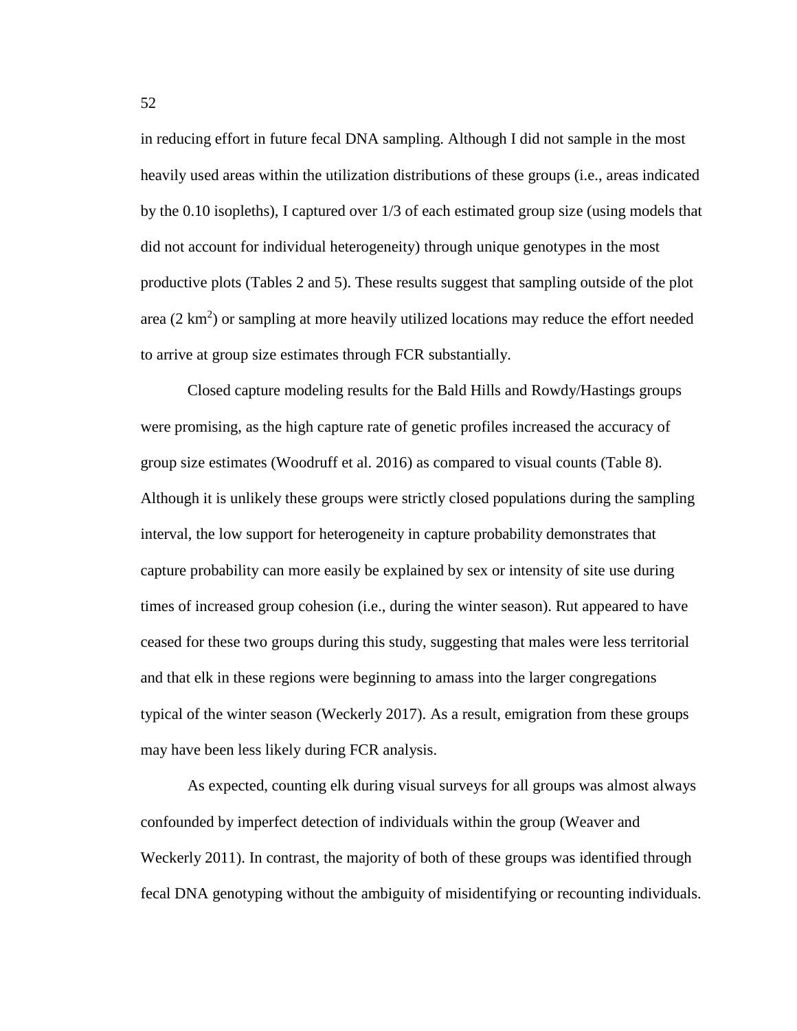in reducing effort in future fecal DNA sampling. Although I did not sample in the most heavily used areas within the utilization distributions of these groups (i.e., areas indicated by the 0.10 isopleths), I captured over 1/3 of each estimated group size (using models that did not account for individual heterogeneity) through unique genotypes in the most productive plots (Tables 2 and 5). These results suggest that sampling outside of the plot area (2 $km^2$) or sampling at more heavily utilized locations may reduce the effort needed to arrive at group size estimates through FCR substantially.

Closed capture modeling results for the Bald Hills and Rowdy/Hastings groups were promising, as the high capture rate of genetic profiles increased the accuracy of group size estimates (Woodruff et al. 2016) as compared to visual counts (Table 8). Although it is unlikely these groups were strictly closed populations during the sampling interval, the low support for heterogeneity in capture probability demonstrates that capture probability can more easily be explained by sex or intensity of site use during times of increased group cohesion (i.e., during the winter season). Rut appeared to have ceased for these two groups during this study, suggesting that males were less territorial and that elk in these regions were beginning to amass into the larger congregations typical of the winter season (Weckerly 2017). As a result, emigration from these groups may have been less likely during FCR analysis.

As expected, counting elk during visual surveys for all groups was almost always confounded by imperfect detection of individuals within the group (Weaver and Weckerly 2011). In contrast, the majority of both of these groups was identified through fecal DNA genotyping without the ambiguity of misidentifying or recounting individuals.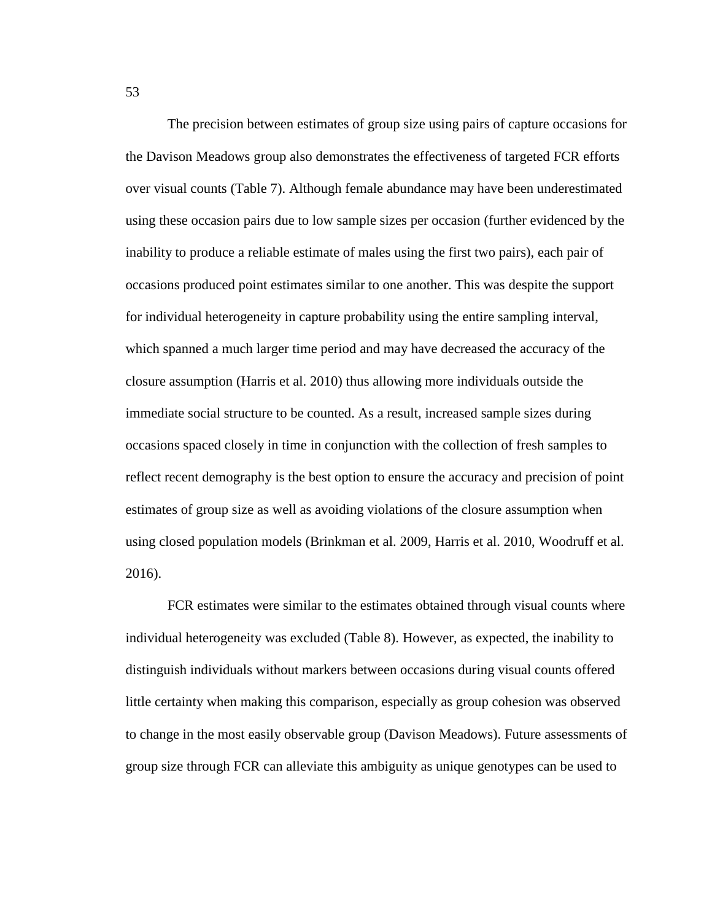The precision between estimates of group size using pairs of capture occasions for the Davison Meadows group also demonstrates the effectiveness of targeted FCR efforts over visual counts (Table 7). Although female abundance may have been underestimated using these occasion pairs due to low sample sizes per occasion (further evidenced by the inability to produce a reliable estimate of males using the first two pairs), each pair of occasions produced point estimates similar to one another. This was despite the support for individual heterogeneity in capture probability using the entire sampling interval, which spanned a much larger time period and may have decreased the accuracy of the closure assumption (Harris et al. 2010) thus allowing more individuals outside the immediate social structure to be counted. As a result, increased sample sizes during occasions spaced closely in time in conjunction with the collection of fresh samples to reflect recent demography is the best option to ensure the accuracy and precision of point estimates of group size as well as avoiding violations of the closure assumption when using closed population models (Brinkman et al. 2009, Harris et al. 2010, Woodruff et al. 2016).

FCR estimates were similar to the estimates obtained through visual counts where individual heterogeneity was excluded (Table 8). However, as expected, the inability to distinguish individuals without markers between occasions during visual counts offered little certainty when making this comparison, especially as group cohesion was observed to change in the most easily observable group (Davison Meadows). Future assessments of group size through FCR can alleviate this ambiguity as unique genotypes can be used to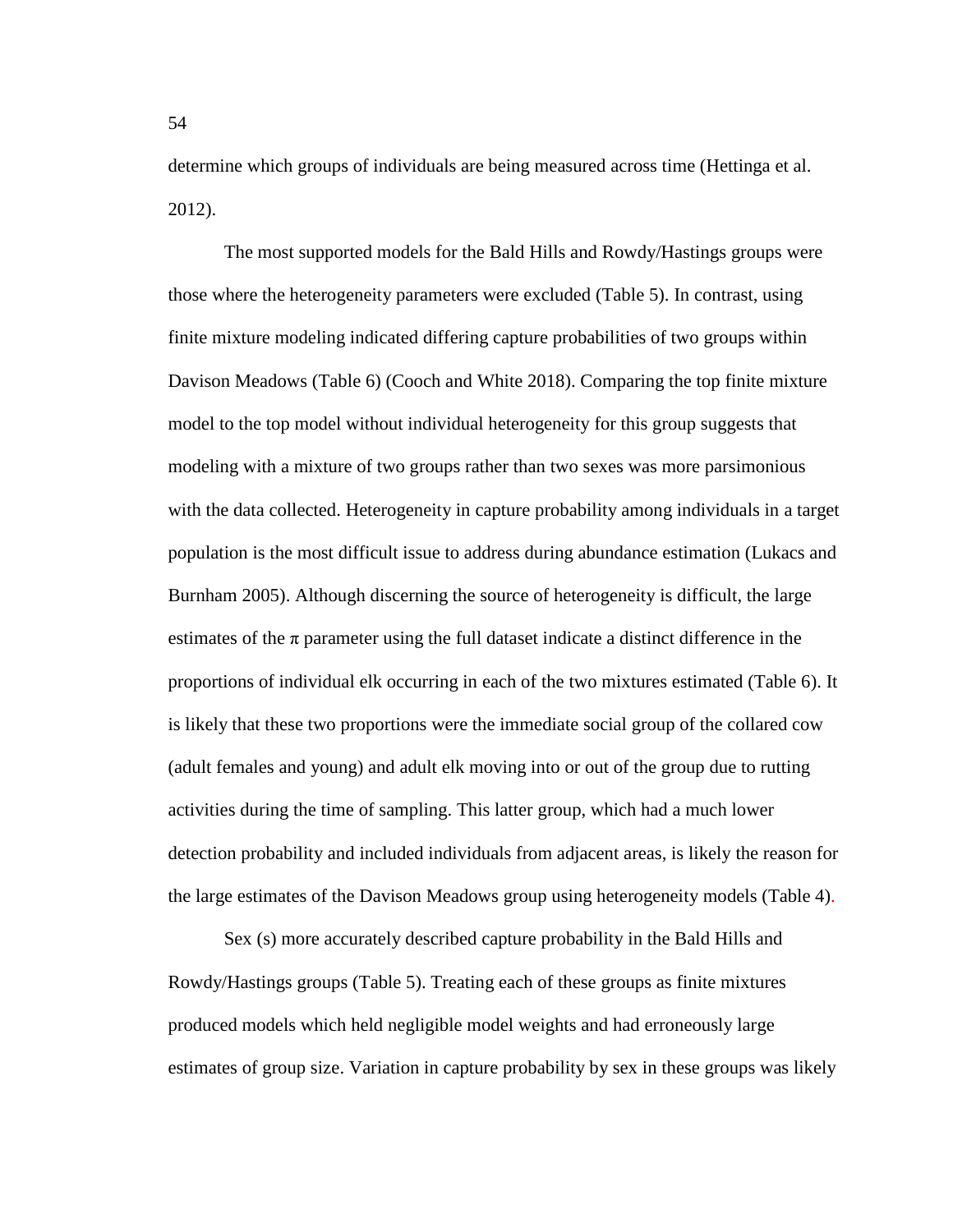determine which groups of individuals are being measured across time (Hettinga et al. 2012).

The most supported models for the Bald Hills and Rowdy/Hastings groups were those where the heterogeneity parameters were excluded (Table 5). In contrast, using finite mixture modeling indicated differing capture probabilities of two groups within Davison Meadows (Table 6) (Cooch and White 2018). Comparing the top finite mixture model to the top model without individual heterogeneity for this group suggests that modeling with a mixture of two groups rather than two sexes was more parsimonious with the data collected. Heterogeneity in capture probability among individuals in a target population is the most difficult issue to address during abundance estimation (Lukacs and Burnham 2005). Although discerning the source of heterogeneity is difficult, the large estimates of the $\pi$ parameter using the full dataset indicate a distinct difference in the proportions of individual elk occurring in each of the two mixtures estimated (Table 6). It is likely that these two proportions were the immediate social group of the collared cow (adult females and young) and adult elk moving into or out of the group due to rutting activities during the time of sampling. This latter group, which had a much lower detection probability and included individuals from adjacent areas, is likely the reason for the large estimates of the Davison Meadows group using heterogeneity models (Table 4).

Sex (s) more accurately described capture probability in the Bald Hills and Rowdy/Hastings groups (Table 5). Treating each of these groups as finite mixtures produced models which held negligible model weights and had erroneously large estimates of group size. Variation in capture probability by sex in these groups was likely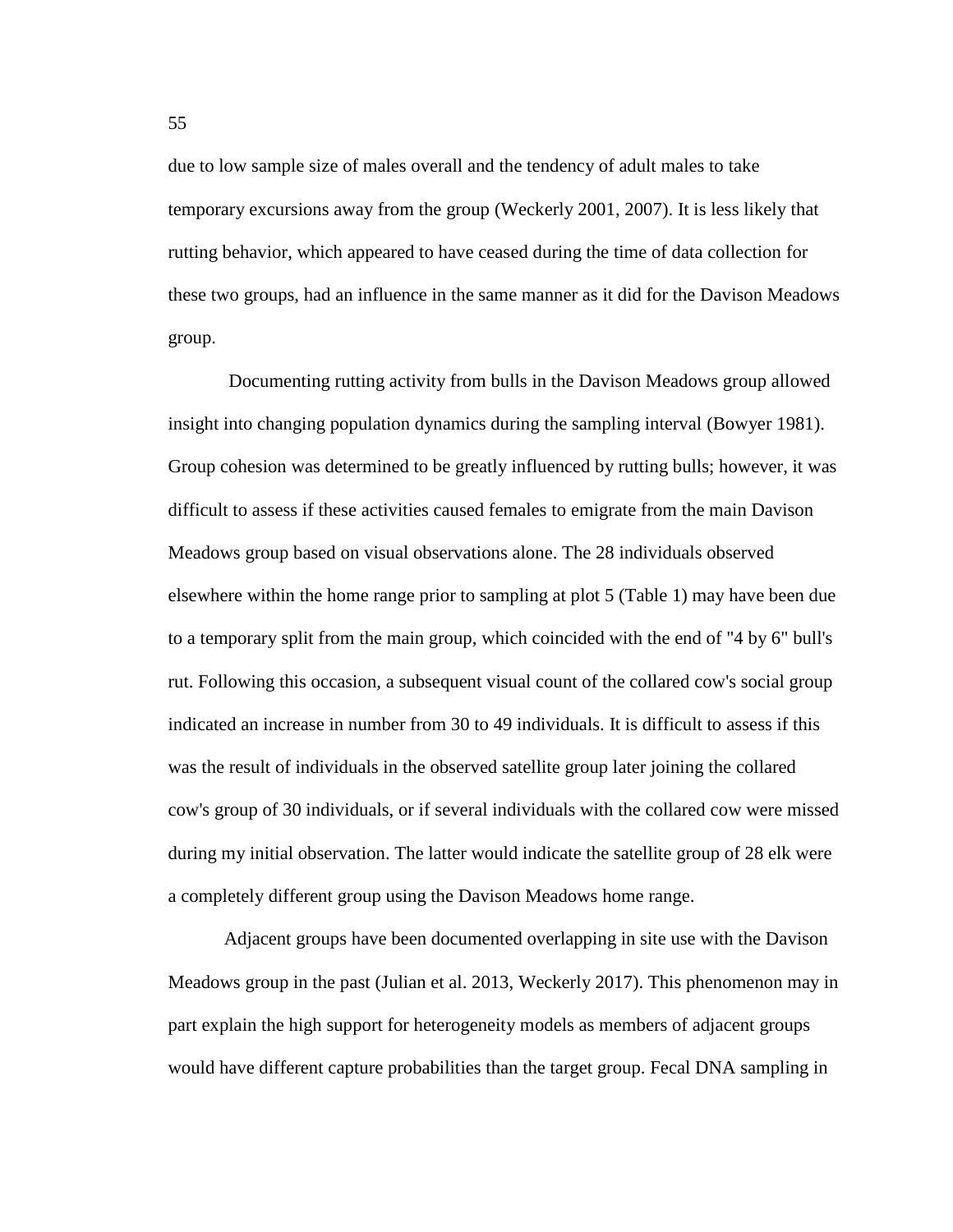due to low sample size of males overall and the tendency of adult males to take temporary excursions away from the group (Weckerly 2001, 2007). It is less likely that rutting behavior, which appeared to have ceased during the time of data collection for these two groups, had an influence in the same manner as it did for the Davison Meadows group.

Documenting rutting activity from bulls in the Davison Meadows group allowed insight into changing population dynamics during the sampling interval (Bowyer 1981). Group cohesion was determined to be greatly influenced by rutting bulls; however, it was difficult to assess if these activities caused females to emigrate from the main Davison Meadows group based on visual observations alone. The 28 individuals observed elsewhere within the home range prior to sampling at plot 5 (Table 1) may have been due to a temporary split from the main group, which coincided with the end of "4 by 6" bull's rut. Following this occasion, a subsequent visual count of the collared cow's social group indicated an increase in number from 30 to 49 individuals. It is difficult to assess if this was the result of individuals in the observed satellite group later joining the collared cow's group of 30 individuals, or if several individuals with the collared cow were missed during my initial observation. The latter would indicate the satellite group of 28 elk were a completely different group using the Davison Meadows home range.

Adjacent groups have been documented overlapping in site use with the Davison Meadows group in the past (Julian et al. 2013, Weckerly 2017). This phenomenon may in part explain the high support for heterogeneity models as members of adjacent groups would have different capture probabilities than the target group. Fecal DNA sampling in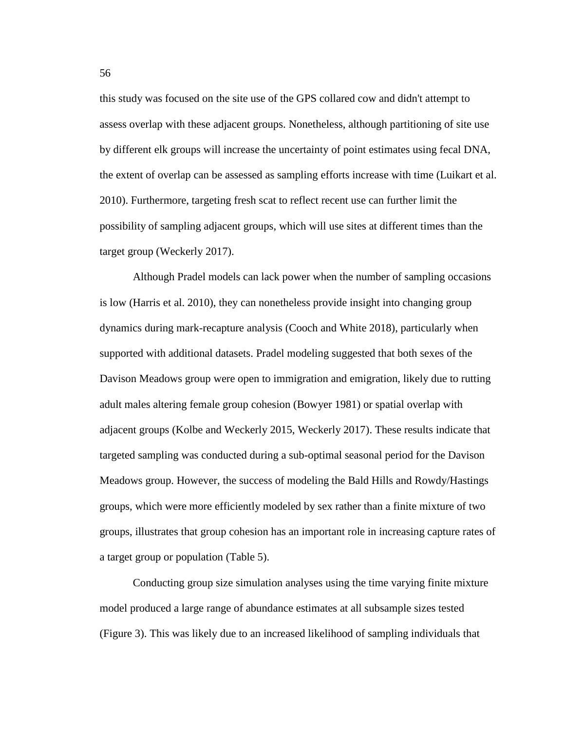this study was focused on the site use of the GPS collared cow and didn't attempt to assess overlap with these adjacent groups. Nonetheless, although partitioning of site use by different elk groups will increase the uncertainty of point estimates using fecal DNA, the extent of overlap can be assessed as sampling efforts increase with time (Luikart et al. 2010). Furthermore, targeting fresh scat to reflect recent use can further limit the possibility of sampling adjacent groups, which will use sites at different times than the target group (Weckerly 2017).

Although Pradel models can lack power when the number of sampling occasions is low (Harris et al. 2010), they can nonetheless provide insight into changing group dynamics during mark-recapture analysis (Cooch and White 2018), particularly when supported with additional datasets. Pradel modeling suggested that both sexes of the Davison Meadows group were open to immigration and emigration, likely due to rutting adult males altering female group cohesion (Bowyer 1981) or spatial overlap with adjacent groups (Kolbe and Weckerly 2015, Weckerly 2017). These results indicate that targeted sampling was conducted during a sub-optimal seasonal period for the Davison Meadows group. However, the success of modeling the Bald Hills and Rowdy/Hastings groups, which were more efficiently modeled by sex rather than a finite mixture of two groups, illustrates that group cohesion has an important role in increasing capture rates of a target group or population (Table 5).

Conducting group size simulation analyses using the time varying finite mixture model produced a large range of abundance estimates at all subsample sizes tested (Figure 3). This was likely due to an increased likelihood of sampling individuals that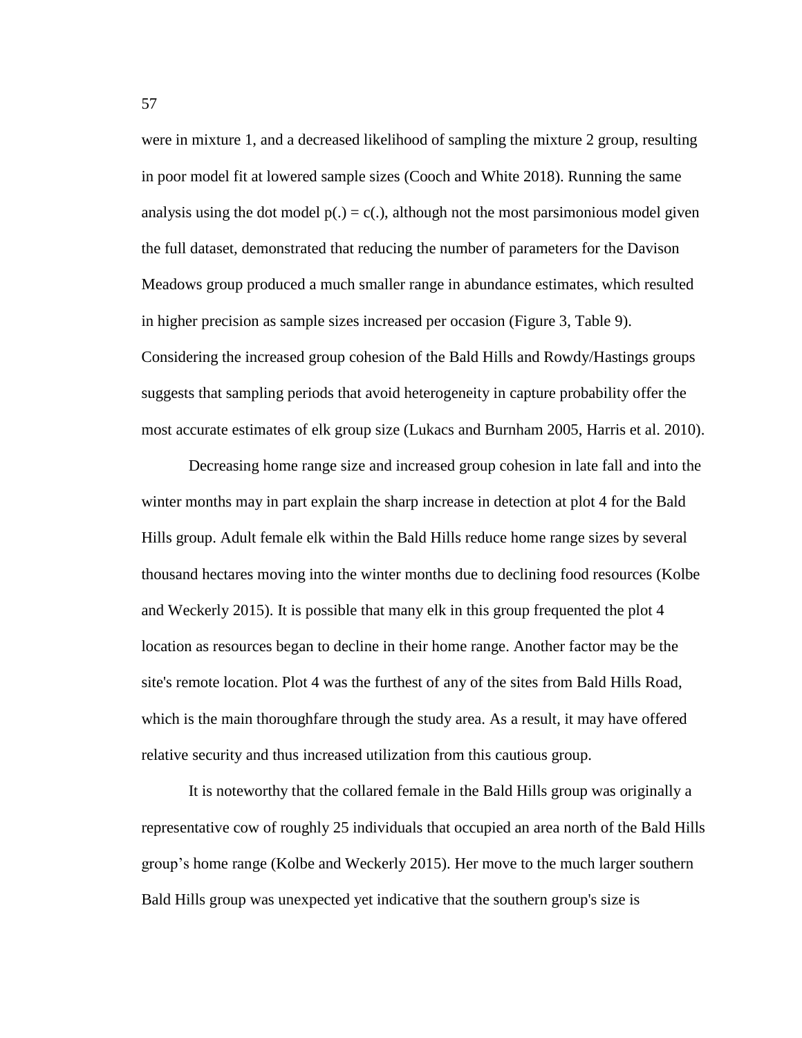were in mixture 1, and a decreased likelihood of sampling the mixture 2 group, resulting in poor model fit at lowered sample sizes (Cooch and White 2018). Running the same analysis using the dot model $p(.) = c(.)$, although not the most parsimonious model given the full dataset, demonstrated that reducing the number of parameters for the Davison Meadows group produced a much smaller range in abundance estimates, which resulted in higher precision as sample sizes increased per occasion (Figure 3, Table 9). Considering the increased group cohesion of the Bald Hills and Rowdy/Hastings groups suggests that sampling periods that avoid heterogeneity in capture probability offer the most accurate estimates of elk group size (Lukacs and Burnham 2005, Harris et al. 2010).

Decreasing home range size and increased group cohesion in late fall and into the winter months may in part explain the sharp increase in detection at plot 4 for the Bald Hills group. Adult female elk within the Bald Hills reduce home range sizes by several thousand hectares moving into the winter months due to declining food resources (Kolbe and Weckerly 2015). It is possible that many elk in this group frequented the plot 4 location as resources began to decline in their home range. Another factor may be the site's remote location. Plot 4 was the furthest of any of the sites from Bald Hills Road, which is the main thoroughfare through the study area. As a result, it may have offered relative security and thus increased utilization from this cautious group.

It is noteworthy that the collared female in the Bald Hills group was originally a representative cow of roughly 25 individuals that occupied an area north of the Bald Hills group's home range (Kolbe and Weckerly 2015). Her move to the much larger southern Bald Hills group was unexpected yet indicative that the southern group's size is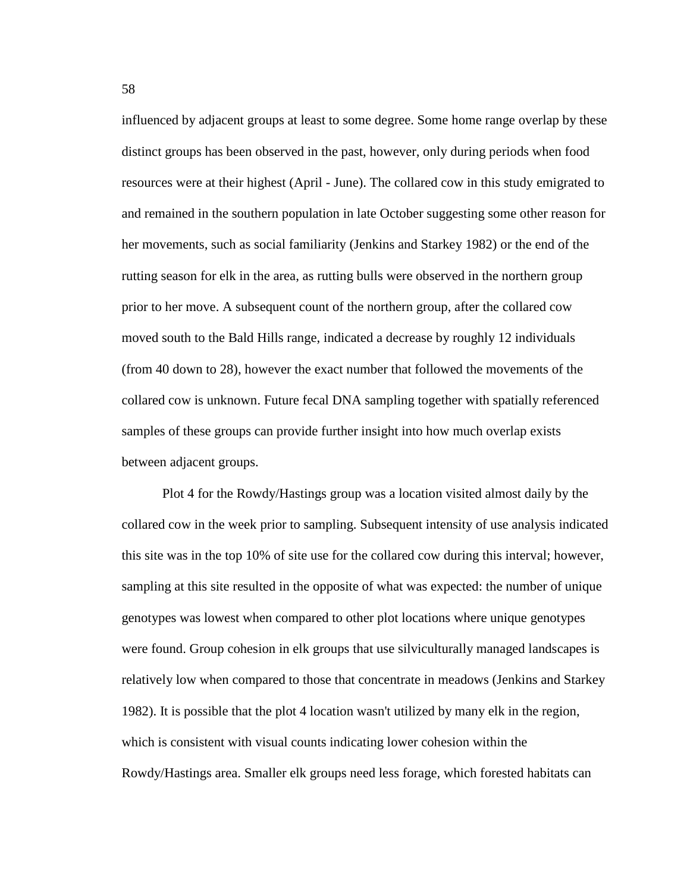influenced by adjacent groups at least to some degree. Some home range overlap by these distinct groups has been observed in the past, however, only during periods when food resources were at their highest (April - June). The collared cow in this study emigrated to and remained in the southern population in late October suggesting some other reason for her movements, such as social familiarity (Jenkins and Starkey 1982) or the end of the rutting season for elk in the area, as rutting bulls were observed in the northern group prior to her move. A subsequent count of the northern group, after the collared cow moved south to the Bald Hills range, indicated a decrease by roughly 12 individuals (from 40 down to 28), however the exact number that followed the movements of the collared cow is unknown. Future fecal DNA sampling together with spatially referenced samples of these groups can provide further insight into how much overlap exists between adjacent groups.

Plot 4 for the Rowdy/Hastings group was a location visited almost daily by the collared cow in the week prior to sampling. Subsequent intensity of use analysis indicated this site was in the top 10% of site use for the collared cow during this interval; however, sampling at this site resulted in the opposite of what was expected: the number of unique genotypes was lowest when compared to other plot locations where unique genotypes were found. Group cohesion in elk groups that use silviculturally managed landscapes is relatively low when compared to those that concentrate in meadows (Jenkins and Starkey 1982). It is possible that the plot 4 location wasn't utilized by many elk in the region, which is consistent with visual counts indicating lower cohesion within the Rowdy/Hastings area. Smaller elk groups need less forage, which forested habitats can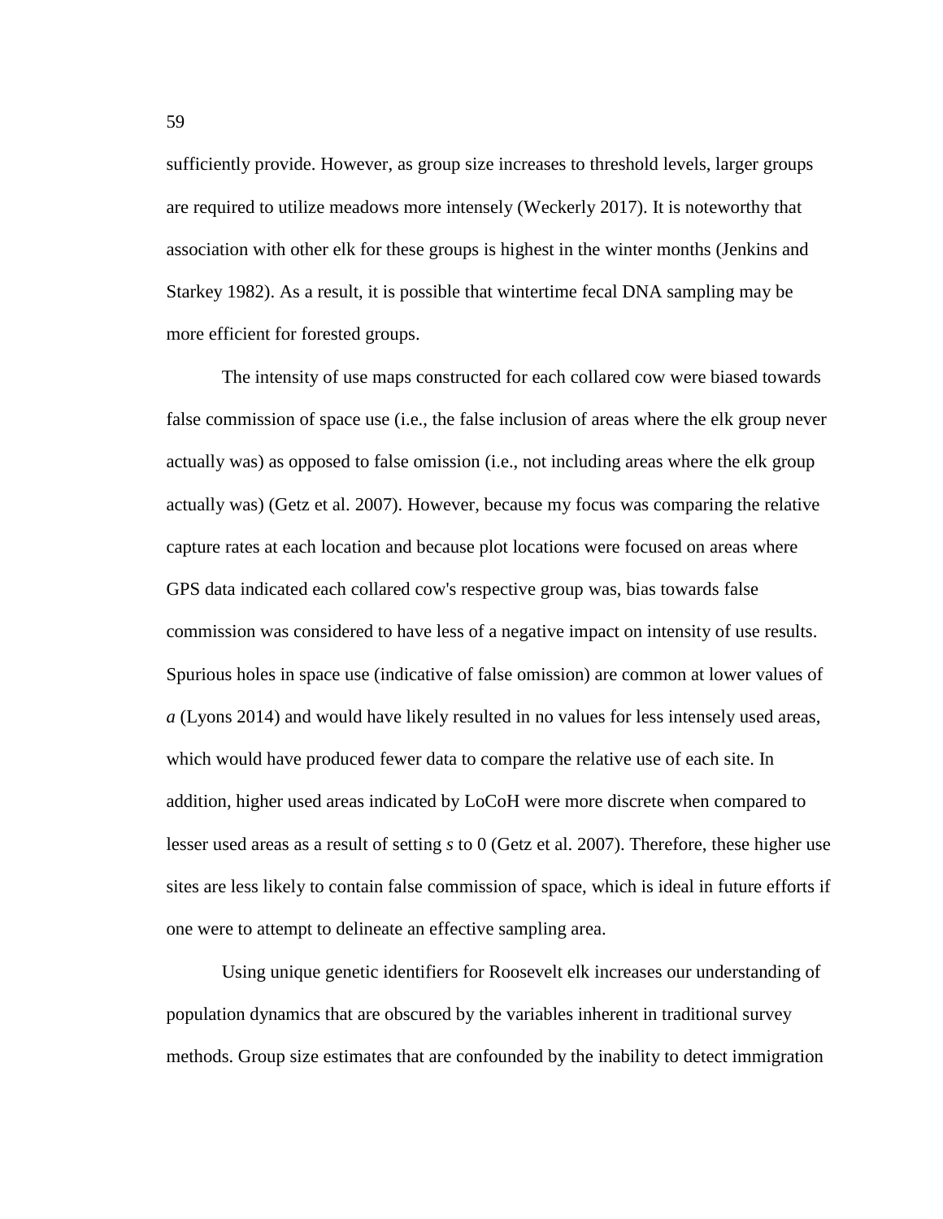sufficiently provide. However, as group size increases to threshold levels, larger groups are required to utilize meadows more intensely (Weckerly 2017). It is noteworthy that association with other elk for these groups is highest in the winter months (Jenkins and Starkey 1982). As a result, it is possible that wintertime fecal DNA sampling may be more efficient for forested groups.

The intensity of use maps constructed for each collared cow were biased towards false commission of space use (i.e., the false inclusion of areas where the elk group never actually was) as opposed to false omission (i.e., not including areas where the elk group actually was) (Getz et al. 2007). However, because my focus was comparing the relative capture rates at each location and because plot locations were focused on areas where GPS data indicated each collared cow's respective group was, bias towards false commission was considered to have less of a negative impact on intensity of use results. Spurious holes in space use (indicative of false omission) are common at lower values of *a* (Lyons 2014) and would have likely resulted in no values for less intensely used areas, which would have produced fewer data to compare the relative use of each site. In addition, higher used areas indicated by LoCoH were more discrete when compared to lesser used areas as a result of setting *s* to 0 (Getz et al. 2007). Therefore, these higher use sites are less likely to contain false commission of space, which is ideal in future efforts if one were to attempt to delineate an effective sampling area.

Using unique genetic identifiers for Roosevelt elk increases our understanding of population dynamics that are obscured by the variables inherent in traditional survey methods. Group size estimates that are confounded by the inability to detect immigration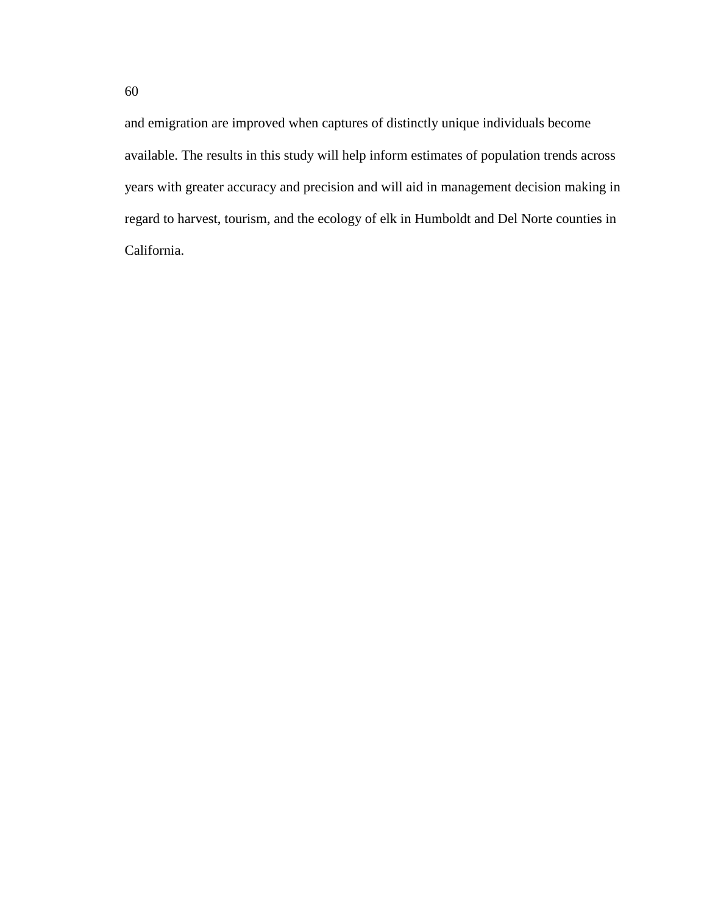and emigration are improved when captures of distinctly unique individuals become available. The results in this study will help inform estimates of population trends across years with greater accuracy and precision and will aid in management decision making in regard to harvest, tourism, and the ecology of elk in Humboldt and Del Norte counties in California.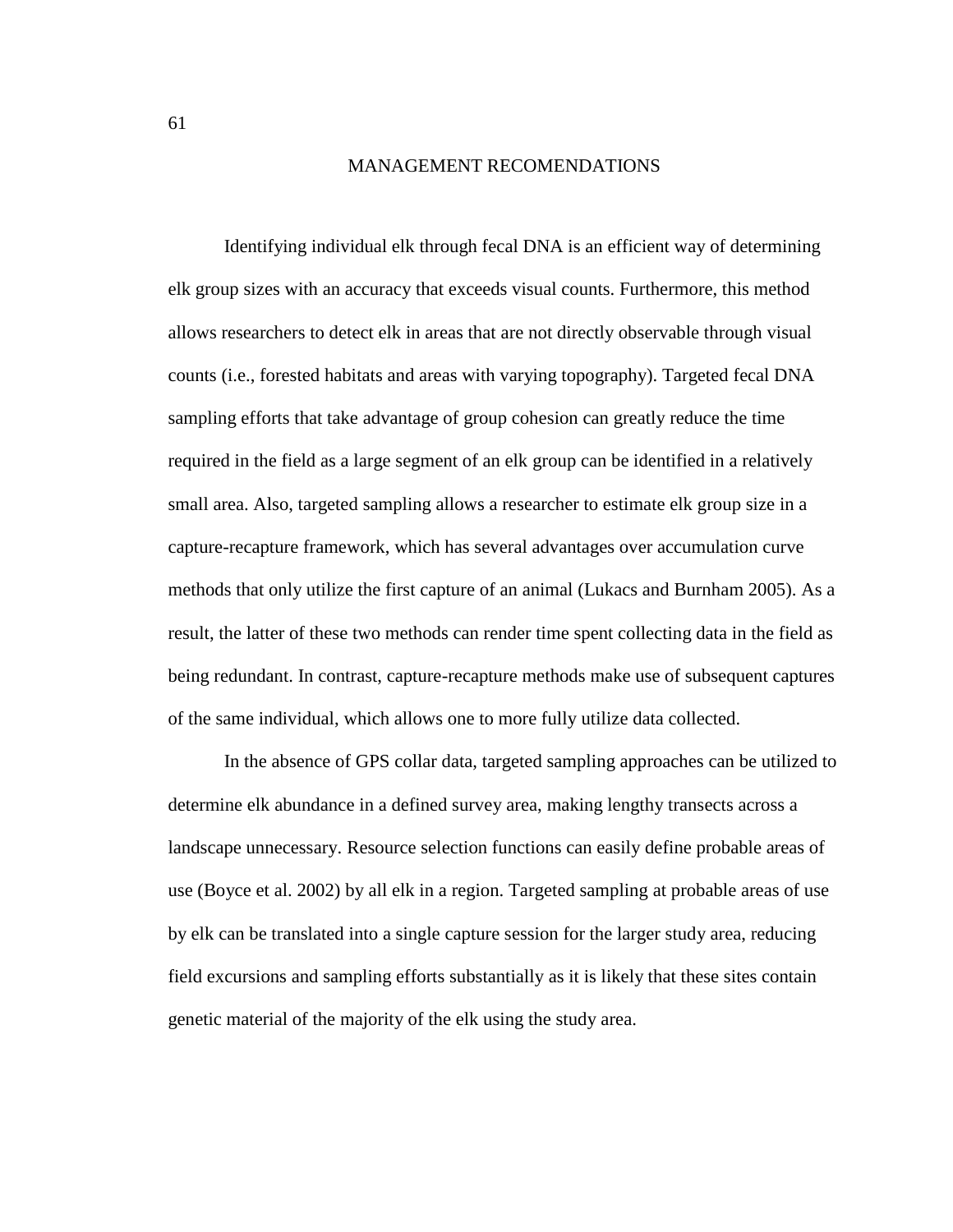# MANAGEMENT RECOMENDATIONS

Identifying individual elk through fecal DNA is an efficient way of determining elk group sizes with an accuracy that exceeds visual counts. Furthermore, this method allows researchers to detect elk in areas that are not directly observable through visual counts (i.e., forested habitats and areas with varying topography). Targeted fecal DNA sampling efforts that take advantage of group cohesion can greatly reduce the time required in the field as a large segment of an elk group can be identified in a relatively small area. Also, targeted sampling allows a researcher to estimate elk group size in a capture-recapture framework, which has several advantages over accumulation curve methods that only utilize the first capture of an animal (Lukacs and Burnham 2005). As a result, the latter of these two methods can render time spent collecting data in the field as being redundant. In contrast, capture-recapture methods make use of subsequent captures of the same individual, which allows one to more fully utilize data collected.

In the absence of GPS collar data, targeted sampling approaches can be utilized to determine elk abundance in a defined survey area, making lengthy transects across a landscape unnecessary. Resource selection functions can easily define probable areas of use (Boyce et al. 2002) by all elk in a region. Targeted sampling at probable areas of use by elk can be translated into a single capture session for the larger study area, reducing field excursions and sampling efforts substantially as it is likely that these sites contain genetic material of the majority of the elk using the study area.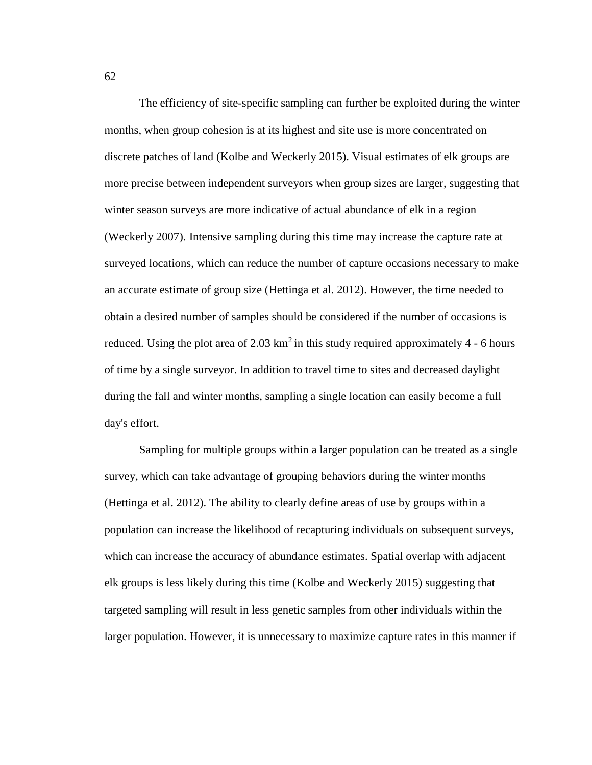The efficiency of site-specific sampling can further be exploited during the winter months, when group cohesion is at its highest and site use is more concentrated on discrete patches of land (Kolbe and Weckerly 2015). Visual estimates of elk groups are more precise between independent surveyors when group sizes are larger, suggesting that winter season surveys are more indicative of actual abundance of elk in a region (Weckerly 2007). Intensive sampling during this time may increase the capture rate at surveyed locations, which can reduce the number of capture occasions necessary to make an accurate estimate of group size (Hettinga et al. 2012). However, the time needed to obtain a desired number of samples should be considered if the number of occasions is reduced. Using the plot area of 2.03 $km^2$ in this study required approximately 4 - 6 hours of time by a single surveyor. In addition to travel time to sites and decreased daylight during the fall and winter months, sampling a single location can easily become a full day's effort.

Sampling for multiple groups within a larger population can be treated as a single survey, which can take advantage of grouping behaviors during the winter months (Hettinga et al. 2012). The ability to clearly define areas of use by groups within a population can increase the likelihood of recapturing individuals on subsequent surveys, which can increase the accuracy of abundance estimates. Spatial overlap with adjacent elk groups is less likely during this time (Kolbe and Weckerly 2015) suggesting that targeted sampling will result in less genetic samples from other individuals within the larger population. However, it is unnecessary to maximize capture rates in this manner if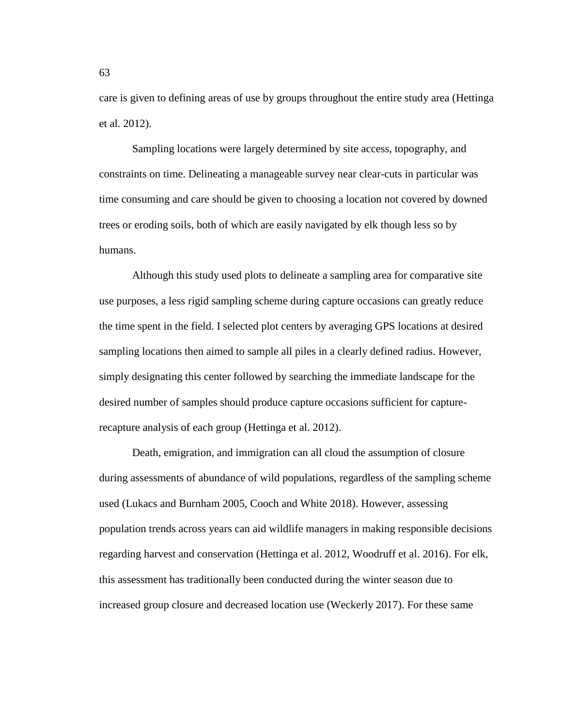care is given to defining areas of use by groups throughout the entire study area (Hettinga et al. 2012).

Sampling locations were largely determined by site access, topography, and constraints on time. Delineating a manageable survey near clear-cuts in particular was time consuming and care should be given to choosing a location not covered by downed trees or eroding soils, both of which are easily navigated by elk though less so by humans.

Although this study used plots to delineate a sampling area for comparative site use purposes, a less rigid sampling scheme during capture occasions can greatly reduce the time spent in the field. I selected plot centers by averaging GPS locations at desired sampling locations then aimed to sample all piles in a clearly defined radius. However, simply designating this center followed by searching the immediate landscape for the desired number of samples should produce capture occasions sufficient for capture-recapture analysis of each group (Hettinga et al. 2012).

Death, emigration, and immigration can all cloud the assumption of closure during assessments of abundance of wild populations, regardless of the sampling scheme used (Lukacs and Burnham 2005, Cooch and White 2018). However, assessing population trends across years can aid wildlife managers in making responsible decisions regarding harvest and conservation (Hettinga et al. 2012, Woodruff et al. 2016). For elk, this assessment has traditionally been conducted during the winter season due to increased group closure and decreased location use (Weckerly 2017). For these same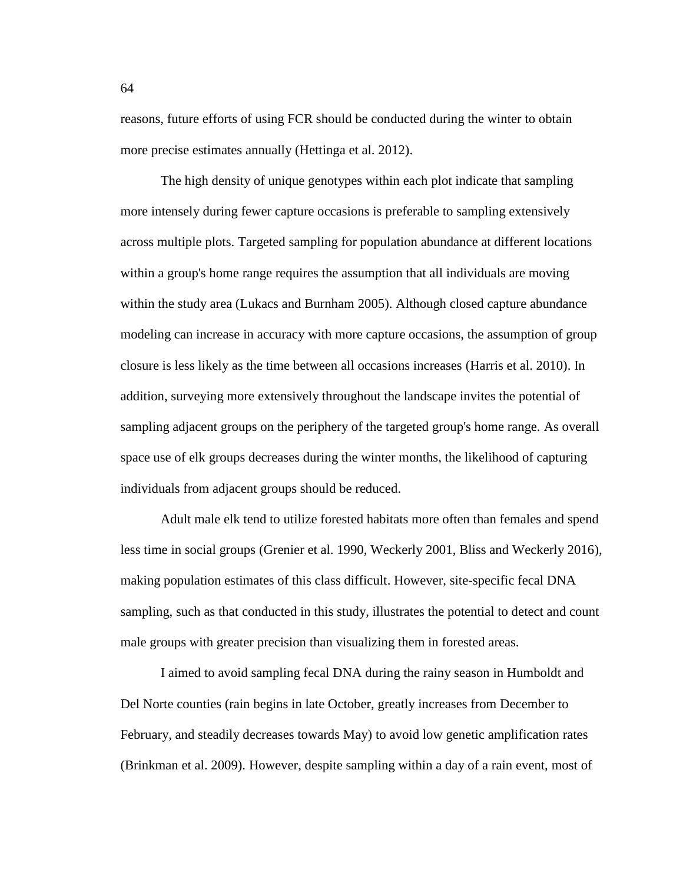reasons, future efforts of using FCR should be conducted during the winter to obtain more precise estimates annually (Hettinga et al. 2012).

The high density of unique genotypes within each plot indicate that sampling more intensely during fewer capture occasions is preferable to sampling extensively across multiple plots. Targeted sampling for population abundance at different locations within a group's home range requires the assumption that all individuals are moving within the study area (Lukacs and Burnham 2005). Although closed capture abundance modeling can increase in accuracy with more capture occasions, the assumption of group closure is less likely as the time between all occasions increases (Harris et al. 2010). In addition, surveying more extensively throughout the landscape invites the potential of sampling adjacent groups on the periphery of the targeted group's home range. As overall space use of elk groups decreases during the winter months, the likelihood of capturing individuals from adjacent groups should be reduced.

Adult male elk tend to utilize forested habitats more often than females and spend less time in social groups (Grenier et al. 1990, Weckerly 2001, Bliss and Weckerly 2016), making population estimates of this class difficult. However, site-specific fecal DNA sampling, such as that conducted in this study, illustrates the potential to detect and count male groups with greater precision than visualizing them in forested areas.

I aimed to avoid sampling fecal DNA during the rainy season in Humboldt and Del Norte counties (rain begins in late October, greatly increases from December to February, and steadily decreases towards May) to avoid low genetic amplification rates (Brinkman et al. 2009). However, despite sampling within a day of a rain event, most of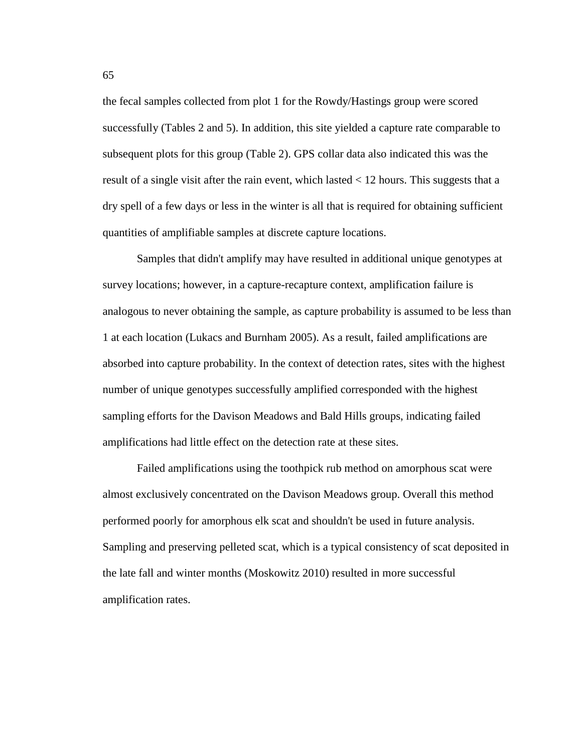the fecal samples collected from plot 1 for the Rowdy/Hastings group were scored successfully (Tables 2 and 5). In addition, this site yielded a capture rate comparable to subsequent plots for this group (Table 2). GPS collar data also indicated this was the result of a single visit after the rain event, which lasted < 12 hours. This suggests that a dry spell of a few days or less in the winter is all that is required for obtaining sufficient quantities of amplifiable samples at discrete capture locations.

Samples that didn't amplify may have resulted in additional unique genotypes at survey locations; however, in a capture-recapture context, amplification failure is analogous to never obtaining the sample, as capture probability is assumed to be less than 1 at each location (Lukacs and Burnham 2005). As a result, failed amplifications are absorbed into capture probability. In the context of detection rates, sites with the highest number of unique genotypes successfully amplified corresponded with the highest sampling efforts for the Davison Meadows and Bald Hills groups, indicating failed amplifications had little effect on the detection rate at these sites.

Failed amplifications using the toothpick rub method on amorphous scat were almost exclusively concentrated on the Davison Meadows group. Overall this method performed poorly for amorphous elk scat and shouldn't be used in future analysis. Sampling and preserving pelleted scat, which is a typical consistency of scat deposited in the late fall and winter months (Moskowitz 2010) resulted in more successful amplification rates.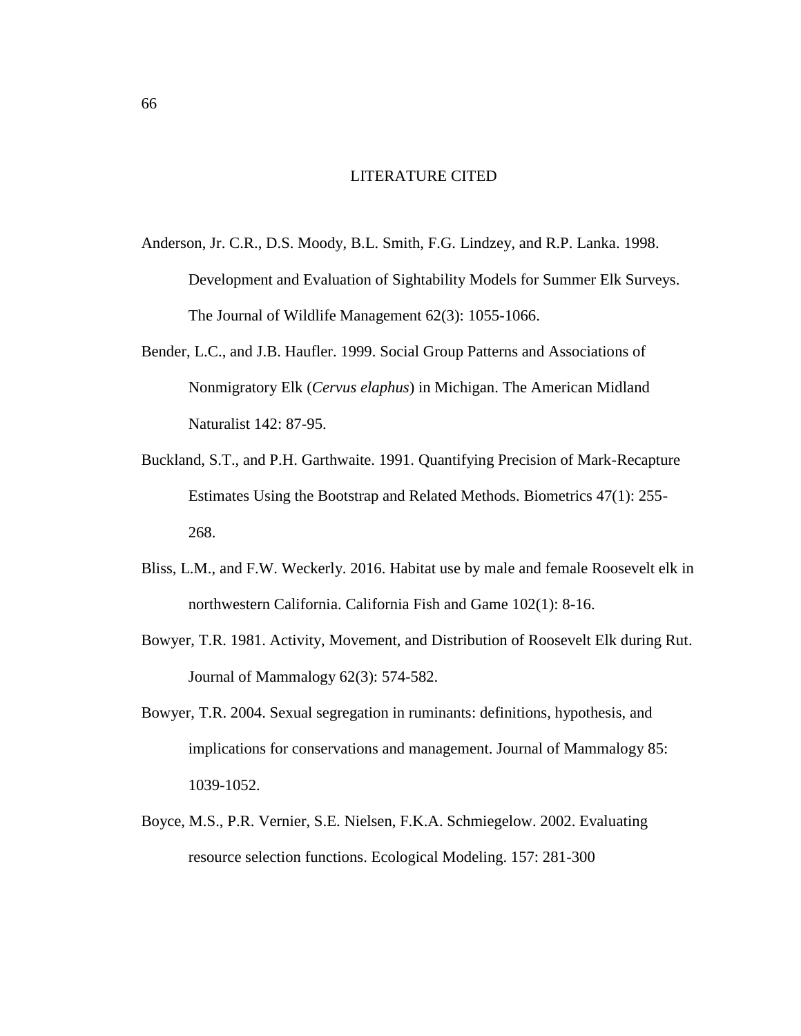# LITERATURE CITED

Anderson, Jr. C.R., D.S. Moody, B.L. Smith, F.G. Lindzey, and R.P. Lanka. 1998. Development and Evaluation of Sightability Models for Summer Elk Surveys. The Journal of Wildlife Management 62(3): 1055-1066.

Bender, L.C., and J.B. Haufler. 1999. Social Group Patterns and Associations of Nonmigratory Elk (*Cervus elaphus*) in Michigan. The American Midland Naturalist 142: 87-95.

Buckland, S.T., and P.H. Garthwaite. 1991. Quantifying Precision of Mark-Recapture Estimates Using the Bootstrap and Related Methods. Biometrics 47(1): 255-268.

Bliss, L.M., and F.W. Weckerly. 2016. Habitat use by male and female Roosevelt elk in northwestern California. California Fish and Game 102(1): 8-16.

Bowyer, T.R. 1981. Activity, Movement, and Distribution of Roosevelt Elk during Rut. Journal of Mammalogy 62(3): 574-582.

Bowyer, T.R. 2004. Sexual segregation in ruminants: definitions, hypothesis, and implications for conservations and management. Journal of Mammalogy 85: 1039-1052.

Boyce, M.S., P.R. Vernier, S.E. Nielsen, F.K.A. Schmiegelow. 2002. Evaluating resource selection functions. Ecological Modeling. 157: 281-300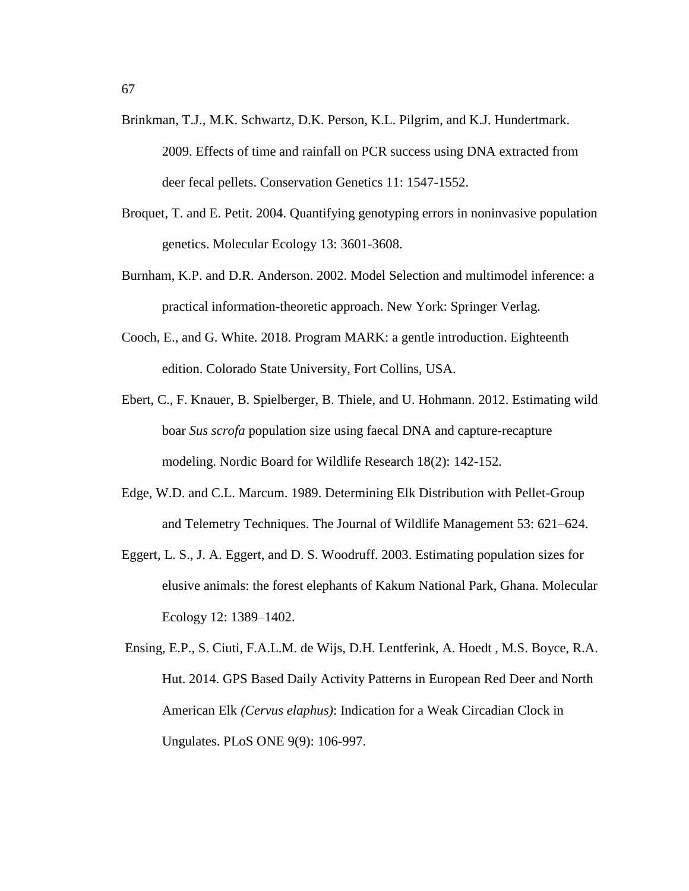Brinkman, T.J., M.K. Schwartz, D.K. Person, K.L. Pilgrim, and K.J. Hundertmark. 2009. Effects of time and rainfall on PCR success using DNA extracted from deer fecal pellets. Conservation Genetics 11: 1547-1552.

Broquet, T. and E. Petit. 2004. Quantifying genotyping errors in noninvasive population genetics. Molecular Ecology 13: 3601-3608.

Burnham, K.P. and D.R. Anderson. 2002. Model Selection and multimodel inference: a practical information-theoretic approach. New York: Springer Verlag.

Cooch, E., and G. White. 2018. Program MARK: a gentle introduction. Eighteenth edition. Colorado State University, Fort Collins, USA.

Ebert, C., F. Knauer, B. Spielberger, B. Thiele, and U. Hohmann. 2012. Estimating wild boar *Sus scrofa* population size using faecal DNA and capture-recapture modeling. Nordic Board for Wildlife Research 18(2): 142-152.

Edge, W.D. and C.L. Marcum. 1989. Determining Elk Distribution with Pellet-Group and Telemetry Techniques. The Journal of Wildlife Management 53: 621–624.

Eggert, L. S., J. A. Eggert, and D. S. Woodruff. 2003. Estimating population sizes for elusive animals: the forest elephants of Kakum National Park, Ghana. Molecular Ecology 12: 1389–1402.

Ensing, E.P., S. Ciuti, F.A.L.M. de Wijs, D.H. Lentferink, A. Hoedt , M.S. Boyce, R.A. Hut. 2014. GPS Based Daily Activity Patterns in European Red Deer and North American Elk *(Cervus elaphus)*: Indication for a Weak Circadian Clock in Ungulates. PLoS ONE 9(9): 106-997.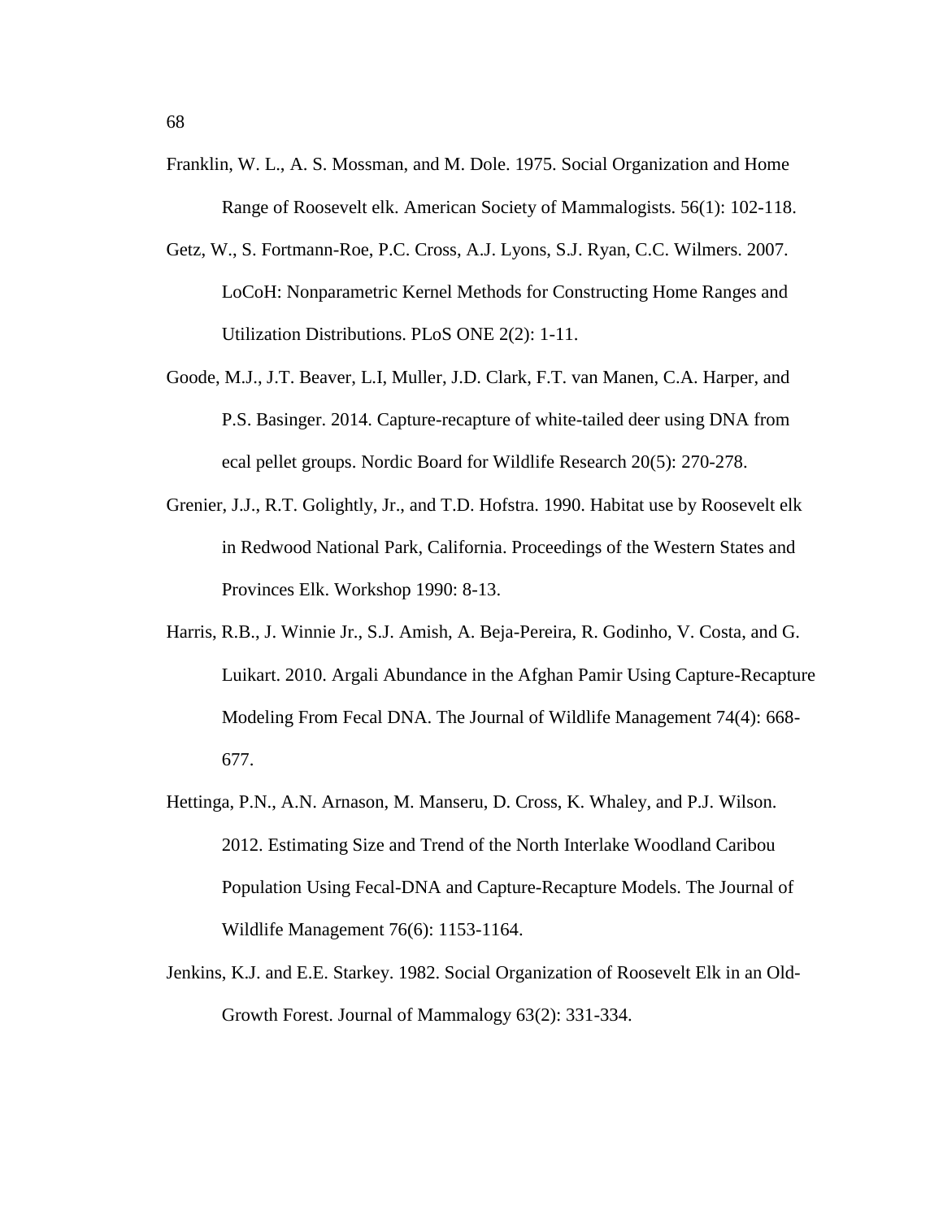Franklin, W. L., A. S. Mossman, and M. Dole. 1975. Social Organization and Home Range of Roosevelt elk. American Society of Mammalogists. 56(1): 102-118.

Getz, W., S. Fortmann-Roe, P.C. Cross, A.J. Lyons, S.J. Ryan, C.C. Wilmers. 2007. LoCoH: Nonparametric Kernel Methods for Constructing Home Ranges and Utilization Distributions. PLoS ONE 2(2): 1-11.

Goode, M.J., J.T. Beaver, L.I, Muller, J.D. Clark, F.T. van Manen, C.A. Harper, and P.S. Basinger. 2014. Capture-recapture of white-tailed deer using DNA from ecal pellet groups. Nordic Board for Wildlife Research 20(5): 270-278.

Grenier, J.J., R.T. Golightly, Jr., and T.D. Hofstra. 1990. Habitat use by Roosevelt elk in Redwood National Park, California. Proceedings of the Western States and Provinces Elk. Workshop 1990: 8-13.

Harris, R.B., J. Winnie Jr., S.J. Amish, A. Beja-Pereira, R. Godinho, V. Costa, and G. Luikart. 2010. Argali Abundance in the Afghan Pamir Using Capture-Recapture Modeling From Fecal DNA. The Journal of Wildlife Management 74(4): 668-677.

Hettinga, P.N., A.N. Arnason, M. Manseru, D. Cross, K. Whaley, and P.J. Wilson. 2012. Estimating Size and Trend of the North Interlake Woodland Caribou Population Using Fecal-DNA and Capture-Recapture Models. The Journal of Wildlife Management 76(6): 1153-1164.

Jenkins, K.J. and E.E. Starkey. 1982. Social Organization of Roosevelt Elk in an Old-Growth Forest. Journal of Mammalogy 63(2): 331-334.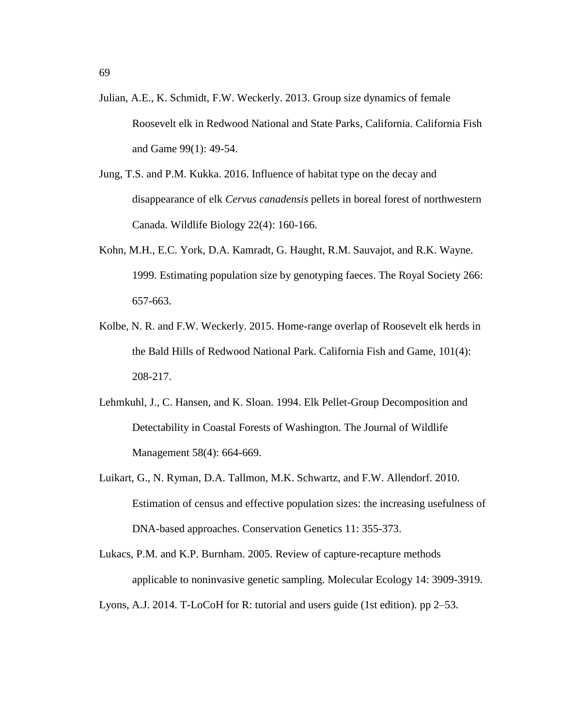Julian, A.E., K. Schmidt, F.W. Weckerly. 2013. Group size dynamics of female Roosevelt elk in Redwood National and State Parks, California. California Fish and Game 99(1): 49-54.

Jung, T.S. and P.M. Kukka. 2016. Influence of habitat type on the decay and disappearance of elk *Cervus canadensis* pellets in boreal forest of northwestern Canada. Wildlife Biology 22(4): 160-166.

Kohn, M.H., E.C. York, D.A. Kamradt, G. Haught, R.M. Sauvajot, and R.K. Wayne. 1999. Estimating population size by genotyping faeces. The Royal Society 266: 657-663.

Kolbe, N. R. and F.W. Weckerly. 2015. Home-range overlap of Roosevelt elk herds in the Bald Hills of Redwood National Park. California Fish and Game, 101(4): 208-217.

Lehmkuhl, J., C. Hansen, and K. Sloan. 1994. Elk Pellet-Group Decomposition and Detectability in Coastal Forests of Washington. The Journal of Wildlife Management 58(4): 664-669.

Luikart, G., N. Ryman, D.A. Tallmon, M.K. Schwartz, and F.W. Allendorf. 2010. Estimation of census and effective population sizes: the increasing usefulness of DNA-based approaches. Conservation Genetics 11: 355-373.

Lukacs, P.M. and K.P. Burnham. 2005. Review of capture-recapture methods applicable to noninvasive genetic sampling. Molecular Ecology 14: 3909-3919.

Lyons, A.J. 2014. T-LoCoH for R: tutorial and users guide (1st edition). pp 2–53.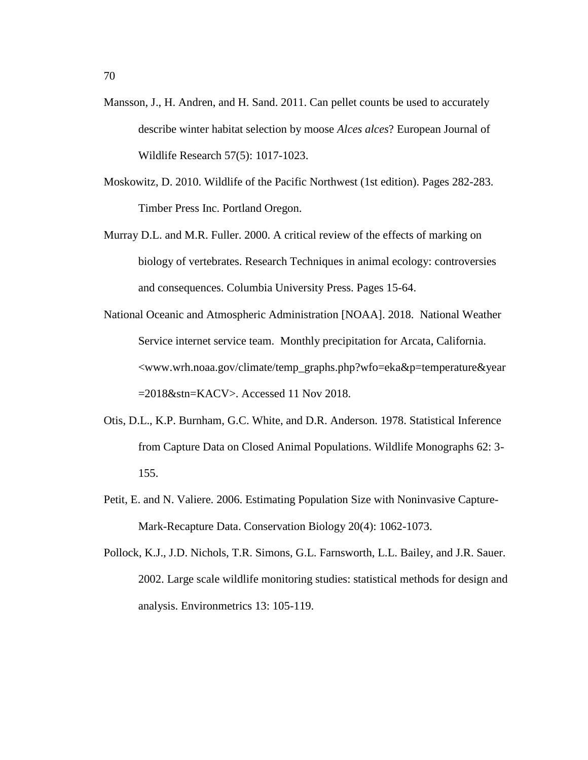Mansson, J., H. Andren, and H. Sand. 2011. Can pellet counts be used to accurately describe winter habitat selection by moose *Alces alces*? European Journal of Wildlife Research 57(5): 1017-1023.

Moskowitz, D. 2010. Wildlife of the Pacific Northwest (1st edition). Pages 282-283. Timber Press Inc. Portland Oregon.

Murray D.L. and M.R. Fuller. 2000. A critical review of the effects of marking on biology of vertebrates. Research Techniques in animal ecology: controversies and consequences. Columbia University Press. Pages 15-64.

National Oceanic and Atmospheric Administration [NOAA]. 2018. National Weather Service internet service team. Monthly precipitation for Arcata, California. <www.wrh.noaa.gov/climate/temp_graphs.php?wfo=eka&p=temperature&year=2018&stn=KACV>. Accessed 11 Nov 2018.

Otis, D.L., K.P. Burnham, G.C. White, and D.R. Anderson. 1978. Statistical Inference from Capture Data on Closed Animal Populations. Wildlife Monographs 62: 3-155.

Petit, E. and N. Valiere. 2006. Estimating Population Size with Noninvasive Capture-Mark-Recapture Data. Conservation Biology 20(4): 1062-1073.

Pollock, K.J., J.D. Nichols, T.R. Simons, G.L. Farnsworth, L.L. Bailey, and J.R. Sauer. 2002. Large scale wildlife monitoring studies: statistical methods for design and analysis. Environmetrics 13: 105-119.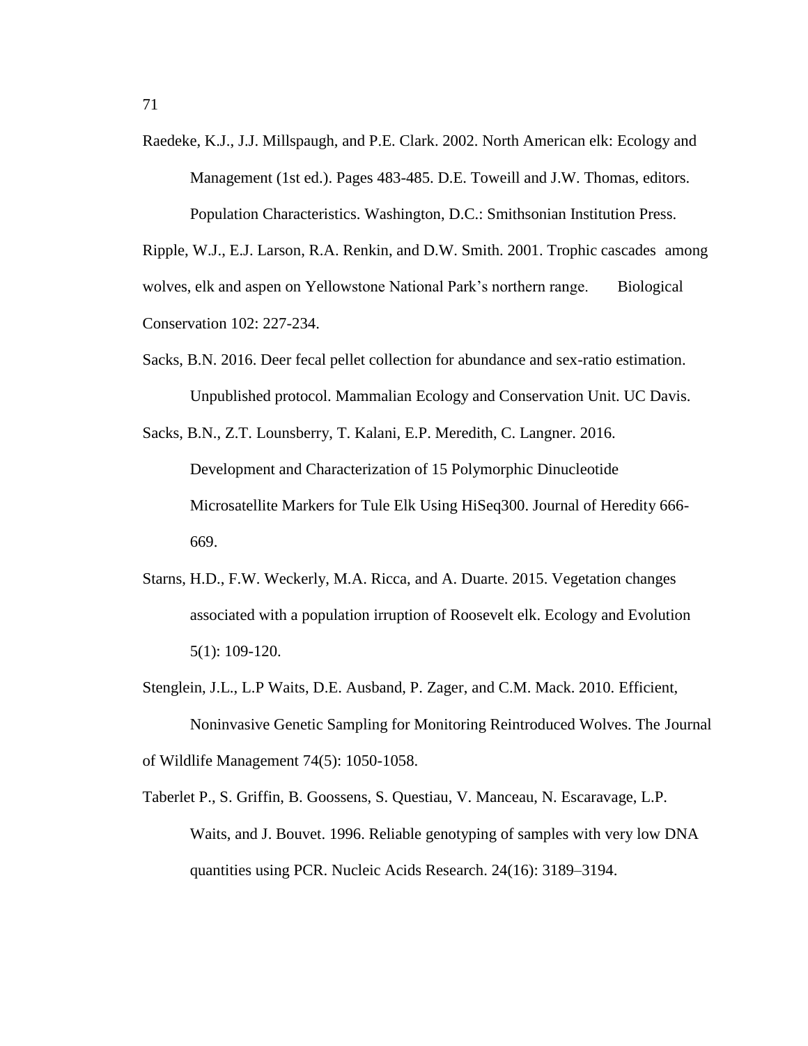Raedeke, K.J., J.J. Millspaugh, and P.E. Clark. 2002. North American elk: Ecology and Management (1st ed.). Pages 483-485. D.E. Toweill and J.W. Thomas, editors. Population Characteristics. Washington, D.C.: Smithsonian Institution Press.

Ripple, W.J., E.J. Larson, R.A. Renkin, and D.W. Smith. 2001. Trophic cascades among wolves, elk and aspen on Yellowstone National Park's northern range. Biological Conservation 102: 227-234.

Sacks, B.N. 2016. Deer fecal pellet collection for abundance and sex-ratio estimation. Unpublished protocol. Mammalian Ecology and Conservation Unit. UC Davis.

Sacks, B.N., Z.T. Lounsberry, T. Kalani, E.P. Meredith, C. Langner. 2016. Development and Characterization of 15 Polymorphic Dinucleotide Microsatellite Markers for Tule Elk Using HiSeq300. Journal of Heredity 666-669.

Starns, H.D., F.W. Weckerly, M.A. Ricca, and A. Duarte. 2015. Vegetation changes associated with a population irruption of Roosevelt elk. Ecology and Evolution 5(1): 109-120.

Stenglein, J.L., L.P Waits, D.E. Ausband, P. Zager, and C.M. Mack. 2010. Efficient, Noninvasive Genetic Sampling for Monitoring Reintroduced Wolves. The Journal of Wildlife Management 74(5): 1050-1058.

Taberlet P., S. Griffin, B. Goossens, S. Questiau, V. Manceau, N. Escaravage, L.P. Waits, and J. Bouvet. 1996. Reliable genotyping of samples with very low DNA quantities using PCR. Nucleic Acids Research. 24(16): 3189–3194.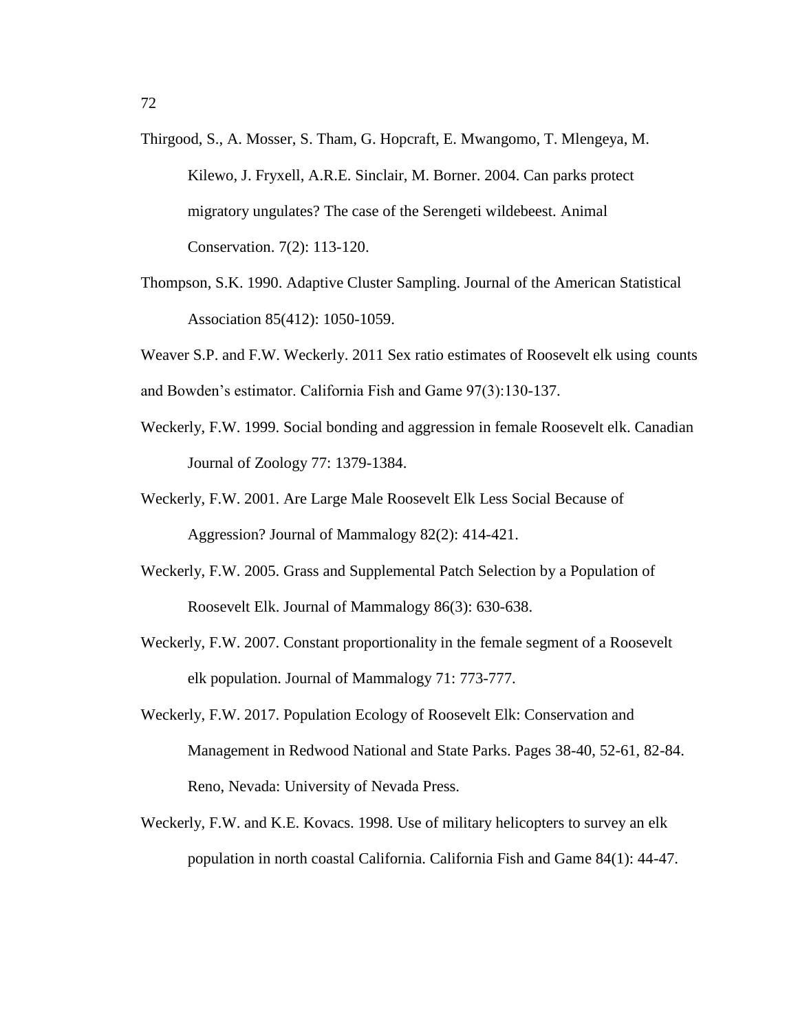Thirgood, S., A. Mosser, S. Tham, G. Hopcraft, E. Mwangomo, T. Mlengeya, M. Kilewo, J. Fryxell, A.R.E. Sinclair, M. Borner. 2004. Can parks protect migratory ungulates? The case of the Serengeti wildebeest. Animal Conservation. 7(2): 113-120.

Thompson, S.K. 1990. Adaptive Cluster Sampling. Journal of the American Statistical Association 85(412): 1050-1059.

Weaver S.P. and F.W. Weckerly. 2011 Sex ratio estimates of Roosevelt elk using counts and Bowden's estimator. California Fish and Game 97(3):130-137.

Weckerly, F.W. 1999. Social bonding and aggression in female Roosevelt elk. Canadian Journal of Zoology 77: 1379-1384.

Weckerly, F.W. 2001. Are Large Male Roosevelt Elk Less Social Because of Aggression? Journal of Mammalogy 82(2): 414-421.

Weckerly, F.W. 2005. Grass and Supplemental Patch Selection by a Population of Roosevelt Elk. Journal of Mammalogy 86(3): 630-638.

Weckerly, F.W. 2007. Constant proportionality in the female segment of a Roosevelt elk population. Journal of Mammalogy 71: 773-777.

Weckerly, F.W. 2017. Population Ecology of Roosevelt Elk: Conservation and Management in Redwood National and State Parks. Pages 38-40, 52-61, 82-84. Reno, Nevada: University of Nevada Press.

Weckerly, F.W. and K.E. Kovacs. 1998. Use of military helicopters to survey an elk population in north coastal California. California Fish and Game 84(1): 44-47.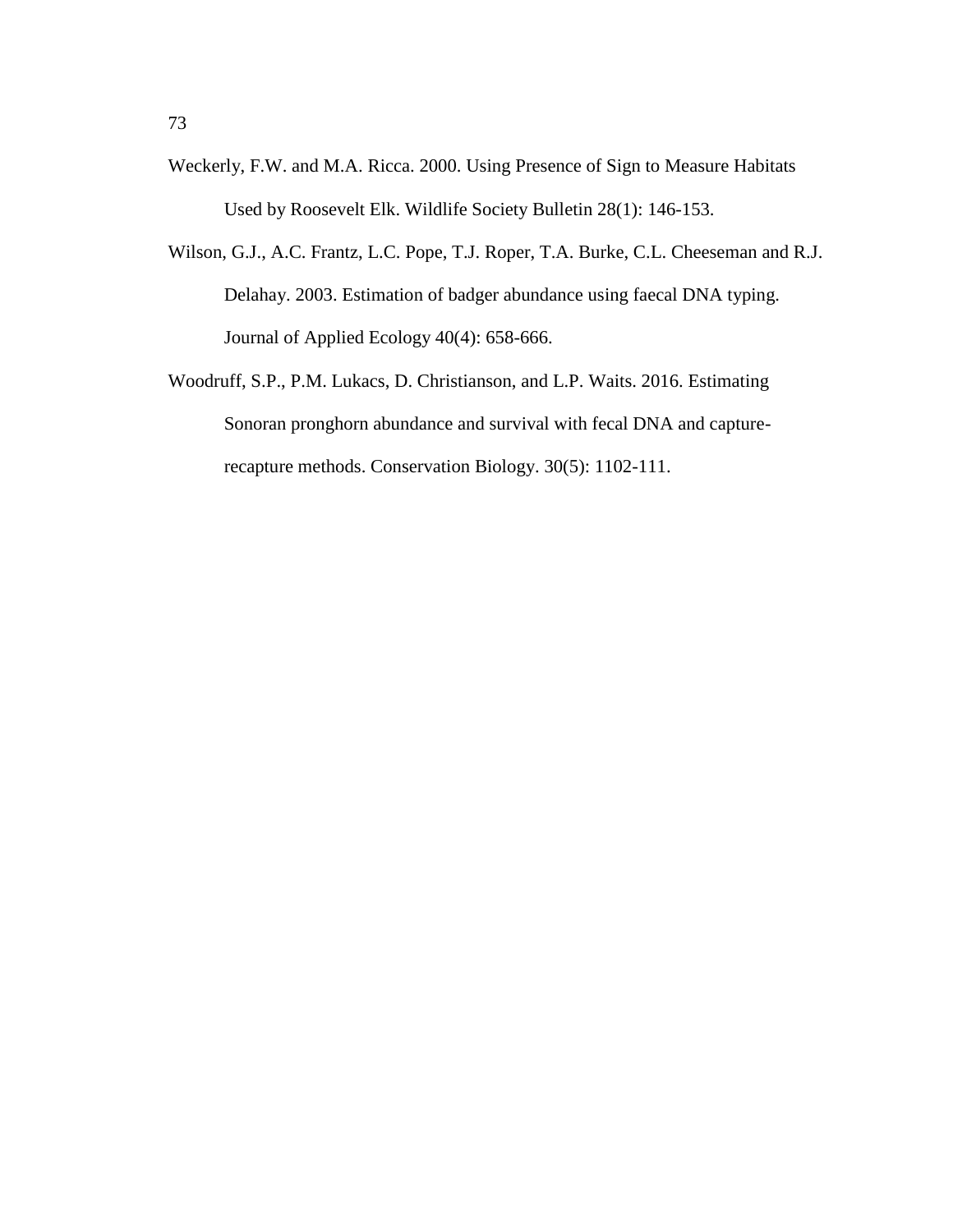Weckerly, F.W. and M.A. Ricca. 2000. Using Presence of Sign to Measure Habitats Used by Roosevelt Elk. Wildlife Society Bulletin 28(1): 146-153.

Wilson, G.J., A.C. Frantz, L.C. Pope, T.J. Roper, T.A. Burke, C.L. Cheeseman and R.J. Delahay. 2003. Estimation of badger abundance using faecal DNA typing. Journal of Applied Ecology 40(4): 658-666.

Woodruff, S.P., P.M. Lukacs, D. Christianson, and L.P. Waits. 2016. Estimating Sonoran pronghorn abundance and survival with fecal DNA and capture-recapture methods. Conservation Biology. 30(5): 1102-111.